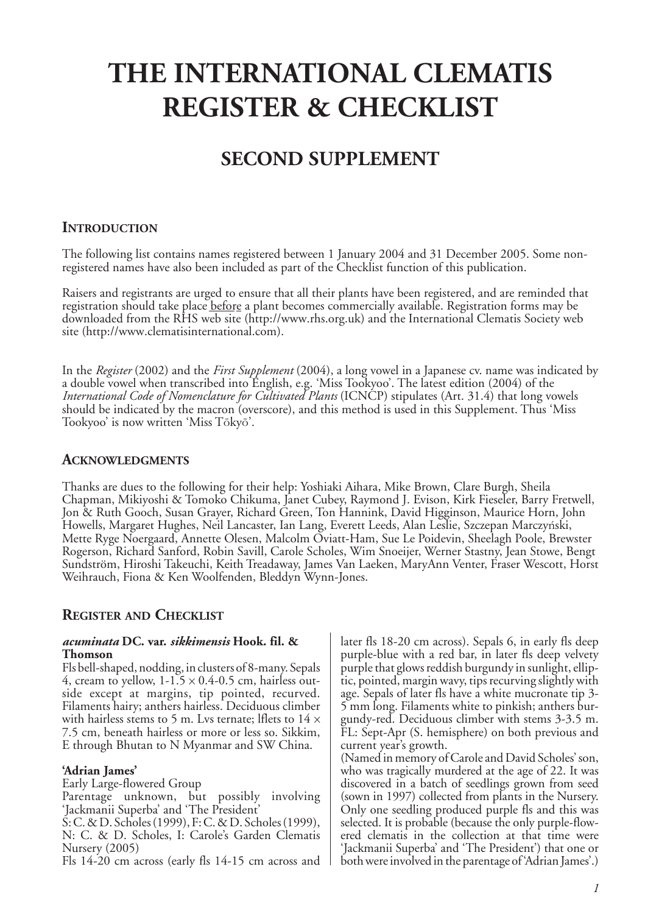# THE INTERNATIONAL CLEMATIS REGISTER & CHECKLIST

## SECOND SUPPLEMENT

### INTRODUCTION

The following list contains names registered between 1 January 2004 and 31 December 2005. Some non-registered names have also been included as part of the Checklist function of this publication.

Raisers and registrants are urged to ensure that all their plants have been registered, and are reminded that registration should take place before a plant becomes commercially available. Registration forms may be downloaded from the RHS web site (http://www.rhs.org.uk) and the International Clematis Society web site (http://www.clematisinternational.com).

In the *Register* (2002) and the *First Supplement* (2004), a long vowel in a Japanese cv. name was indicated by a double vowel when transcribed into English, e.g. 'Miss Tookyoo'. The latest edition (2004) of the *International Code of Nomenclature for Cultivated Plants* (ICNCP) stipulates (Art. 31.4) that long vowels should be indicated by the macron (overscore), and this method is used in this Supplement. Thus 'Miss Tookyoo' is now written 'Miss Tōkyō'.

### ACKNOWLEDGMENTS

Thanks are dues to the following for their help: Yoshiaki Aihara, Mike Brown, Clare Burgh, Sheila Chapman, Mikiyoshi & Tomoko Chikuma, Janet Cubey, Raymond J. Evison, Kirk Fieseler, Barry Fretwell, Jon & Ruth Gooch, Susan Grayer, Richard Green, Ton Hannink, David Higginson, Maurice Horn, John Howells, Margaret Hughes, Neil Lancaster, Ian Lang, Everett Leeds, Alan Leslie, Szczepan Marczyński, Mette Ryge Noergaard, Annette Olesen, Malcolm Oviatt-Ham, Sue Le Poidevin, Sheelagh Poole, Brewster Rogerson, Richard Sanford, Robin Savill, Carole Scholes, Wim Snoeijer, Werner Stastny, Jean Stowe, Bengt Sundström, Hiroshi Takeuchi, Keith Treadaway, James Van Laeken, MaryAnn Venter, Fraser Wescott, Horst Weihrauch, Fiona & Ken Woolfenden, Bleddyn Wynn-Jones.

### REGISTER AND CHECKLIST

***acuminata* DC. var. *sikkimensis* Hook. fil. & Thomson**
Fls bell-shaped, nodding, in clusters of 8-many. Sepals 4, cream to yellow, 1-1.5 × 0.4-0.5 cm, hairless outside except at margins, tip pointed, recurved. Filaments hairy; anthers hairless. Deciduous climber with hairless stems to 5 m. Lvs ternate; lflets to 14 × 7.5 cm, beneath hairless or more or less so. Sikkim, E through Bhutan to N Myanmar and SW China.

**'Adrian James'**
Early Large-flowered Group
Parentage unknown, but possibly involving 'Jackmanii Superba' and 'The President'
S: C. & D. Scholes (1999), F: C. & D. Scholes (1999), N: C. & D. Scholes, I: Carole's Garden Clematis Nursery (2005)
Fls 14-20 cm across (early fls 14-15 cm across and later fls 18-20 cm across). Sepals 6, in early fls deep purple-blue with a red bar, in later fls deep velvety purple that glows reddish burgundy in sunlight, elliptic, pointed, margin wavy, tips recurving slightly with age. Sepals of later fls have a white mucronate tip 3-5 mm long. Filaments white to pinkish; anthers burgundy-red. Deciduous climber with stems 3-3.5 m. FL: Sept-Apr (S. hemisphere) on both previous and current year's growth.
(Named in memory of Carole and David Scholes' son, who was tragically murdered at the age of 22. It was discovered in a batch of seedlings grown from seed (sown in 1997) collected from plants in the Nursery. Only one seedling produced purple fls and this was selected. It is probable (because the only purple-flowered clematis in the collection at that time were 'Jackmanii Superba' and 'The President') that one or both were involved in the parentage of 'Adrian James'.)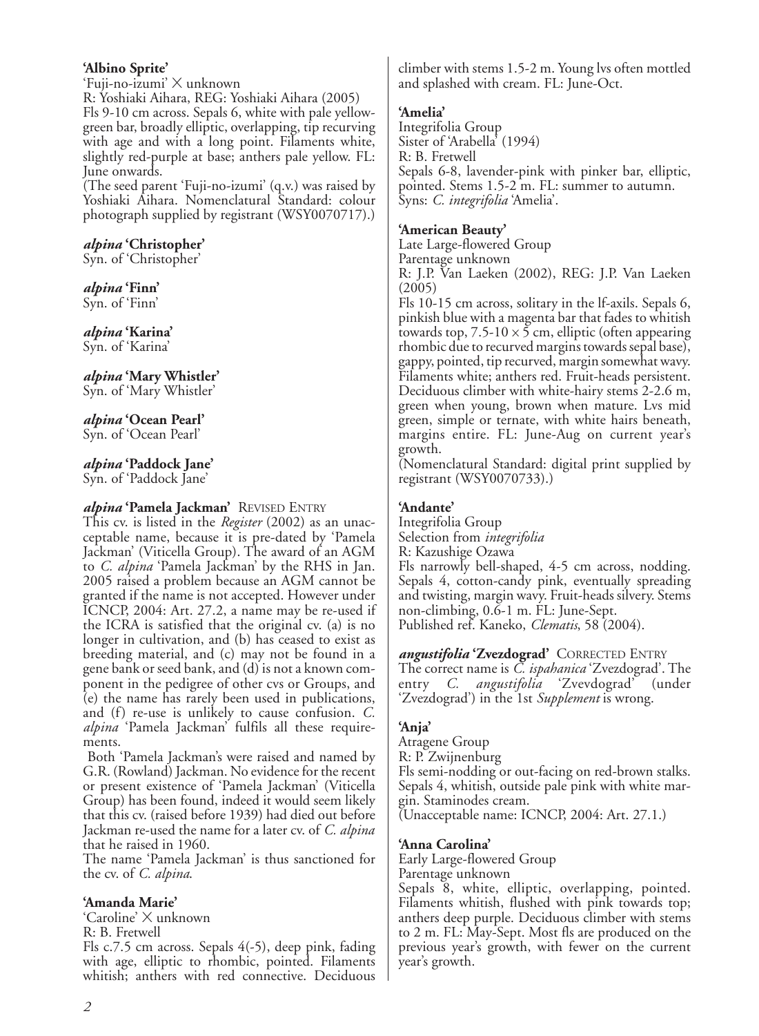**'Albino Sprite'**
'Fuji-no-izumi' × unknown
R: Yoshiaki Aihara, REG: Yoshiaki Aihara (2005)
Fls 9-10 cm across. Sepals 6, white with pale yellow-green bar, broadly elliptic, overlapping, tip recurving with age and with a long point. Filaments white, slightly red-purple at base; anthers pale yellow. FL: June onwards.
(The seed parent 'Fuji-no-izumi' (q.v.) was raised by Yoshiaki Aihara. Nomenclatural Standard: colour photograph supplied by registrant (WSY0070717).)

***alpina* 'Christopher'**
Syn. of 'Christopher'

***alpina* 'Finn'**
Syn. of 'Finn'

***alpina* 'Karina'**
Syn. of 'Karina'

***alpina* 'Mary Whistler'**
Syn. of 'Mary Whistler'

***alpina* 'Ocean Pearl'**
Syn. of 'Ocean Pearl'

***alpina* 'Paddock Jane'**
Syn. of 'Paddock Jane'

***alpina* 'Pamela Jackman'** REVISED ENTRY
This cv. is listed in the *Register* (2002) as an unacceptable name, because it is pre-dated by 'Pamela Jackman' (Viticella Group). The award of an AGM to *C. alpina* 'Pamela Jackman' by the RHS in Jan. 2005 raised a problem because an AGM cannot be granted if the name is not accepted. However under ICNCP, 2004: Art. 27.2, a name may be re-used if the ICRA is satisfied that the original cv. (a) is no longer in cultivation, and (b) has ceased to exist as breeding material, and (c) may not be found in a gene bank or seed bank, and (d) is not a known component in the pedigree of other cvs or Groups, and (e) the name has rarely been used in publications, and (f) re-use is unlikely to cause confusion. *C. alpina* 'Pamela Jackman' fulfils all these requirements.
Both 'Pamela Jackman's were raised and named by G.R. (Rowland) Jackman. No evidence for the recent or present existence of 'Pamela Jackman' (Viticella Group) has been found, indeed it would seem likely that this cv. (raised before 1939) had died out before Jackman re-used the name for a later cv. of *C. alpina* that he raised in 1960.
The name 'Pamela Jackman' is thus sanctioned for the cv. of *C. alpina*.

**'Amanda Marie'**
'Caroline' × unknown
R: B. Fretwell
Fls c.7.5 cm across. Sepals 4(-5), deep pink, fading with age, elliptic to rhombic, pointed. Filaments whitish; anthers with red connective. Deciduous climber with stems 1.5-2 m. Young lvs often mottled and splashed with cream. FL: June-Oct.

**'Amelia'**
Integrifolia Group
Sister of 'Arabella' (1994)
R: B. Fretwell
Sepals 6-8, lavender-pink with pinker bar, elliptic, pointed. Stems 1.5-2 m. FL: summer to autumn.
Syns: *C. integrifolia* 'Amelia'.

**'American Beauty'**
Late Large-flowered Group
Parentage unknown
R: J.P. Van Laeken (2002), REG: J.P. Van Laeken (2005)
Fls 10-15 cm across, solitary in the lf-axils. Sepals 6, pinkish blue with a magenta bar that fades to whitish towards top, 7.5-10 × 5 cm, elliptic (often appearing rhombic due to recurved margins towards sepal base), gappy, pointed, tip recurved, margin somewhat wavy. Filaments white; anthers red. Fruit-heads persistent. Deciduous climber with white-hairy stems 2-2.6 m, green when young, brown when mature. Lvs mid green, simple or ternate, with white hairs beneath, margins entire. FL: June-Aug on current year's growth.
(Nomenclatural Standard: digital print supplied by registrant (WSY0070733).)

**'Andante'**
Integrifolia Group
Selection from *integrifolia*
R: Kazushige Ozawa
Fls narrowly bell-shaped, 4-5 cm across, nodding. Sepals 4, cotton-candy pink, eventually spreading and twisting, margin wavy. Fruit-heads silvery. Stems non-climbing, 0.6-1 m. FL: June-Sept.
Published ref. Kaneko, *Clematis*, 58 (2004).

***angustifolia* 'Zvezdograd'** CORRECTED ENTRY
The correct name is *C. ispahanica* 'Zvezdograd'. The entry *C. angustifolia* 'Zvevdograd' (under 'Zvezdograd') in the 1st *Supplement* is wrong.

**'Anja'**
Atragene Group
R: P. Zwijnenburg
Fls semi-nodding or out-facing on red-brown stalks. Sepals 4, whitish, outside pale pink with white margin. Staminodes cream.
(Unacceptable name: ICNCP, 2004: Art. 27.1.)

**'Anna Carolina'**
Early Large-flowered Group
Parentage unknown
Sepals 8, white, elliptic, overlapping, pointed. Filaments whitish, flushed with pink towards top; anthers deep purple. Deciduous climber with stems to 2 m. FL: May-Sept. Most fls are produced on the previous year's growth, with fewer on the current year's growth.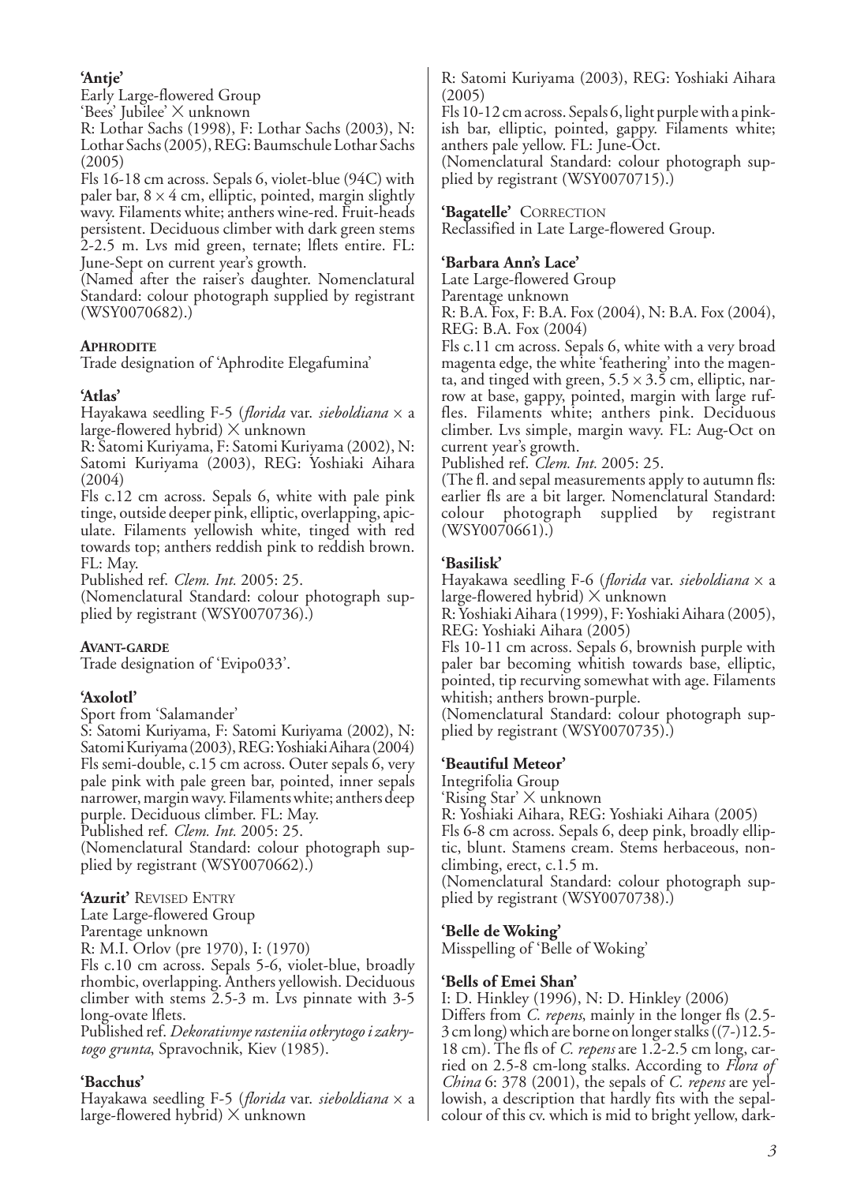**'Antje'**
Early Large-flowered Group
'Bees' Jubilee' × unknown
R: Lothar Sachs (1998), F: Lothar Sachs (2003), N: Lothar Sachs (2005), REG: Baumschule Lothar Sachs (2005)
Fls 16-18 cm across. Sepals 6, violet-blue (94C) with paler bar, 8 × 4 cm, elliptic, pointed, margin slightly wavy. Filaments white; anthers wine-red. Fruit-heads persistent. Deciduous climber with dark green stems 2-2.5 m. Lvs mid green, ternate; lflets entire. FL: June-Sept on current year's growth.
(Named after the raiser's daughter. Nomenclatural Standard: colour photograph supplied by registrant (WSY0070682).)

**Aphrodite**
Trade designation of 'Aphrodite Elegafumina'

**'Atlas'**
Hayakawa seedling F-5 (*florida* var. *sieboldiana* × a large-flowered hybrid) × unknown
R: Satomi Kuriyama, F: Satomi Kuriyama (2002), N: Satomi Kuriyama (2003), REG: Yoshiaki Aihara (2004)
Fls c.12 cm across. Sepals 6, white with pale pink tinge, outside deeper pink, elliptic, overlapping, apiculate. Filaments yellowish white, tinged with red towards top; anthers reddish pink to reddish brown. FL: May.
Published ref. *Clem. Int.* 2005: 25.
(Nomenclatural Standard: colour photograph supplied by registrant (WSY0070736).)

**Avant-garde**
Trade designation of 'Evipo033'.

**'Axolotl'**
Sport from 'Salamander'
S: Satomi Kuriyama, F: Satomi Kuriyama (2002), N: Satomi Kuriyama (2003), REG: Yoshiaki Aihara (2004)
Fls semi-double, c.15 cm across. Outer sepals 6, very pale pink with pale green bar, pointed, inner sepals narrower, margin wavy. Filaments white; anthers deep purple. Deciduous climber. FL: May.
Published ref. *Clem. Int.* 2005: 25.
(Nomenclatural Standard: colour photograph supplied by registrant (WSY0070662).)

**'Azurit'** Revised Entry
Late Large-flowered Group
Parentage unknown
R: M.I. Orlov (pre 1970), I: (1970)
Fls c.10 cm across. Sepals 5-6, violet-blue, broadly rhombic, overlapping. Anthers yellowish. Deciduous climber with stems 2.5-3 m. Lvs pinnate with 3-5 long-ovate lflets.
Published ref. *Dekorativnye rasteniia otkrytogo i zakrytogo grunta*, Spravochnik, Kiev (1985).

**'Bacchus'**
Hayakawa seedling F-5 (*florida* var. *sieboldiana* × a large-flowered hybrid) × unknown
R: Satomi Kuriyama (2003), REG: Yoshiaki Aihara (2005)
Fls 10-12 cm across. Sepals 6, light purple with a pinkish bar, elliptic, pointed, gappy. Filaments white; anthers pale yellow. FL: June-Oct.
(Nomenclatural Standard: colour photograph supplied by registrant (WSY0070715).)

**'Bagatelle'** Correction
Reclassified in Late Large-flowered Group.

**'Barbara Ann's Lace'**
Late Large-flowered Group
Parentage unknown
R: B.A. Fox, F: B.A. Fox (2004), N: B.A. Fox (2004), REG: B.A. Fox (2004)
Fls c.11 cm across. Sepals 6, white with a very broad magenta edge, the white 'feathering' into the magenta, and tinged with green, 5.5 × 3.5 cm, elliptic, narrow at base, gappy, pointed, margin with large ruffles. Filaments white; anthers pink. Deciduous climber. Lvs simple, margin wavy. FL: Aug-Oct on current year's growth.
Published ref. *Clem. Int.* 2005: 25.
(The fl. and sepal measurements apply to autumn fls: earlier fls are a bit larger. Nomenclatural Standard: colour photograph supplied by registrant (WSY0070661).)

**'Basilisk'**
Hayakawa seedling F-6 (*florida* var. *sieboldiana* × a large-flowered hybrid) × unknown
R: Yoshiaki Aihara (1999), F: Yoshiaki Aihara (2005), REG: Yoshiaki Aihara (2005)
Fls 10-11 cm across. Sepals 6, brownish purple with paler bar becoming whitish towards base, elliptic, pointed, tip recurving somewhat with age. Filaments whitish; anthers brown-purple.
(Nomenclatural Standard: colour photograph supplied by registrant (WSY0070735).)

**'Beautiful Meteor'**
Integrifolia Group
'Rising Star' × unknown
R: Yoshiaki Aihara, REG: Yoshiaki Aihara (2005)
Fls 6-8 cm across. Sepals 6, deep pink, broadly elliptic, blunt. Stamens cream. Stems herbaceous, non-climbing, erect, c.1.5 m.
(Nomenclatural Standard: colour photograph supplied by registrant (WSY0070738).)

**'Belle de Woking'**
Misspelling of 'Belle of Woking'

**'Bells of Emei Shan'**
I: D. Hinkley (1996), N: D. Hinkley (2006)
Differs from *C. repens*, mainly in the longer fls (2.5-3 cm long) which are borne on longer stalks ((7-)12.5-18 cm). The fls of *C. repens* are 1.2-2.5 cm long, carried on 2.5-8 cm-long stalks. According to *Flora of China* 6: 378 (2001), the sepals of *C. repens* are yellowish, a description that hardly fits with the sepal-colour of this cv. which is mid to bright yellow, dark-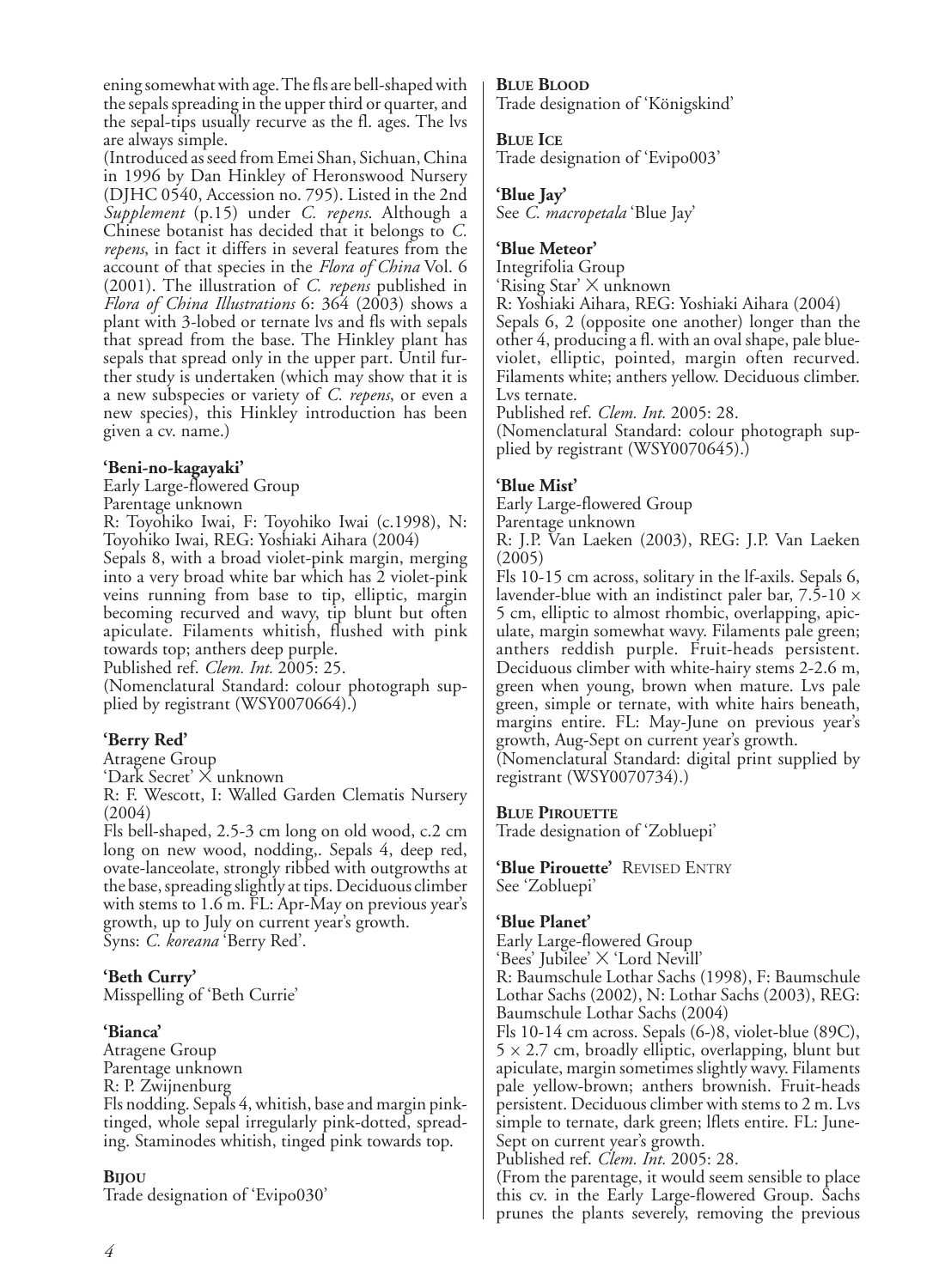ening somewhat with age. The fls are bell-shaped with the sepals spreading in the upper third or quarter, and the sepal-tips usually recurve as the fl. ages. The lvs are always simple.

(Introduced as seed from Emei Shan, Sichuan, China in 1996 by Dan Hinkley of Heronswood Nursery (DJHC 0540, Accession no. 795). Listed in the 2nd *Supplement* (p.15) under *C. repens*. Although a Chinese botanist has decided that it belongs to *C. repens*, in fact it differs in several features from the account of that species in the *Flora of China* Vol. 6 (2001). The illustration of *C. repens* published in *Flora of China Illustrations* 6: 364 (2003) shows a plant with 3-lobed or ternate lvs and fls with sepals that spread from the base. The Hinkley plant has sepals that spread only in the upper part. Until further study is undertaken (which may show that it is a new subspecies or variety of *C. repens*, or even a new species), this Hinkley introduction has been given a cv. name.)

**'Beni-no-kagayaki'**
Early Large-flowered Group
Parentage unknown
R: Toyohiko Iwai, F: Toyohiko Iwai (c.1998), N: Toyohiko Iwai, REG: Yoshiaki Aihara (2004)
Sepals 8, with a broad violet-pink margin, merging into a very broad white bar which has 2 violet-pink veins running from base to tip, elliptic, margin becoming recurved and wavy, tip blunt but often apiculate. Filaments whitish, flushed with pink towards top; anthers deep purple.
Published ref. *Clem. Int.* 2005: 25.
(Nomenclatural Standard: colour photograph supplied by registrant (WSY0070664).)

**'Berry Red'**
Atragene Group
'Dark Secret' × unknown
R: F. Wescott, I: Walled Garden Clematis Nursery (2004)
Fls bell-shaped, 2.5-3 cm long on old wood, c.2 cm long on new wood, nodding,. Sepals 4, deep red, ovate-lanceolate, strongly ribbed with outgrowths at the base, spreading slightly at tips. Deciduous climber with stems to 1.6 m. FL: Apr-May on previous year's growth, up to July on current year's growth.
Syns: *C. koreana* 'Berry Red'.

**'Beth Curry'**
Misspelling of 'Beth Currie'

**'Bianca'**
Atragene Group
Parentage unknown
R: P. Zwijnenburg
Fls nodding. Sepals 4, whitish, base and margin pink-tinged, whole sepal irregularly pink-dotted, spreading. Staminodes whitish, tinged pink towards top.

**BIJOU**
Trade designation of 'Evipo030'

**BLUE BLOOD**
Trade designation of 'Königskind'

**BLUE ICE**
Trade designation of 'Evipo003'

**'Blue Jay'**
See *C. macropetala* 'Blue Jay'

**'Blue Meteor'**
Integrifolia Group
'Rising Star' × unknown
R: Yoshiaki Aihara, REG: Yoshiaki Aihara (2004)
Sepals 6, 2 (opposite one another) longer than the other 4, producing a fl. with an oval shape, pale blue-violet, elliptic, pointed, margin often recurved. Filaments white; anthers yellow. Deciduous climber. Lvs ternate.
Published ref. *Clem. Int.* 2005: 28.
(Nomenclatural Standard: colour photograph supplied by registrant (WSY0070645).)

**'Blue Mist'**
Early Large-flowered Group
Parentage unknown
R: J.P. Van Laeken (2003), REG: J.P. Van Laeken (2005)
Fls 10-15 cm across, solitary in the lf-axils. Sepals 6, lavender-blue with an indistinct paler bar, 7.5-10 × 5 cm, elliptic to almost rhombic, overlapping, apiculate, margin somewhat wavy. Filaments pale green; anthers reddish purple. Fruit-heads persistent. Deciduous climber with white-hairy stems 2-2.6 m, green when young, brown when mature. Lvs pale green, simple or ternate, with white hairs beneath, margins entire. FL: May-June on previous year's growth, Aug-Sept on current year's growth.
(Nomenclatural Standard: digital print supplied by registrant (WSY0070734).)

**BLUE PIROUETTE**
Trade designation of 'Zobluepi'

**'Blue Pirouette'** REVISED ENTRY
See 'Zobluepi'

**'Blue Planet'**
Early Large-flowered Group
'Bees' Jubilee' × 'Lord Nevill'
R: Baumschule Lothar Sachs (1998), F: Baumschule Lothar Sachs (2002), N: Lothar Sachs (2003), REG: Baumschule Lothar Sachs (2004)
Fls 10-14 cm across. Sepals (6-)8, violet-blue (89C), 5 × 2.7 cm, broadly elliptic, overlapping, blunt but apiculate, margin sometimes slightly wavy. Filaments pale yellow-brown; anthers brownish. Fruit-heads persistent. Deciduous climber with stems to 2 m. Lvs simple to ternate, dark green; lflets entire. FL: June-Sept on current year's growth.
Published ref. *Clem. Int.* 2005: 28.
(From the parentage, it would seem sensible to place this cv. in the Early Large-flowered Group. Sachs prunes the plants severely, removing the previous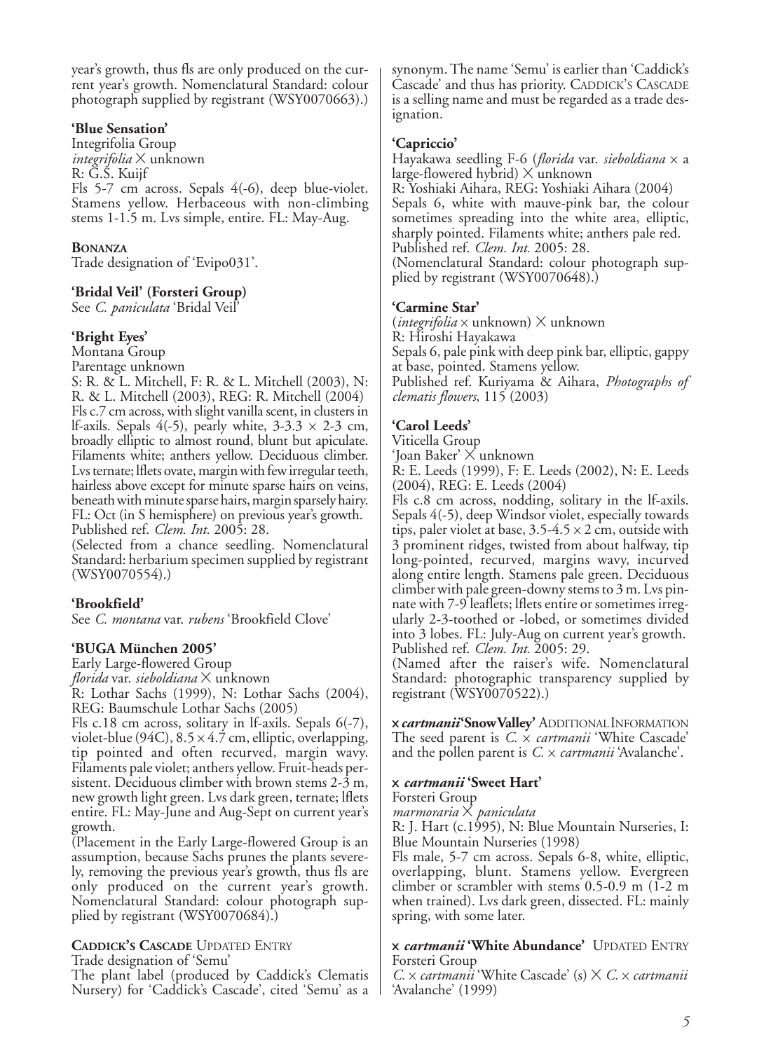year's growth, thus fls are only produced on the current year's growth. Nomenclatural Standard: colour photograph supplied by registrant (WSY0070663).)

**'Blue Sensation'**
Integrifolia Group
*integrifolia* × unknown
R: G.S. Kuijf
Fls 5-7 cm across. Sepals 4(-6), deep blue-violet. Stamens yellow. Herbaceous with non-climbing stems 1-1.5 m. Lvs simple, entire. FL: May-Aug.

**BONANZA**
Trade designation of 'Evipo031'.

**'Bridal Veil' (Forsteri Group)**
See *C. paniculata* 'Bridal Veil'

**'Bright Eyes'**
Montana Group
Parentage unknown
S: R. & L. Mitchell, F: R. & L. Mitchell (2003), N: R. & L. Mitchell (2003), REG: R. Mitchell (2004)
Fls c.7 cm across, with slight vanilla scent, in clusters in lf-axils. Sepals 4(-5), pearly white, 3-3.3 × 2-3 cm, broadly elliptic to almost round, blunt but apiculate. Filaments white; anthers yellow. Deciduous climber. Lvs ternate; lflets ovate, margin with few irregular teeth, hairless above except for minute sparse hairs on veins, beneath with minute sparse hairs, margin sparsely hairy. FL: Oct (in S hemisphere) on previous year's growth.
Published ref. *Clem. Int.* 2005: 28.
(Selected from a chance seedling. Nomenclatural Standard: herbarium specimen supplied by registrant (WSY0070554).)

**'Brookfield'**
See *C. montana* var. *rubens* 'Brookfield Clove'

**'BUGA München 2005'**
Early Large-flowered Group
*florida* var. *sieboldiana* × unknown
R: Lothar Sachs (1999), N: Lothar Sachs (2004), REG: Baumschule Lothar Sachs (2005)
Fls c.18 cm across, solitary in lf-axils. Sepals 6(-7), violet-blue (94C), 8.5 × 4.7 cm, elliptic, overlapping, tip pointed and often recurved, margin wavy. Filaments pale violet; anthers yellow. Fruit-heads persistent. Deciduous climber with brown stems 2-3 m, new growth light green. Lvs dark green, ternate; lflets entire. FL: May-June and Aug-Sept on current year's growth.
(Placement in the Early Large-flowered Group is an assumption, because Sachs prunes the plants severely, removing the previous year's growth, thus fls are only produced on the current year's growth. Nomenclatural Standard: colour photograph supplied by registrant (WSY0070684).)

**CADDICK'S CASCADE** UPDATED ENTRY
Trade designation of 'Semu'
The plant label (produced by Caddick's Clematis Nursery) for 'Caddick's Cascade', cited 'Semu' as a synonym. The name 'Semu' is earlier than 'Caddick's Cascade' and thus has priority. CADDICK'S CASCADE is a selling name and must be regarded as a trade designation.

**'Capriccio'**
Hayakawa seedling F-6 (*florida* var. *sieboldiana* × a large-flowered hybrid) × unknown
R: Yoshiaki Aihara, REG: Yoshiaki Aihara (2004)
Sepals 6, white with mauve-pink bar, the colour sometimes spreading into the white area, elliptic, sharply pointed. Filaments white; anthers pale red.
Published ref. *Clem. Int.* 2005: 28.
(Nomenclatural Standard: colour photograph supplied by registrant (WSY0070648).)

**'Carmine Star'**
(*integrifolia* × unknown) × unknown
R: Hiroshi Hayakawa
Sepals 6, pale pink with deep pink bar, elliptic, gappy at base, pointed. Stamens yellow.
Published ref. Kuriyama & Aihara, *Photographs of clematis flowers*, 115 (2003)

**'Carol Leeds'**
Viticella Group
'Joan Baker' × unknown
R: E. Leeds (1999), F: E. Leeds (2002), N: E. Leeds (2004), REG: E. Leeds (2004)
Fls c.8 cm across, nodding, solitary in the lf-axils. Sepals 4(-5), deep Windsor violet, especially towards tips, paler violet at base, 3.5-4.5 × 2 cm, outside with 3 prominent ridges, twisted from about halfway, tip long-pointed, recurved, margins wavy, incurved along entire length. Stamens pale green. Deciduous climber with pale green-downy stems to 3 m. Lvs pinnate with 7-9 leaflets; lflets entire or sometimes irregularly 2-3-toothed or -lobed, or sometimes divided into 3 lobes. FL: July-Aug on current year's growth.
Published ref. *Clem. Int.* 2005: 29.
(Named after the raiser's wife. Nomenclatural Standard: photographic transparency supplied by registrant (WSY0070522).)

**× *cartmanii* 'Snow Valley'** ADDITIONAL INFORMATION
The seed parent is *C.* × *cartmanii* 'White Cascade' and the pollen parent is *C.* × *cartmanii* 'Avalanche'.

**× *cartmanii* 'Sweet Hart'**
Forsteri Group
*marmoraria* × *paniculata*
R: J. Hart (c.1995), N: Blue Mountain Nurseries, I: Blue Mountain Nurseries (1998)
Fls male, 5-7 cm across. Sepals 6-8, white, elliptic, overlapping, blunt. Stamens yellow. Evergreen climber or scrambler with stems 0.5-0.9 m (1-2 m when trained). Lvs dark green, dissected. FL: mainly spring, with some later.

**× *cartmanii* 'White Abundance'** UPDATED ENTRY
Forsteri Group
*C.* × *cartmanii* 'White Cascade' (s) × *C.* × *cartmanii* 'Avalanche' (1999)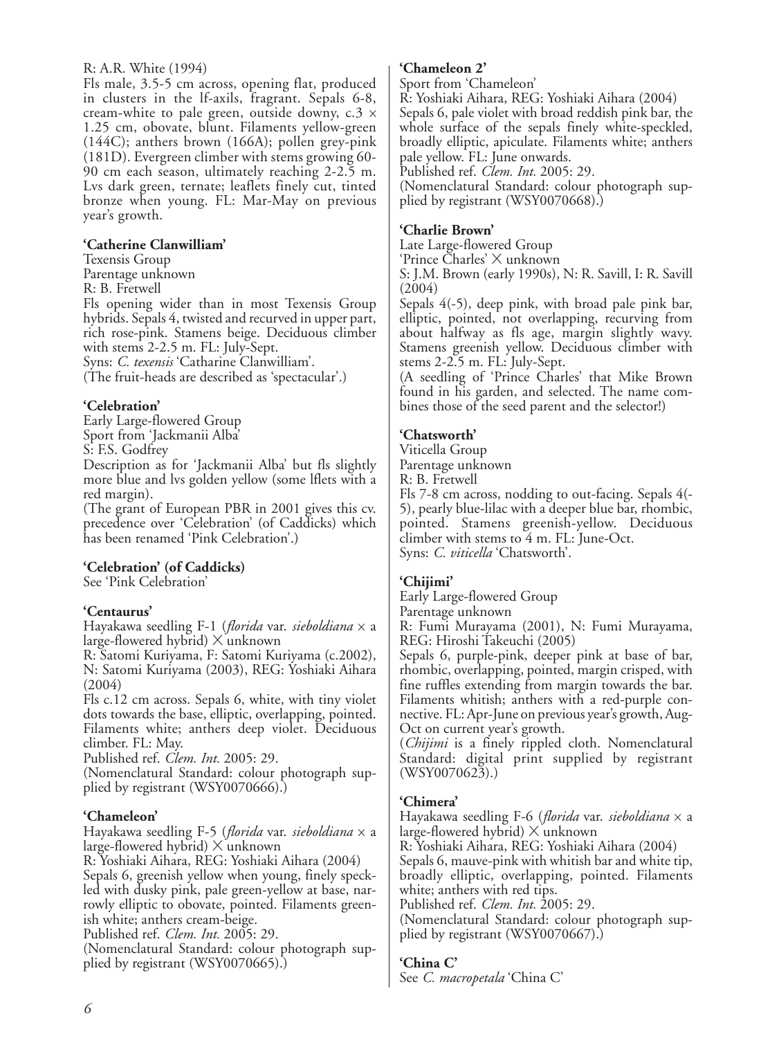R: A.R. White (1994)

Fls male, 3.5-5 cm across, opening flat, produced in clusters in the lf-axils, fragrant. Sepals 6-8, cream-white to pale green, outside downy, c.3 × 1.25 cm, obovate, blunt. Filaments yellow-green (144C); anthers brown (166A); pollen grey-pink (181D). Evergreen climber with stems growing 60-90 cm each season, ultimately reaching 2-2.5 m. Lvs dark green, ternate; leaflets finely cut, tinted bronze when young. FL: Mar-May on previous year's growth.

**'Catherine Clanwilliam'**

Texensis Group

Parentage unknown

R: B. Fretwell

Fls opening wider than in most Texensis Group hybrids. Sepals 4, twisted and recurved in upper part, rich rose-pink. Stamens beige. Deciduous climber with stems 2-2.5 m. FL: July-Sept.

Syns: *C. texensis* 'Catharine Clanwilliam'.

(The fruit-heads are described as 'spectacular'.)

**'Celebration'**

Early Large-flowered Group

Sport from 'Jackmanii Alba'

S: F.S. Godfrey

Description as for 'Jackmanii Alba' but fls slightly more blue and lvs golden yellow (some lflets with a red margin).

(The grant of European PBR in 2001 gives this cv. precedence over 'Celebration' (of Caddicks) which has been renamed 'Pink Celebration'.)

**'Celebration' (of Caddicks)**

See 'Pink Celebration'

**'Centaurus'**

Hayakawa seedling F-1 (*florida* var. *sieboldiana* × a large-flowered hybrid) × unknown

R: Satomi Kuriyama, F: Satomi Kuriyama (c.2002), N: Satomi Kuriyama (2003), REG: Yoshiaki Aihara (2004)

Fls c.12 cm across. Sepals 6, white, with tiny violet dots towards the base, elliptic, overlapping, pointed. Filaments white; anthers deep violet. Deciduous climber. FL: May.

Published ref. *Clem. Int.* 2005: 29.

(Nomenclatural Standard: colour photograph supplied by registrant (WSY0070666).)

**'Chameleon'**

Hayakawa seedling F-5 (*florida* var. *sieboldiana* × a large-flowered hybrid) × unknown

R: Yoshiaki Aihara, REG: Yoshiaki Aihara (2004)

Sepals 6, greenish yellow when young, finely speckled with dusky pink, pale green-yellow at base, narrowly elliptic to obovate, pointed. Filaments greenish white; anthers cream-beige.

Published ref. *Clem. Int.* 2005: 29.

(Nomenclatural Standard: colour photograph supplied by registrant (WSY0070665).)

**'Chameleon 2'**

Sport from 'Chameleon'

R: Yoshiaki Aihara, REG: Yoshiaki Aihara (2004)

Sepals 6, pale violet with broad reddish pink bar, the whole surface of the sepals finely white-speckled, broadly elliptic, apiculate. Filaments white; anthers pale yellow. FL: June onwards.

Published ref. *Clem. Int.* 2005: 29.

(Nomenclatural Standard: colour photograph supplied by registrant (WSY0070668).)

**'Charlie Brown'**

Late Large-flowered Group

'Prince Charles' × unknown

S: J.M. Brown (early 1990s), N: R. Savill, I: R. Savill (2004)

Sepals 4(-5), deep pink, with broad pale pink bar, elliptic, pointed, not overlapping, recurving from about halfway as fls age, margin slightly wavy. Stamens greenish yellow. Deciduous climber with stems 2-2.5 m. FL: July-Sept.

(A seedling of 'Prince Charles' that Mike Brown found in his garden, and selected. The name combines those of the seed parent and the selector!)

**'Chatsworth'**

Viticella Group

Parentage unknown

R: B. Fretwell

Fls 7-8 cm across, nodding to out-facing. Sepals 4(-5), pearly blue-lilac with a deeper blue bar, rhombic, pointed. Stamens greenish-yellow. Deciduous climber with stems to 4 m. FL: June-Oct.

Syns: *C. viticella* 'Chatsworth'.

**'Chijimi'**

Early Large-flowered Group

Parentage unknown

R: Fumi Murayama (2001), N: Fumi Murayama, REG: Hiroshi Takeuchi (2005)

Sepals 6, purple-pink, deeper pink at base of bar, rhombic, overlapping, pointed, margin crisped, with fine ruffles extending from margin towards the bar. Filaments whitish; anthers with a red-purple connective. FL: Apr-June on previous year's growth, Aug-Oct on current year's growth.

(*Chijimi* is a finely rippled cloth. Nomenclatural Standard: digital print supplied by registrant (WSY0070623).)

**'Chimera'**

Hayakawa seedling F-6 (*florida* var. *sieboldiana* × a large-flowered hybrid) × unknown

R: Yoshiaki Aihara, REG: Yoshiaki Aihara (2004)

Sepals 6, mauve-pink with whitish bar and white tip, broadly elliptic, overlapping, pointed. Filaments white; anthers with red tips.

Published ref. *Clem. Int.* 2005: 29.

(Nomenclatural Standard: colour photograph supplied by registrant (WSY0070667).)

**'China C'**

See *C. macropetala* 'China C'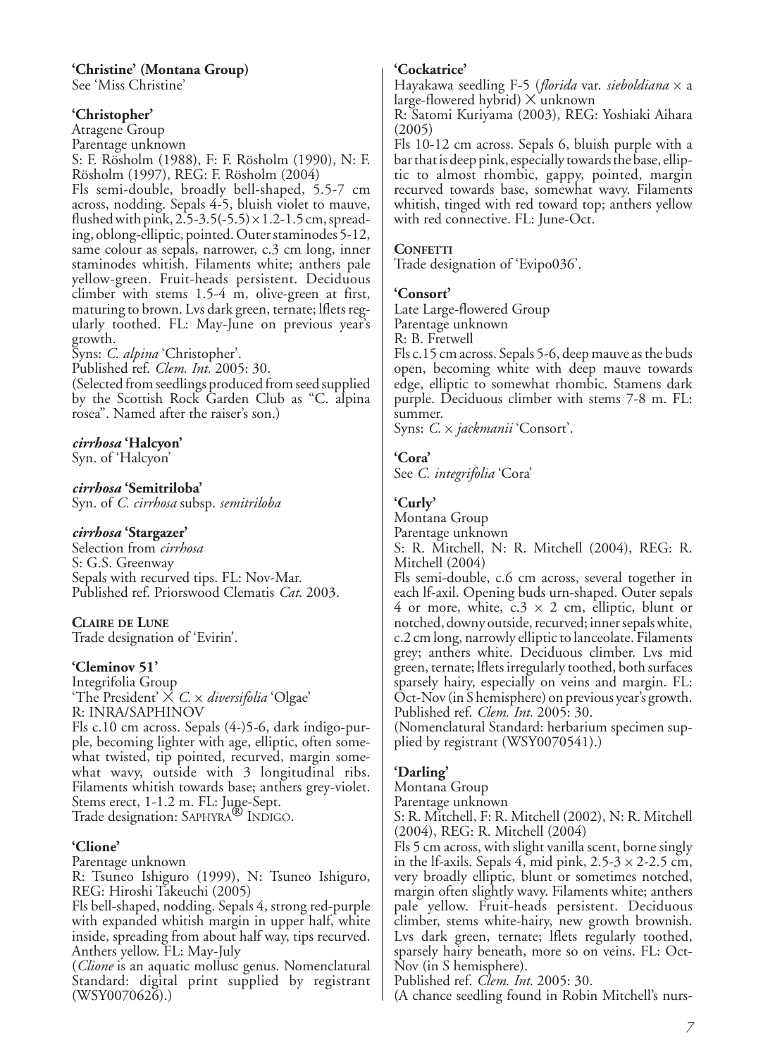**'Christine' (Montana Group)**
See 'Miss Christine'

**'Christopher'**
Atragene Group
Parentage unknown
S: F. Rösholm (1988), F: F. Rösholm (1990), N: F. Rösholm (1997), REG: F. Rösholm (2004)
Fls semi-double, broadly bell-shaped, 5.5-7 cm across, nodding. Sepals 4-5, bluish violet to mauve, flushed with pink, 2.5-3.5(-5.5) × 1.2-1.5 cm, spreading, oblong-elliptic, pointed. Outer staminodes 5-12, same colour as sepals, narrower, c.3 cm long, inner staminodes whitish. Filaments white; anthers pale yellow-green. Fruit-heads persistent. Deciduous climber with stems 1.5-4 m, olive-green at first, maturing to brown. Lvs dark green, ternate; lflets regularly toothed. FL: May-June on previous year's growth.
Syns: *C. alpina* 'Christopher'.
Published ref. *Clem. Int.* 2005: 30.
(Selected from seedlings produced from seed supplied by the Scottish Rock Garden Club as "C. alpina rosea". Named after the raiser's son.)

***cirrhosa* 'Halcyon'**
Syn. of 'Halcyon'

***cirrhosa* 'Semitriloba'**
Syn. of *C. cirrhosa* subsp. *semitriloba*

***cirrhosa* 'Stargazer'**
Selection from *cirrhosa*
S: G.S. Greenway
Sepals with recurved tips. FL: Nov-Mar.
Published ref. Priorswood Clematis *Cat*. 2003.

**CLAIRE DE LUNE**
Trade designation of 'Evirin'.

**'Cleminov 51'**
Integrifolia Group
'The President' × *C.* × *diversifolia* 'Olgae'
R: INRA/SAPHINOV
Fls c.10 cm across. Sepals (4-)5-6, dark indigo-purple, becoming lighter with age, elliptic, often somewhat twisted, tip pointed, recurved, margin somewhat wavy, outside with 3 longitudinal ribs. Filaments whitish towards base; anthers grey-violet. Stems erect, 1-1.2 m. FL: June-Sept.
Trade designation: SAPHYRA® INDIGO.

**'Clione'**
Parentage unknown
R: Tsuneo Ishiguro (1999), N: Tsuneo Ishiguro, REG: Hiroshi Takeuchi (2005)
Fls bell-shaped, nodding. Sepals 4, strong red-purple with expanded whitish margin in upper half, white inside, spreading from about half way, tips recurved. Anthers yellow. FL: May-July
(*Clione* is an aquatic mollusc genus. Nomenclatural Standard: digital print supplied by registrant (WSY0070626).)

**'Cockatrice'**
Hayakawa seedling F-5 (*florida* var. *sieboldiana* × a large-flowered hybrid) × unknown
R: Satomi Kuriyama (2003), REG: Yoshiaki Aihara (2005)
Fls 10-12 cm across. Sepals 6, bluish purple with a bar that is deep pink, especially towards the base, elliptic to almost rhombic, gappy, pointed, margin recurved towards base, somewhat wavy. Filaments whitish, tinged with red toward top; anthers yellow with red connective. FL: June-Oct.

**CONFETTI**
Trade designation of 'Evipo036'.

**'Consort'**
Late Large-flowered Group
Parentage unknown
R: B. Fretwell
Fls c.15 cm across. Sepals 5-6, deep mauve as the buds open, becoming white with deep mauve towards edge, elliptic to somewhat rhombic. Stamens dark purple. Deciduous climber with stems 7-8 m. FL: summer.
Syns: *C.* × *jackmanii* 'Consort'.

**'Cora'**
See *C. integrifolia* 'Cora'

**'Curly'**
Montana Group
Parentage unknown
S: R. Mitchell, N: R. Mitchell (2004), REG: R. Mitchell (2004)
Fls semi-double, c.6 cm across, several together in each lf-axil. Opening buds urn-shaped. Outer sepals 4 or more, white, c.3 × 2 cm, elliptic, blunt or notched, downy outside, recurved; inner sepals white, c.2 cm long, narrowly elliptic to lanceolate. Filaments grey; anthers white. Deciduous climber. Lvs mid green, ternate; lflets irregularly toothed, both surfaces sparsely hairy, especially on veins and margin. FL: Oct-Nov (in S hemisphere) on previous year's growth.
Published ref. *Clem. Int.* 2005: 30.
(Nomenclatural Standard: herbarium specimen supplied by registrant (WSY0070541).)

**'Darling'**
Montana Group
Parentage unknown
S: R. Mitchell, F: R. Mitchell (2002), N: R. Mitchell (2004), REG: R. Mitchell (2004)
Fls 5 cm across, with slight vanilla scent, borne singly in the lf-axils. Sepals 4, mid pink, 2.5-3 × 2-2.5 cm, very broadly elliptic, blunt or sometimes notched, margin often slightly wavy. Filaments white; anthers pale yellow. Fruit-heads persistent. Deciduous climber, stems white-hairy, new growth brownish. Lvs dark green, ternate; lflets regularly toothed, sparsely hairy beneath, more so on veins. FL: Oct-Nov (in S hemisphere).
Published ref. *Clem. Int.* 2005: 30.
(A chance seedling found in Robin Mitchell's nurs-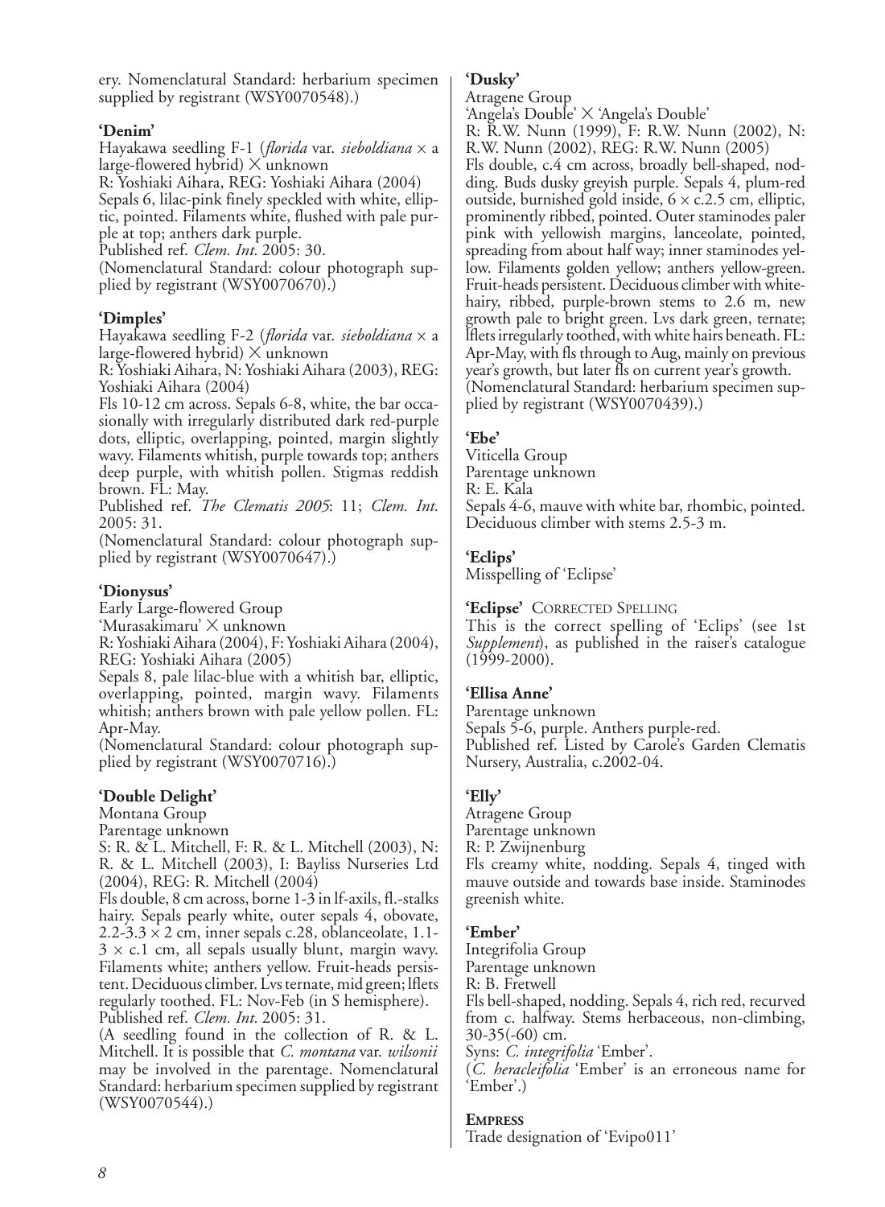ery. Nomenclatural Standard: herbarium specimen supplied by registrant (WSY0070548).)

**'Denim'**

Hayakawa seedling F-1 (*florida* var. *sieboldiana* × a large-flowered hybrid) × unknown

R: Yoshiaki Aihara, REG: Yoshiaki Aihara (2004)

Sepals 6, lilac-pink finely speckled with white, elliptic, pointed. Filaments white, flushed with pale purple at top; anthers dark purple.

Published ref. *Clem. Int.* 2005: 30.

(Nomenclatural Standard: colour photograph supplied by registrant (WSY0070670).)

**'Dimples'**

Hayakawa seedling F-2 (*florida* var. *sieboldiana* × a large-flowered hybrid) × unknown

R: Yoshiaki Aihara, N: Yoshiaki Aihara (2003), REG: Yoshiaki Aihara (2004)

Fls 10-12 cm across. Sepals 6-8, white, the bar occasionally with irregularly distributed dark red-purple dots, elliptic, overlapping, pointed, margin slightly wavy. Filaments whitish, purple towards top; anthers deep purple, with whitish pollen. Stigmas reddish brown. FL: May.

Published ref. *The Clematis 2005*: 11; *Clem. Int.* 2005: 31.

(Nomenclatural Standard: colour photograph supplied by registrant (WSY0070647).)

**'Dionysus'**

Early Large-flowered Group

'Murasakimaru' × unknown

R: Yoshiaki Aihara (2004), F: Yoshiaki Aihara (2004), REG: Yoshiaki Aihara (2005)

Sepals 8, pale lilac-blue with a whitish bar, elliptic, overlapping, pointed, margin wavy. Filaments whitish; anthers brown with pale yellow pollen. FL: Apr-May.

(Nomenclatural Standard: colour photograph supplied by registrant (WSY0070716).)

**'Double Delight'**

Montana Group

Parentage unknown

S: R. & L. Mitchell, F: R. & L. Mitchell (2003), N: R. & L. Mitchell (2003), I: Bayliss Nurseries Ltd (2004), REG: R. Mitchell (2004)

Fls double, 8 cm across, borne 1-3 in lf-axils, fl.-stalks hairy. Sepals pearly white, outer sepals 4, obovate, 2.2-3.3 × 2 cm, inner sepals c.28, oblanceolate, 1.1-3 × c.1 cm, all sepals usually blunt, margin wavy. Filaments white; anthers yellow. Fruit-heads persistent. Deciduous climber. Lvs ternate, mid green; lflets regularly toothed. FL: Nov-Feb (in S hemisphere).

Published ref. *Clem. Int.* 2005: 31.

(A seedling found in the collection of R. & L. Mitchell. It is possible that *C. montana* var. *wilsonii* may be involved in the parentage. Nomenclatural Standard: herbarium specimen supplied by registrant (WSY0070544).)

**'Dusky'**

Atragene Group

'Angela's Double' × 'Angela's Double'

R: R.W. Nunn (1999), F: R.W. Nunn (2002), N: R.W. Nunn (2002), REG: R.W. Nunn (2005)

Fls double, c.4 cm across, broadly bell-shaped, nodding. Buds dusky greyish purple. Sepals 4, plum-red outside, burnished gold inside, 6 × c.2.5 cm, elliptic, prominently ribbed, pointed. Outer staminodes paler pink with yellowish margins, lanceolate, pointed, spreading from about half way; inner staminodes yellow. Filaments golden yellow; anthers yellow-green. Fruit-heads persistent. Deciduous climber with white-hairy, ribbed, purple-brown stems to 2.6 m, new growth pale to bright green. Lvs dark green, ternate; lflets irregularly toothed, with white hairs beneath. FL: Apr-May, with fls through to Aug, mainly on previous year's growth, but later fls on current year's growth.

(Nomenclatural Standard: herbarium specimen supplied by registrant (WSY0070439).)

**'Ebe'**

Viticella Group

Parentage unknown

R: E. Kala

Sepals 4-6, mauve with white bar, rhombic, pointed. Deciduous climber with stems 2.5-3 m.

**'Eclips'**

Misspelling of 'Eclipse'

**'Eclipse'** CORRECTED SPELLING

This is the correct spelling of 'Eclips' (see 1st *Supplement*), as published in the raiser's catalogue (1999-2000).

**'Ellisa Anne'**

Parentage unknown

Sepals 5-6, purple. Anthers purple-red.

Published ref. Listed by Carole's Garden Clematis Nursery, Australia, c.2002-04.

**'Elly'**

Atragene Group

Parentage unknown

R: P. Zwijnenburg

Fls creamy white, nodding. Sepals 4, tinged with mauve outside and towards base inside. Staminodes greenish white.

**'Ember'**

Integrifolia Group

Parentage unknown

R: B. Fretwell

Fls bell-shaped, nodding. Sepals 4, rich red, recurved from c. halfway. Stems herbaceous, non-climbing, 30-35(-60) cm.

Syns: *C. integrifolia* 'Ember'.

(*C. heracleifolia* 'Ember' is an erroneous name for 'Ember'.)

**EMPRESS**

Trade designation of 'Evipo011'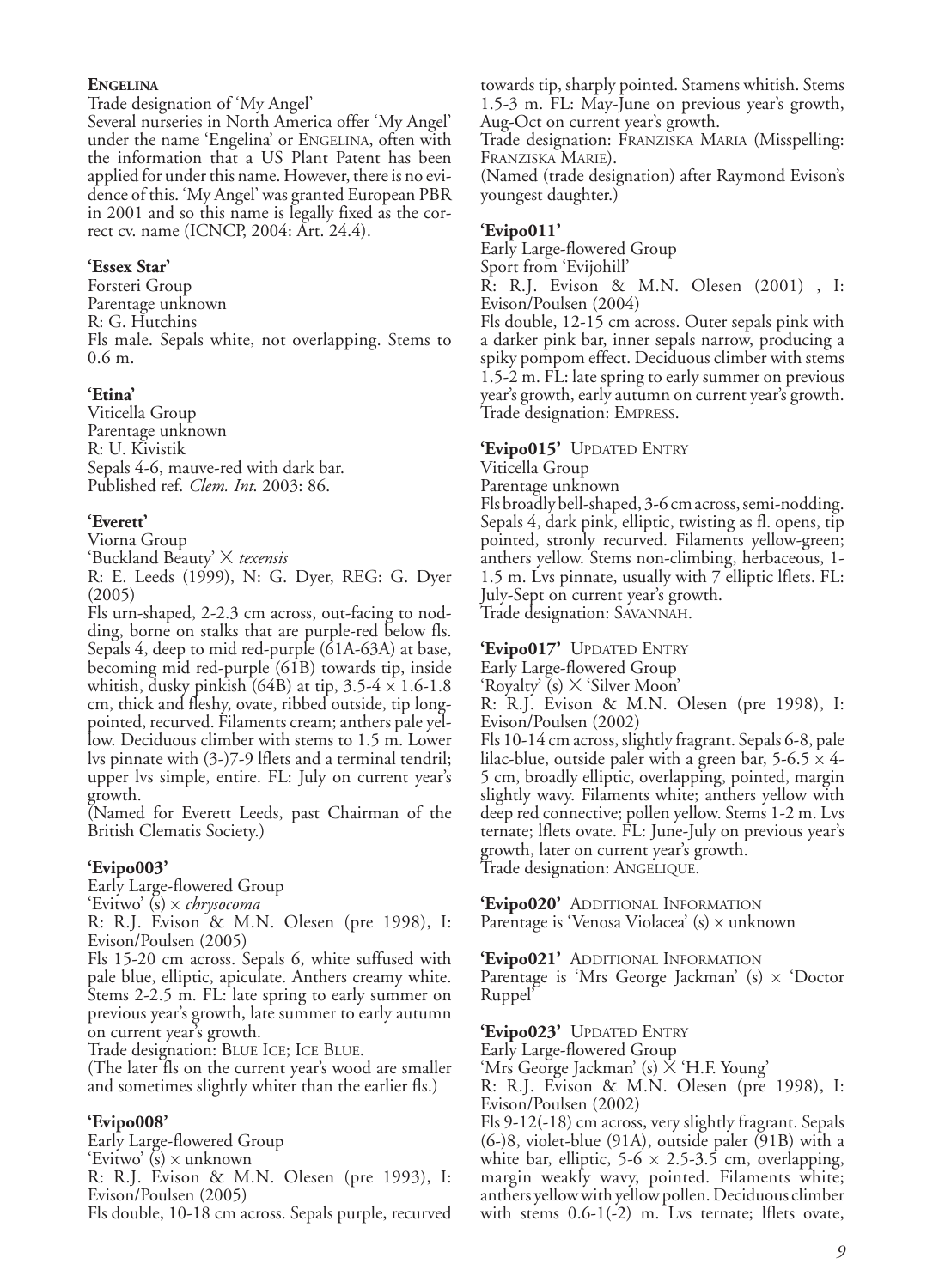**ENGELINA**

Trade designation of 'My Angel'

Several nurseries in North America offer 'My Angel' under the name 'Engelina' or ENGELINA, often with the information that a US Plant Patent has been applied for under this name. However, there is no evidence of this. 'My Angel' was granted European PBR in 2001 and so this name is legally fixed as the correct cv. name (ICNCP, 2004: Art. 24.4).

**'Essex Star'**

Forsteri Group
Parentage unknown
R: G. Hutchins
Fls male. Sepals white, not overlapping. Stems to 0.6 m.

**'Etina'**

Viticella Group
Parentage unknown
R: U. Kivistik
Sepals 4-6, mauve-red with dark bar.
Published ref. *Clem. Int.* 2003: 86.

**'Everett'**

Viorna Group
'Buckland Beauty' × *texensis*
R: E. Leeds (1999), N: G. Dyer, REG: G. Dyer (2005)
Fls urn-shaped, 2-2.3 cm across, out-facing to nodding, borne on stalks that are purple-red below fls. Sepals 4, deep to mid red-purple (61A-63A) at base, becoming mid red-purple (61B) towards tip, inside whitish, dusky pinkish (64B) at tip, 3.5-4 × 1.6-1.8 cm, thick and fleshy, ovate, ribbed outside, tip long-pointed, recurved. Filaments cream; anthers pale yellow. Deciduous climber with stems to 1.5 m. Lower lvs pinnate with (3-)7-9 lflets and a terminal tendril; upper lvs simple, entire. FL: July on current year's growth.
(Named for Everett Leeds, past Chairman of the British Clematis Society.)

**'Evipo003'**

Early Large-flowered Group
'Evitwo' (s) × *chrysocoma*
R: R.J. Evison & M.N. Olesen (pre 1998), I: Evison/Poulsen (2005)
Fls 15-20 cm across. Sepals 6, white suffused with pale blue, elliptic, apiculate. Anthers creamy white. Stems 2-2.5 m. FL: late spring to early summer on previous year's growth, late summer to early autumn on current year's growth.
Trade designation: BLUE ICE; ICE BLUE.
(The later fls on the current year's wood are smaller and sometimes slightly whiter than the earlier fls.)

**'Evipo008'**

Early Large-flowered Group
'Evitwo' (s) × unknown
R: R.J. Evison & M.N. Olesen (pre 1993), I: Evison/Poulsen (2005)
Fls double, 10-18 cm across. Sepals purple, recurved towards tip, sharply pointed. Stamens whitish. Stems 1.5-3 m. FL: May-June on previous year's growth, Aug-Oct on current year's growth.
Trade designation: FRANZISKA MARIA (Misspelling: FRANZISKA MARIE).
(Named (trade designation) after Raymond Evison's youngest daughter.)

**'Evipo011'**

Early Large-flowered Group
Sport from 'Evijohill'
R: R.J. Evison & M.N. Olesen (2001) , I: Evison/Poulsen (2004)
Fls double, 12-15 cm across. Outer sepals pink with a darker pink bar, inner sepals narrow, producing a spiky pompom effect. Deciduous climber with stems 1.5-2 m. FL: late spring to early summer on previous year's growth, early autumn on current year's growth.
Trade designation: EMPRESS.

**'Evipo015'** UPDATED ENTRY

Viticella Group
Parentage unknown
Fls broadly bell-shaped, 3-6 cm across, semi-nodding. Sepals 4, dark pink, elliptic, twisting as fl. opens, tip pointed, stronly recurved. Filaments yellow-green; anthers yellow. Stems non-climbing, herbaceous, 1-1.5 m. Lvs pinnate, usually with 7 elliptic lflets. FL: July-Sept on current year's growth.
Trade designation: SAVANNAH.

**'Evipo017'** UPDATED ENTRY

Early Large-flowered Group
'Royalty' (s) × 'Silver Moon'
R: R.J. Evison & M.N. Olesen (pre 1998), I: Evison/Poulsen (2002)
Fls 10-14 cm across, slightly fragrant. Sepals 6-8, pale lilac-blue, outside paler with a green bar, 5-6.5 × 4-5 cm, broadly elliptic, overlapping, pointed, margin slightly wavy. Filaments white; anthers yellow with deep red connective; pollen yellow. Stems 1-2 m. Lvs ternate; lflets ovate. FL: June-July on previous year's growth, later on current year's growth.
Trade designation: ANGELIQUE.

**'Evipo020'** ADDITIONAL INFORMATION

Parentage is 'Venosa Violacea' (s) × unknown

**'Evipo021'** ADDITIONAL INFORMATION

Parentage is 'Mrs George Jackman' (s) × 'Doctor Ruppel'

**'Evipo023'** UPDATED ENTRY

Early Large-flowered Group
'Mrs George Jackman' (s) × 'H.F. Young'
R: R.J. Evison & M.N. Olesen (pre 1998), I: Evison/Poulsen (2002)
Fls 9-12(-18) cm across, very slightly fragrant. Sepals (6-)8, violet-blue (91A), outside paler (91B) with a white bar, elliptic, 5-6 × 2.5-3.5 cm, overlapping, margin weakly wavy, pointed. Filaments white; anthers yellow with yellow pollen. Deciduous climber with stems 0.6-1(-2) m. Lvs ternate; lflets ovate,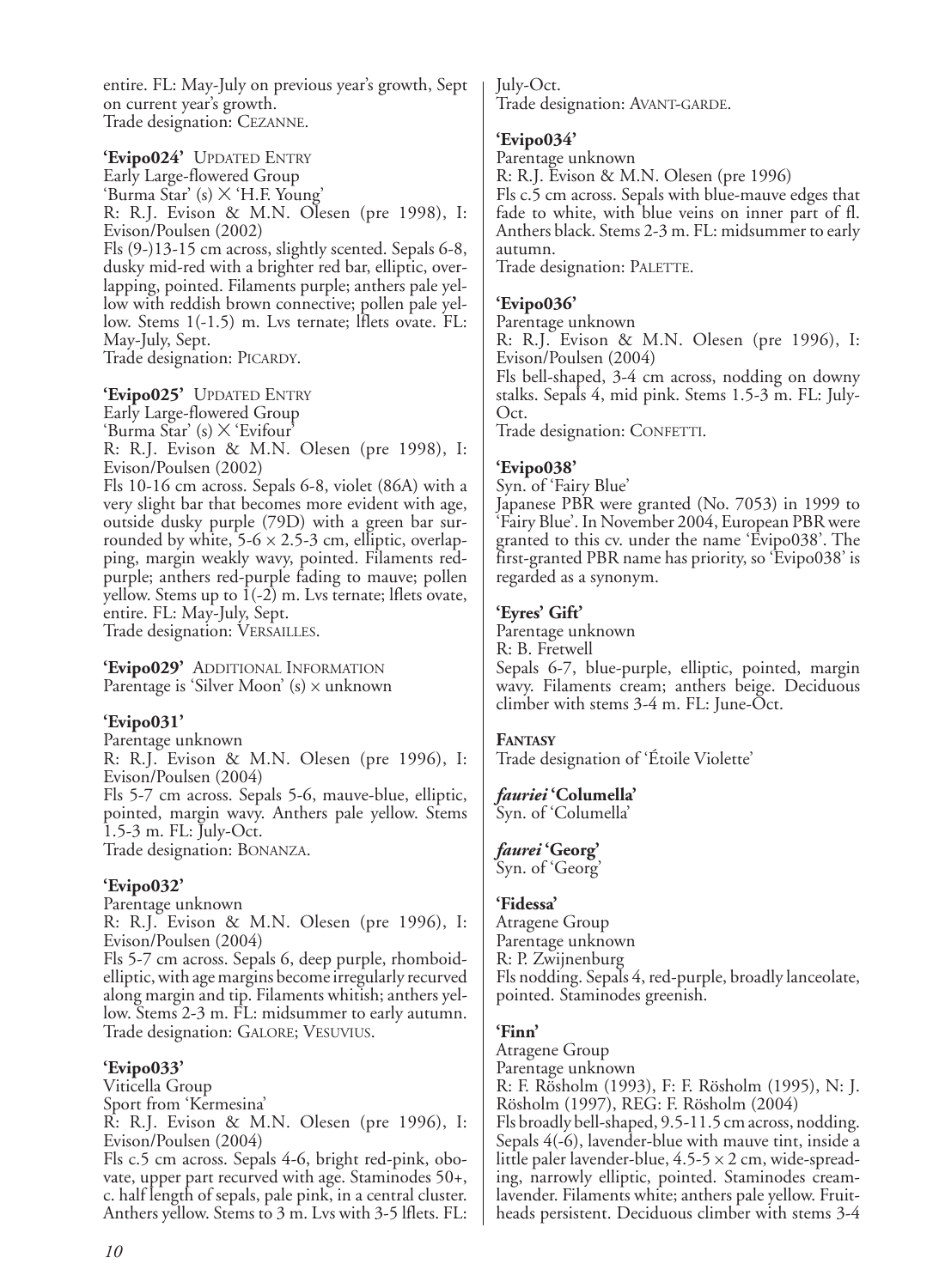entire. FL: May-July on previous year's growth, Sept on current year's growth.
Trade designation: CEZANNE.

**'Evipo024'** UPDATED ENTRY
Early Large-flowered Group
'Burma Star' (s) × 'H.F. Young'
R: R.J. Evison & M.N. Olesen (pre 1998), I: Evison/Poulsen (2002)
Fls (9-)13-15 cm across, slightly scented. Sepals 6-8, dusky mid-red with a brighter red bar, elliptic, overlapping, pointed. Filaments purple; anthers pale yellow with reddish brown connective; pollen pale yellow. Stems 1(-1.5) m. Lvs ternate; lflets ovate. FL: May-July, Sept.
Trade designation: PICARDY.

**'Evipo025'** UPDATED ENTRY
Early Large-flowered Group
'Burma Star' (s) × 'Evifour'
R: R.J. Evison & M.N. Olesen (pre 1998), I: Evison/Poulsen (2002)
Fls 10-16 cm across. Sepals 6-8, violet (86A) with a very slight bar that becomes more evident with age, outside dusky purple (79D) with a green bar surrounded by white, 5-6 × 2.5-3 cm, elliptic, overlapping, margin weakly wavy, pointed. Filaments red-purple; anthers red-purple fading to mauve; pollen yellow. Stems up to 1(-2) m. Lvs ternate; lflets ovate, entire. FL: May-July, Sept.
Trade designation: VERSAILLES.

**'Evipo029'** ADDITIONAL INFORMATION
Parentage is 'Silver Moon' (s) × unknown

**'Evipo031'**
Parentage unknown
R: R.J. Evison & M.N. Olesen (pre 1996), I: Evison/Poulsen (2004)
Fls 5-7 cm across. Sepals 5-6, mauve-blue, elliptic, pointed, margin wavy. Anthers pale yellow. Stems 1.5-3 m. FL: July-Oct.
Trade designation: BONANZA.

**'Evipo032'**
Parentage unknown
R: R.J. Evison & M.N. Olesen (pre 1996), I: Evison/Poulsen (2004)
Fls 5-7 cm across. Sepals 6, deep purple, rhomboid-elliptic, with age margins become irregularly recurved along margin and tip. Filaments whitish; anthers yellow. Stems 2-3 m. FL: midsummer to early autumn.
Trade designation: GALORE; VESUVIUS.

**'Evipo033'**
Viticella Group
Sport from 'Kermesina'
R: R.J. Evison & M.N. Olesen (pre 1996), I: Evison/Poulsen (2004)
Fls c.5 cm across. Sepals 4-6, bright red-pink, obovate, upper part recurved with age. Staminodes 50+, c. half length of sepals, pale pink, in a central cluster. Anthers yellow. Stems to 3 m. Lvs with 3-5 lflets. FL: July-Oct.
Trade designation: AVANT-GARDE.

**'Evipo034'**
Parentage unknown
R: R.J. Evison & M.N. Olesen (pre 1996)
Fls c.5 cm across. Sepals with blue-mauve edges that fade to white, with blue veins on inner part of fl. Anthers black. Stems 2-3 m. FL: midsummer to early autumn.
Trade designation: PALETTE.

**'Evipo036'**
Parentage unknown
R: R.J. Evison & M.N. Olesen (pre 1996), I: Evison/Poulsen (2004)
Fls bell-shaped, 3-4 cm across, nodding on downy stalks. Sepals 4, mid pink. Stems 1.5-3 m. FL: July-Oct.
Trade designation: CONFETTI.

**'Evipo038'**
Syn. of 'Fairy Blue'
Japanese PBR were granted (No. 7053) in 1999 to 'Fairy Blue'. In November 2004, European PBR were granted to this cv. under the name 'Evipo038'. The first-granted PBR name has priority, so 'Evipo038' is regarded as a synonym.

**'Eyres' Gift'**
Parentage unknown
R: B. Fretwell
Sepals 6-7, blue-purple, elliptic, pointed, margin wavy. Filaments cream; anthers beige. Deciduous climber with stems 3-4 m. FL: June-Oct.

**FANTASY**
Trade designation of 'Étoile Violette'

***fauriei* 'Columella'**
Syn. of 'Columella'

***faurei* 'Georg'**
Syn. of 'Georg'

**'Fidessa'**
Atragene Group
Parentage unknown
R: P. Zwijnenburg
Fls nodding. Sepals 4, red-purple, broadly lanceolate, pointed. Staminodes greenish.

**'Finn'**
Atragene Group
Parentage unknown
R: F. Rösholm (1993), F: F. Rösholm (1995), N: J. Rösholm (1997), REG: F. Rösholm (2004)
Fls broadly bell-shaped, 9.5-11.5 cm across, nodding. Sepals 4(-6), lavender-blue with mauve tint, inside a little paler lavender-blue, 4.5-5 × 2 cm, wide-spreading, narrowly elliptic, pointed. Staminodes cream-lavender. Filaments white; anthers pale yellow. Fruit-heads persistent. Deciduous climber with stems 3-4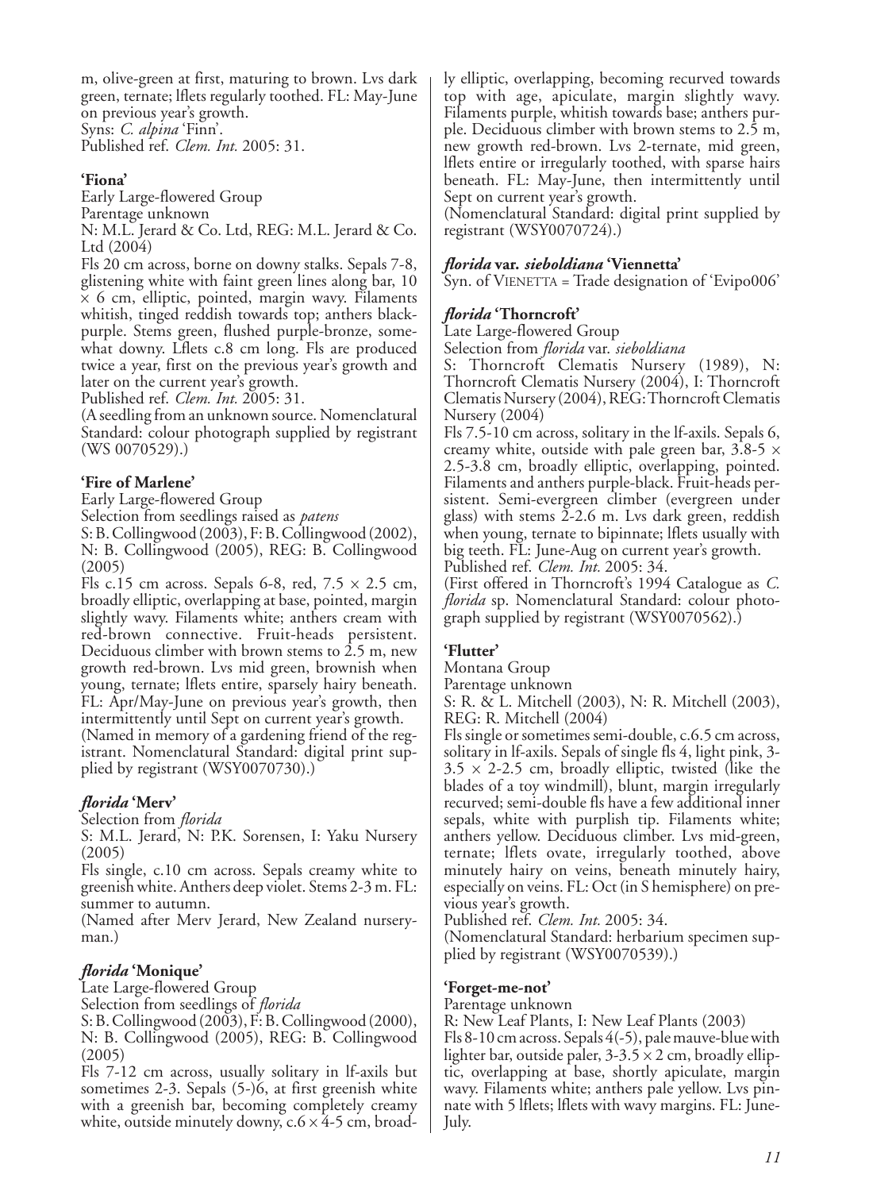m, olive-green at first, maturing to brown. Lvs dark green, ternate; lflets regularly toothed. FL: May-June on previous year's growth.
Syns: *C. alpina* 'Finn'.
Published ref. *Clem. Int.* 2005: 31.

**'Fiona'**
Early Large-flowered Group
Parentage unknown
N: M.L. Jerard & Co. Ltd, REG: M.L. Jerard & Co. Ltd (2004)
Fls 20 cm across, borne on downy stalks. Sepals 7-8, glistening white with faint green lines along bar, 10 × 6 cm, elliptic, pointed, margin wavy. Filaments whitish, tinged reddish towards top; anthers black-purple. Stems green, flushed purple-bronze, somewhat downy. Lflets c.8 cm long. Fls are produced twice a year, first on the previous year's growth and later on the current year's growth.
Published ref. *Clem. Int.* 2005: 31.
(A seedling from an unknown source. Nomenclatural Standard: colour photograph supplied by registrant (WS 0070529).)

**'Fire of Marlene'**
Early Large-flowered Group
Selection from seedlings raised as *patens*
S: B. Collingwood (2003), F: B. Collingwood (2002), N: B. Collingwood (2005), REG: B. Collingwood (2005)
Fls c.15 cm across. Sepals 6-8, red, 7.5 × 2.5 cm, broadly elliptic, overlapping at base, pointed, margin slightly wavy. Filaments white; anthers cream with red-brown connective. Fruit-heads persistent. Deciduous climber with brown stems to 2.5 m, new growth red-brown. Lvs mid green, brownish when young, ternate; lflets entire, sparsely hairy beneath. FL: Apr/May-June on previous year's growth, then intermittently until Sept on current year's growth.
(Named in memory of a gardening friend of the registrant. Nomenclatural Standard: digital print supplied by registrant (WSY0070730).)

***florida* 'Merv'**
Selection from *florida*
S: M.L. Jerard, N: P.K. Sorensen, I: Yaku Nursery (2005)
Fls single, c.10 cm across. Sepals creamy white to greenish white. Anthers deep violet. Stems 2-3 m. FL: summer to autumn.
(Named after Merv Jerard, New Zealand nurseryman.)

***florida* 'Monique'**
Late Large-flowered Group
Selection from seedlings of *florida*
S: B. Collingwood (2003), F: B. Collingwood (2000), N: B. Collingwood (2005), REG: B. Collingwood (2005)
Fls 7-12 cm across, usually solitary in lf-axils but sometimes 2-3. Sepals (5-)6, at first greenish white with a greenish bar, becoming completely creamy white, outside minutely downy, c.6 × 4-5 cm, broadly elliptic, overlapping, becoming recurved towards top with age, apiculate, margin slightly wavy. Filaments purple, whitish towards base; anthers purple. Deciduous climber with brown stems to 2.5 m, new growth red-brown. Lvs 2-ternate, mid green, lflets entire or irregularly toothed, with sparse hairs beneath. FL: May-June, then intermittently until Sept on current year's growth.
(Nomenclatural Standard: digital print supplied by registrant (WSY0070724).)

***florida* var. *sieboldiana* 'Viennetta'**
Syn. of VIENETTA = Trade designation of 'Evipo006'

***florida* 'Thorncroft'**
Late Large-flowered Group
Selection from *florida* var. *sieboldiana*
S: Thorncroft Clematis Nursery (1989), N: Thorncroft Clematis Nursery (2004), I: Thorncroft Clematis Nursery (2004), REG: Thorncroft Clematis Nursery (2004)
Fls 7.5-10 cm across, solitary in the lf-axils. Sepals 6, creamy white, outside with pale green bar, 3.8-5 × 2.5-3.8 cm, broadly elliptic, overlapping, pointed. Filaments and anthers purple-black. Fruit-heads persistent. Semi-evergreen climber (evergreen under glass) with stems 2-2.6 m. Lvs dark green, reddish when young, ternate to bipinnate; lflets usually with big teeth. FL: June-Aug on current year's growth.
Published ref. *Clem. Int.* 2005: 34.
(First offered in Thorncroft's 1994 Catalogue as *C. florida* sp. Nomenclatural Standard: colour photograph supplied by registrant (WSY0070562).)

**'Flutter'**
Montana Group
Parentage unknown
S: R. & L. Mitchell (2003), N: R. Mitchell (2003), REG: R. Mitchell (2004)
Fls single or sometimes semi-double, c.6.5 cm across, solitary in lf-axils. Sepals of single fls 4, light pink, 3-3.5 × 2-2.5 cm, broadly elliptic, twisted (like the blades of a toy windmill), blunt, margin irregularly recurved; semi-double fls have a few additional inner sepals, white with purplish tip. Filaments white; anthers yellow. Deciduous climber. Lvs mid-green, ternate; lflets ovate, irregularly toothed, above minutely hairy on veins, beneath minutely hairy, especially on veins. FL: Oct (in S hemisphere) on previous year's growth.
Published ref. *Clem. Int.* 2005: 34.
(Nomenclatural Standard: herbarium specimen supplied by registrant (WSY0070539).)

**'Forget-me-not'**
Parentage unknown
R: New Leaf Plants, I: New Leaf Plants (2003)
Fls 8-10 cm across. Sepals 4(-5), pale mauve-blue with lighter bar, outside paler, 3-3.5 × 2 cm, broadly elliptic, overlapping at base, shortly apiculate, margin wavy. Filaments white; anthers pale yellow. Lvs pinnate with 5 lflets; lflets with wavy margins. FL: June-July.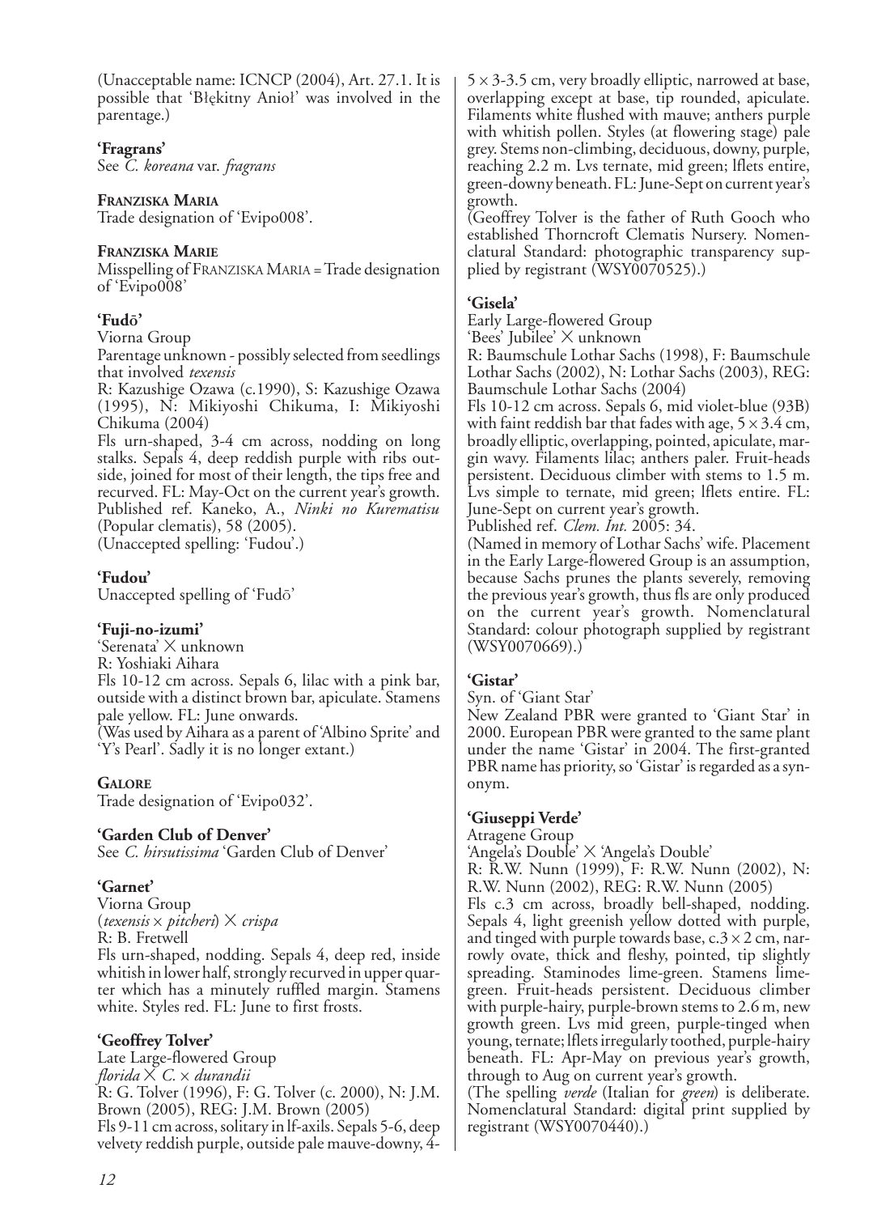(Unacceptable name: ICNCP (2004), Art. 27.1. It is possible that 'Błękitny Anioł' was involved in the parentage.)

### 'Fragrans'

See *C. koreana* var. *fragrans*

### Franziska Maria

Trade designation of 'Evipo008'.

### Franziska Marie

Misspelling of Franziska Maria = Trade designation of 'Evipo008'

### 'Fudō'

Viorna Group

Parentage unknown - possibly selected from seedlings that involved *texensis*

R: Kazushige Ozawa (c.1990), S: Kazushige Ozawa (1995), N: Mikiyoshi Chikuma, I: Mikiyoshi Chikuma (2004)

Fls urn-shaped, 3-4 cm across, nodding on long stalks. Sepals 4, deep reddish purple with ribs outside, joined for most of their length, the tips free and recurved. FL: May-Oct on the current year's growth. Published ref. Kaneko, A., *Ninki no Kurematisu* (Popular clematis), 58 (2005).

(Unaccepted spelling: 'Fudou'.)

### 'Fudou'

Unaccepted spelling of 'Fudō'

### 'Fuji-no-izumi'

'Serenata' × unknown

R: Yoshiaki Aihara

Fls 10-12 cm across. Sepals 6, lilac with a pink bar, outside with a distinct brown bar, apiculate. Stamens pale yellow. FL: June onwards.

(Was used by Aihara as a parent of 'Albino Sprite' and 'Y's Pearl'. Sadly it is no longer extant.)

### Galore

Trade designation of 'Evipo032'.

### 'Garden Club of Denver'

See *C. hirsutissima* 'Garden Club of Denver'

### 'Garnet'

Viorna Group

(*texensis* × *pitcheri*) × *crispa*

R: B. Fretwell

Fls urn-shaped, nodding. Sepals 4, deep red, inside whitish in lower half, strongly recurved in upper quarter which has a minutely ruffled margin. Stamens white. Styles red. FL: June to first frosts.

### 'Geoffrey Tolver'

Late Large-flowered Group

*florida* × *C.* × *durandii*

R: G. Tolver (1996), F: G. Tolver (c. 2000), N: J.M. Brown (2005), REG: J.M. Brown (2005)

Fls 9-11 cm across, solitary in lf-axils. Sepals 5-6, deep velvety reddish purple, outside pale mauve-downy, 4-5 × 3-3.5 cm, very broadly elliptic, narrowed at base, overlapping except at base, tip rounded, apiculate. Filaments white flushed with mauve; anthers purple with whitish pollen. Styles (at flowering stage) pale grey. Stems non-climbing, deciduous, downy, purple, reaching 2.2 m. Lvs ternate, mid green; lflets entire, green-downy beneath. FL: June-Sept on current year's growth.

(Geoffrey Tolver is the father of Ruth Gooch who established Thorncroft Clematis Nursery. Nomenclatural Standard: photographic transparency supplied by registrant (WSY0070525).)

### 'Gisela'

Early Large-flowered Group

'Bees' Jubilee' × unknown

R: Baumschule Lothar Sachs (1998), F: Baumschule Lothar Sachs (2002), N: Lothar Sachs (2003), REG: Baumschule Lothar Sachs (2004)

Fls 10-12 cm across. Sepals 6, mid violet-blue (93B) with faint reddish bar that fades with age, 5 × 3.4 cm, broadly elliptic, overlapping, pointed, apiculate, margin wavy. Filaments lilac; anthers paler. Fruit-heads persistent. Deciduous climber with stems to 1.5 m. Lvs simple to ternate, mid green; lflets entire. FL: June-Sept on current year's growth.

Published ref. *Clem. Int.* 2005: 34.

(Named in memory of Lothar Sachs' wife. Placement in the Early Large-flowered Group is an assumption, because Sachs prunes the plants severely, removing the previous year's growth, thus fls are only produced on the current year's growth. Nomenclatural Standard: colour photograph supplied by registrant (WSY0070669).)

### 'Gistar'

Syn. of 'Giant Star'

New Zealand PBR were granted to 'Giant Star' in 2000. European PBR were granted to the same plant under the name 'Gistar' in 2004. The first-granted PBR name has priority, so 'Gistar' is regarded as a synonym.

### 'Giuseppi Verde'

Atragene Group

'Angela's Double' × 'Angela's Double'

R: R.W. Nunn (1999), F: R.W. Nunn (2002), N: R.W. Nunn (2002), REG: R.W. Nunn (2005)

Fls c.3 cm across, broadly bell-shaped, nodding. Sepals 4, light greenish yellow dotted with purple, and tinged with purple towards base, c.3 × 2 cm, narrowly ovate, thick and fleshy, pointed, tip slightly spreading. Staminodes lime-green. Stamens lime-green. Fruit-heads persistent. Deciduous climber with purple-hairy, purple-brown stems to 2.6 m, new growth green. Lvs mid green, purple-tinged when young, ternate; lflets irregularly toothed, purple-hairy beneath. FL: Apr-May on previous year's growth, through to Aug on current year's growth.

(The spelling *verde* (Italian for *green*) is deliberate. Nomenclatural Standard: digital print supplied by registrant (WSY0070440).)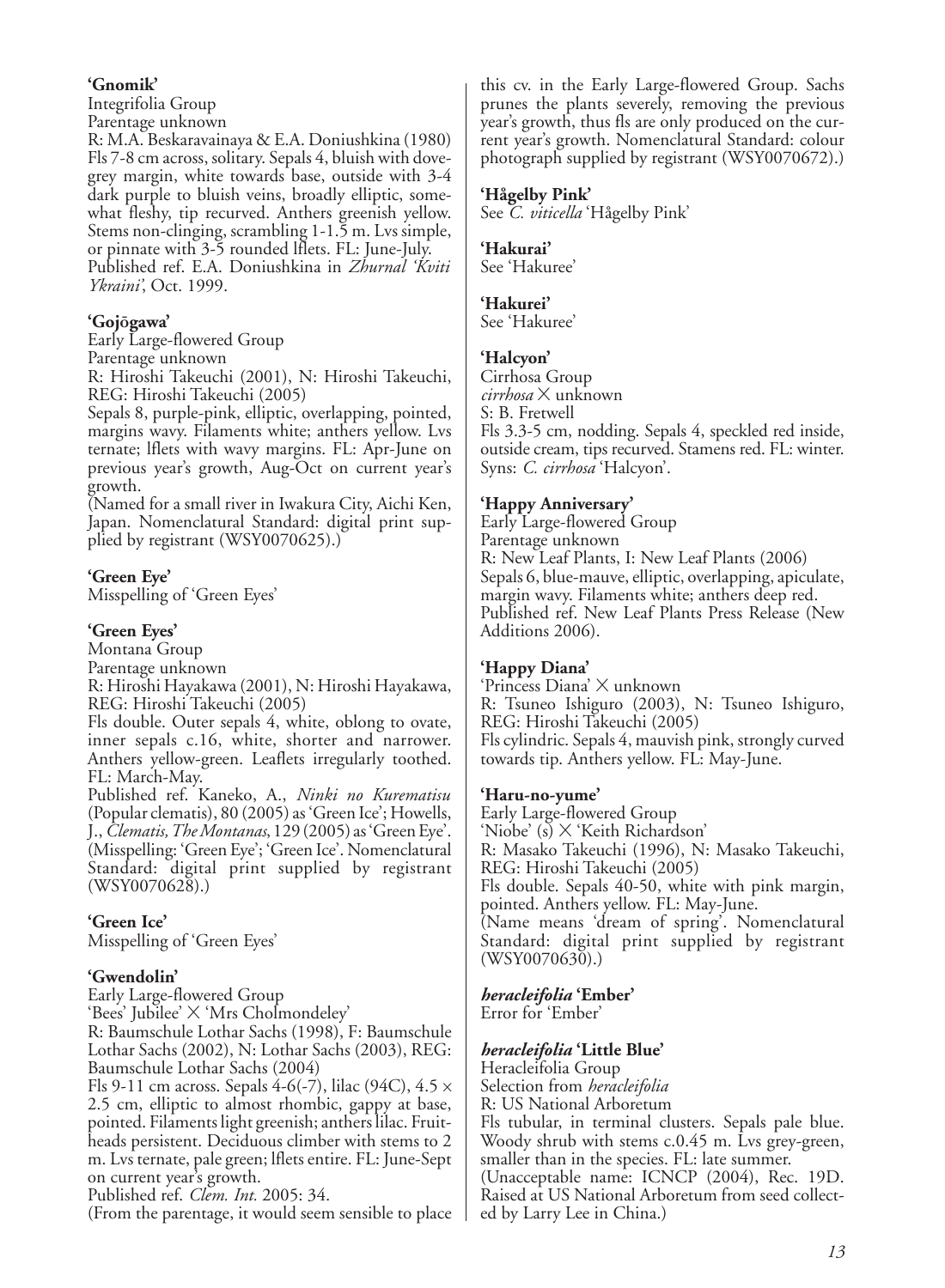**'Gnomik'**
Integrifolia Group
Parentage unknown
R: M.A. Beskaravainaya & E.A. Doniushkina (1980)
Fls 7-8 cm across, solitary. Sepals 4, bluish with dove-grey margin, white towards base, outside with 3-4 dark purple to bluish veins, broadly elliptic, somewhat fleshy, tip recurved. Anthers greenish yellow. Stems non-clinging, scrambling 1-1.5 m. Lvs simple, or pinnate with 3-5 rounded lflets. FL: June-July.
Published ref. E.A. Doniushkina in *Zhurnal 'Kviti Ykraini'*, Oct. 1999.

**'Gojōgawa'**
Early Large-flowered Group
Parentage unknown
R: Hiroshi Takeuchi (2001), N: Hiroshi Takeuchi, REG: Hiroshi Takeuchi (2005)
Sepals 8, purple-pink, elliptic, overlapping, pointed, margins wavy. Filaments white; anthers yellow. Lvs ternate; lflets with wavy margins. FL: Apr-June on previous year's growth, Aug-Oct on current year's growth.
(Named for a small river in Iwakura City, Aichi Ken, Japan. Nomenclatural Standard: digital print supplied by registrant (WSY0070625).)

**'Green Eye'**
Misspelling of 'Green Eyes'

**'Green Eyes'**
Montana Group
Parentage unknown
R: Hiroshi Hayakawa (2001), N: Hiroshi Hayakawa, REG: Hiroshi Takeuchi (2005)
Fls double. Outer sepals 4, white, oblong to ovate, inner sepals c.16, white, shorter and narrower. Anthers yellow-green. Leaflets irregularly toothed. FL: March-May.
Published ref. Kaneko, A., *Ninki no Kurematisu* (Popular clematis), 80 (2005) as 'Green Ice'; Howells, J., *Clematis, The Montanas*, 129 (2005) as 'Green Eye'. (Misspelling: 'Green Eye'; 'Green Ice'. Nomenclatural Standard: digital print supplied by registrant (WSY0070628).)

**'Green Ice'**
Misspelling of 'Green Eyes'

**'Gwendolin'**
Early Large-flowered Group
'Bees' Jubilee' × 'Mrs Cholmondeley'
R: Baumschule Lothar Sachs (1998), F: Baumschule Lothar Sachs (2002), N: Lothar Sachs (2003), REG: Baumschule Lothar Sachs (2004)
Fls 9-11 cm across. Sepals 4-6(-7), lilac (94C), 4.5 × 2.5 cm, elliptic to almost rhombic, gappy at base, pointed. Filaments light greenish; anthers lilac. Fruit-heads persistent. Deciduous climber with stems to 2 m. Lvs ternate, pale green; lflets entire. FL: June-Sept on current year's growth.
Published ref. *Clem. Int.* 2005: 34.
(From the parentage, it would seem sensible to place this cv. in the Early Large-flowered Group. Sachs prunes the plants severely, removing the previous year's growth, thus fls are only produced on the current year's growth. Nomenclatural Standard: colour photograph supplied by registrant (WSY0070672).)

**'Hågelby Pink'**
See *C. viticella* 'Hågelby Pink'

**'Hakurai'**
See 'Hakuree'

**'Hakurei'**
See 'Hakuree'

**'Halcyon'**
Cirrhosa Group
*cirrhosa* × unknown
S: B. Fretwell
Fls 3.3-5 cm, nodding. Sepals 4, speckled red inside, outside cream, tips recurved. Stamens red. FL: winter.
Syns: *C. cirrhosa* 'Halcyon'.

**'Happy Anniversary'**
Early Large-flowered Group
Parentage unknown
R: New Leaf Plants, I: New Leaf Plants (2006)
Sepals 6, blue-mauve, elliptic, overlapping, apiculate, margin wavy. Filaments white; anthers deep red.
Published ref. New Leaf Plants Press Release (New Additions 2006).

**'Happy Diana'**
'Princess Diana' × unknown
R: Tsuneo Ishiguro (2003), N: Tsuneo Ishiguro, REG: Hiroshi Takeuchi (2005)
Fls cylindric. Sepals 4, mauvish pink, strongly curved towards tip. Anthers yellow. FL: May-June.

**'Haru-no-yume'**
Early Large-flowered Group
'Niobe' (s) × 'Keith Richardson'
R: Masako Takeuchi (1996), N: Masako Takeuchi, REG: Hiroshi Takeuchi (2005)
Fls double. Sepals 40-50, white with pink margin, pointed. Anthers yellow. FL: May-June.
(Name means 'dream of spring'. Nomenclatural Standard: digital print supplied by registrant (WSY0070630).)

***heracleifolia* 'Ember'**
Error for 'Ember'

***heracleifolia* 'Little Blue'**
Heracleifolia Group
Selection from *heracleifolia*
R: US National Arboretum
Fls tubular, in terminal clusters. Sepals pale blue. Woody shrub with stems c.0.45 m. Lvs grey-green, smaller than in the species. FL: late summer.
(Unacceptable name: ICNCP (2004), Rec. 19D. Raised at US National Arboretum from seed collected by Larry Lee in China.)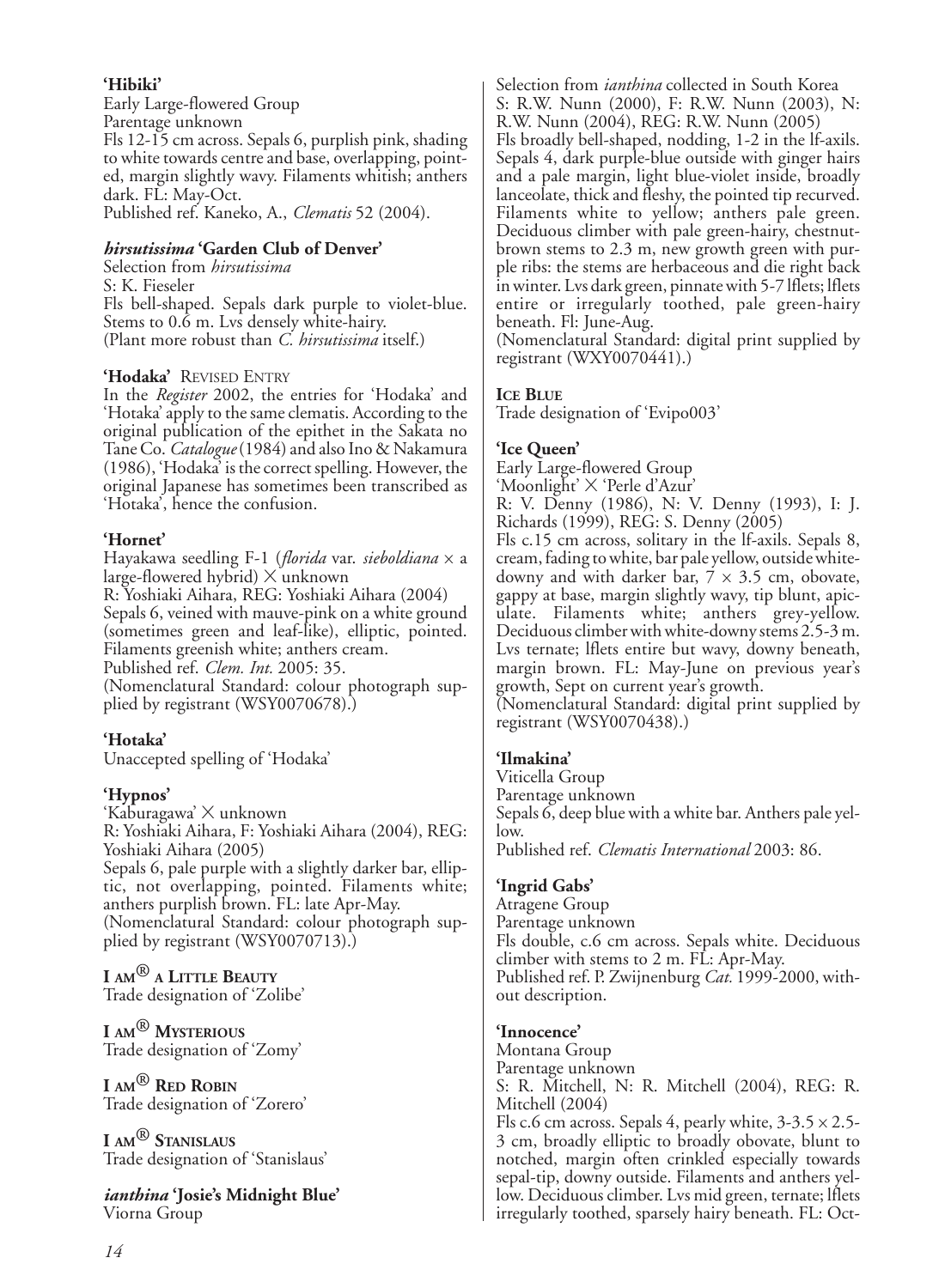**'Hibiki'**
Early Large-flowered Group
Parentage unknown
Fls 12-15 cm across. Sepals 6, purplish pink, shading to white towards centre and base, overlapping, pointed, margin slightly wavy. Filaments whitish; anthers dark. FL: May-Oct.
Published ref. Kaneko, A., *Clematis* 52 (2004).

***hirsutissima* 'Garden Club of Denver'**
Selection from *hirsutissima*
S: K. Fieseler
Fls bell-shaped. Sepals dark purple to violet-blue. Stems to 0.6 m. Lvs densely white-hairy.
(Plant more robust than *C. hirsutissima* itself.)

**'Hodaka'** REVISED ENTRY
In the *Register* 2002, the entries for 'Hodaka' and 'Hotaka' apply to the same clematis. According to the original publication of the epithet in the Sakata no Tane Co. *Catalogue* (1984) and also Ino & Nakamura (1986), 'Hodaka' is the correct spelling. However, the original Japanese has sometimes been transcribed as 'Hotaka', hence the confusion.

**'Hornet'**
Hayakawa seedling F-1 (*florida* var. *sieboldiana* × a large-flowered hybrid) × unknown
R: Yoshiaki Aihara, REG: Yoshiaki Aihara (2004)
Sepals 6, veined with mauve-pink on a white ground (sometimes green and leaf-like), elliptic, pointed. Filaments greenish white; anthers cream.
Published ref. *Clem. Int.* 2005: 35.
(Nomenclatural Standard: colour photograph supplied by registrant (WSY0070678).)

**'Hotaka'**
Unaccepted spelling of 'Hodaka'

**'Hypnos'**
'Kaburagawa' × unknown
R: Yoshiaki Aihara, F: Yoshiaki Aihara (2004), REG: Yoshiaki Aihara (2005)
Sepals 6, pale purple with a slightly darker bar, elliptic, not overlapping, pointed. Filaments white; anthers purplish brown. FL: late Apr-May.
(Nomenclatural Standard: colour photograph supplied by registrant (WSY0070713).)

**I AM® A LITTLE BEAUTY**
Trade designation of 'Zolibe'

**I AM® MYSTERIOUS**
Trade designation of 'Zomy'

**I AM® RED ROBIN**
Trade designation of 'Zorero'

**I AM® STANISLAUS**
Trade designation of 'Stanislaus'

***ianthina* 'Josie's Midnight Blue'**
Viorna Group
Selection from *ianthina* collected in South Korea
S: R.W. Nunn (2000), F: R.W. Nunn (2003), N: R.W. Nunn (2004), REG: R.W. Nunn (2005)
Fls broadly bell-shaped, nodding, 1-2 in the lf-axils. Sepals 4, dark purple-blue outside with ginger hairs and a pale margin, light blue-violet inside, broadly lanceolate, thick and fleshy, the pointed tip recurved. Filaments white to yellow; anthers pale green. Deciduous climber with pale green-hairy, chestnut-brown stems to 2.3 m, new growth green with purple ribs: the stems are herbaceous and die right back in winter. Lvs dark green, pinnate with 5-7 lflets; lflets entire or irregularly toothed, pale green-hairy beneath. Fl: June-Aug.
(Nomenclatural Standard: digital print supplied by registrant (WXY0070441).)

**ICE BLUE**
Trade designation of 'Evipo003'

**'Ice Queen'**
Early Large-flowered Group
'Moonlight' × 'Perle d'Azur'
R: V. Denny (1986), N: V. Denny (1993), I: J. Richards (1999), REG: S. Denny (2005)
Fls c.15 cm across, solitary in the lf-axils. Sepals 8, cream, fading to white, bar pale yellow, outside white-downy and with darker bar, 7 × 3.5 cm, obovate, gappy at base, margin slightly wavy, tip blunt, apiculate. Filaments white; anthers grey-yellow. Deciduous climber with white-downy stems 2.5-3 m. Lvs ternate; lflets entire but wavy, downy beneath, margin brown. FL: May-June on previous year's growth, Sept on current year's growth.
(Nomenclatural Standard: digital print supplied by registrant (WSY0070438).)

**'Ilmakina'**
Viticella Group
Parentage unknown
Sepals 6, deep blue with a white bar. Anthers pale yellow.
Published ref. *Clematis International* 2003: 86.

**'Ingrid Gabs'**
Atragene Group
Parentage unknown
Fls double, c.6 cm across. Sepals white. Deciduous climber with stems to 2 m. FL: Apr-May.
Published ref. P. Zwijnenburg *Cat.* 1999-2000, without description.

**'Innocence'**
Montana Group
Parentage unknown
S: R. Mitchell, N: R. Mitchell (2004), REG: R. Mitchell (2004)
Fls c.6 cm across. Sepals 4, pearly white, 3-3.5 × 2.5-3 cm, broadly elliptic to broadly obovate, blunt to notched, margin often crinkled especially towards sepal-tip, downy outside. Filaments and anthers yellow. Deciduous climber. Lvs mid green, ternate; lflets irregularly toothed, sparsely hairy beneath. FL: Oct-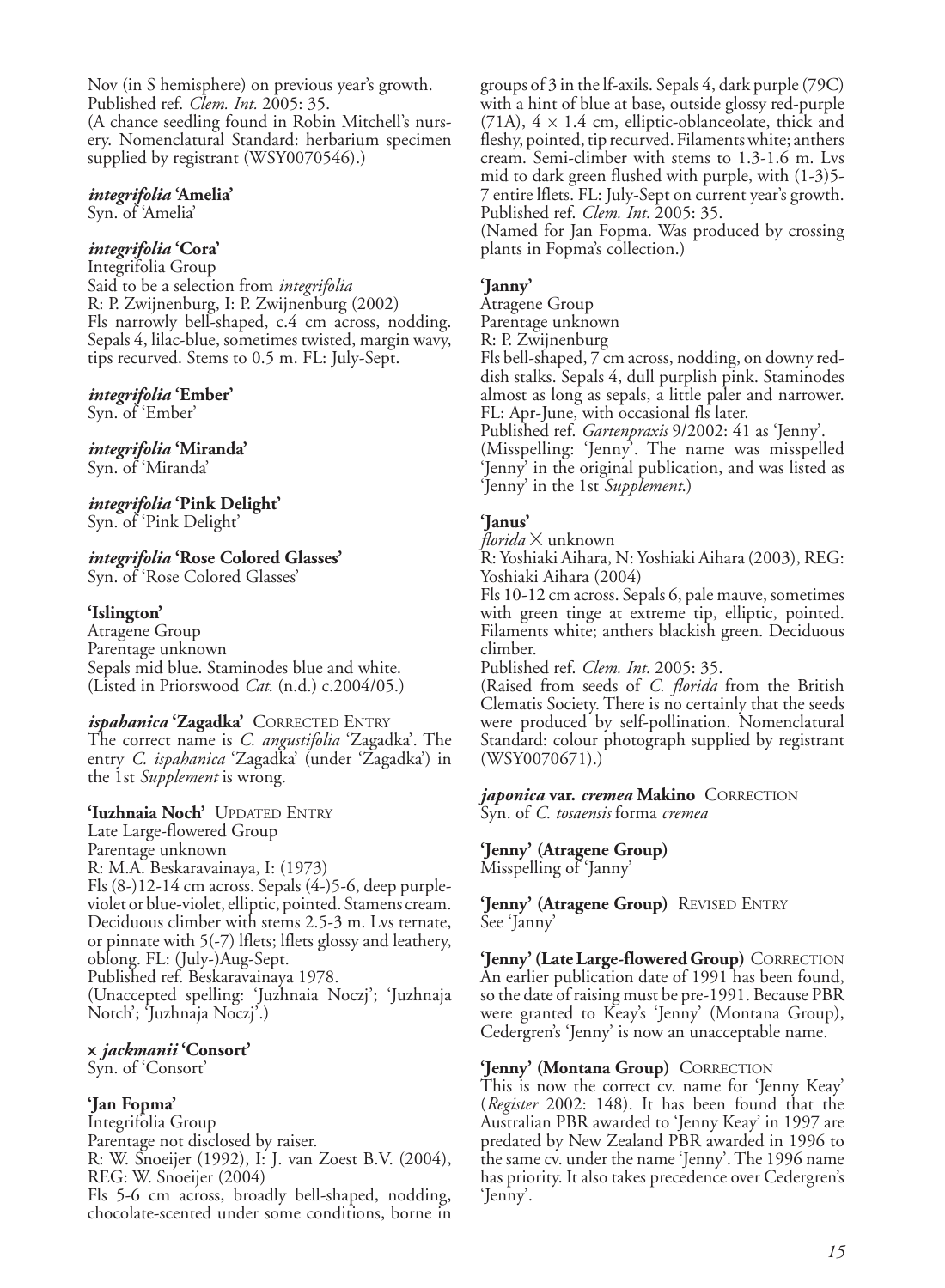Nov (in S hemisphere) on previous year's growth.
Published ref. *Clem. Int.* 2005: 35.
(A chance seedling found in Robin Mitchell's nursery. Nomenclatural Standard: herbarium specimen supplied by registrant (WSY0070546).)

***integrifolia* 'Amelia'**
Syn. of 'Amelia'

***integrifolia* 'Cora'**
Integrifolia Group
Said to be a selection from *integrifolia*
R: P. Zwijnenburg, I: P. Zwijnenburg (2002)
Fls narrowly bell-shaped, c.4 cm across, nodding. Sepals 4, lilac-blue, sometimes twisted, margin wavy, tips recurved. Stems to 0.5 m. FL: July-Sept.

***integrifolia* 'Ember'**
Syn. of 'Ember'

***integrifolia* 'Miranda'**
Syn. of 'Miranda'

***integrifolia* 'Pink Delight'**
Syn. of 'Pink Delight'

***integrifolia* 'Rose Colored Glasses'**
Syn. of 'Rose Colored Glasses'

**'Islington'**
Atragene Group
Parentage unknown
Sepals mid blue. Staminodes blue and white.
(Listed in Priorswood *Cat.* (n.d.) c.2004/05.)

***ispahanica* 'Zagadka'** CORRECTED ENTRY
The correct name is *C. angustifolia* 'Zagadka'. The entry *C. ispahanica* 'Zagadka' (under 'Zagadka') in the 1st *Supplement* is wrong.

**'Iuzhnaia Noch'** UPDATED ENTRY
Late Large-flowered Group
Parentage unknown
R: M.A. Beskaravainaya, I: (1973)
Fls (8-)12-14 cm across. Sepals (4-)5-6, deep purple-violet or blue-violet, elliptic, pointed. Stamens cream. Deciduous climber with stems 2.5-3 m. Lvs ternate, or pinnate with 5(-7) lflets; lflets glossy and leathery, oblong. FL: (July-)Aug-Sept.
Published ref. Beskaravainaya 1978.
(Unaccepted spelling: 'Juzhnaia Noczj'; 'Juzhnaja Notch'; 'Juzhnaja Noczj'.)

**× *jackmanii* 'Consort'**
Syn. of 'Consort'

**'Jan Fopma'**
Integrifolia Group
Parentage not disclosed by raiser.
R: W. Snoeijer (1992), I: J. van Zoest B.V. (2004), REG: W. Snoeijer (2004)
Fls 5-6 cm across, broadly bell-shaped, nodding, chocolate-scented under some conditions, borne in groups of 3 in the lf-axils. Sepals 4, dark purple (79C) with a hint of blue at base, outside glossy red-purple (71A), 4 × 1.4 cm, elliptic-oblanceolate, thick and fleshy, pointed, tip recurved. Filaments white; anthers cream. Semi-climber with stems to 1.3-1.6 m. Lvs mid to dark green flushed with purple, with (1-3)5-7 entire lflets. FL: July-Sept on current year's growth.
Published ref. *Clem. Int.* 2005: 35.
(Named for Jan Fopma. Was produced by crossing plants in Fopma's collection.)

**'Janny'**
Atragene Group
Parentage unknown
R: P. Zwijnenburg
Fls bell-shaped, 7 cm across, nodding, on downy reddish stalks. Sepals 4, dull purplish pink. Staminodes almost as long as sepals, a little paler and narrower. FL: Apr-June, with occasional fls later.
Published ref. *Gartenpraxis* 9/2002: 41 as 'Jenny'.
(Misspelling: 'Jenny'. The name was misspelled 'Jenny' in the original publication, and was listed as 'Jenny' in the 1st *Supplement*.)

**'Janus'**
*florida* × unknown
R: Yoshiaki Aihara, N: Yoshiaki Aihara (2003), REG: Yoshiaki Aihara (2004)
Fls 10-12 cm across. Sepals 6, pale mauve, sometimes with green tinge at extreme tip, elliptic, pointed. Filaments white; anthers blackish green. Deciduous climber.
Published ref. *Clem. Int.* 2005: 35.
(Raised from seeds of *C. florida* from the British Clematis Society. There is no certainly that the seeds were produced by self-pollination. Nomenclatural Standard: colour photograph supplied by registrant (WSY0070671).)

***japonica* var. *cremea* Makino** CORRECTION
Syn. of *C. tosaensis* forma *cremea*

**'Jenny' (Atragene Group)**
Misspelling of 'Janny'

**'Jenny' (Atragene Group)** REVISED ENTRY
See 'Janny'

**'Jenny' (Late Large-flowered Group)** CORRECTION
An earlier publication date of 1991 has been found, so the date of raising must be pre-1991. Because PBR were granted to Keay's 'Jenny' (Montana Group), Cedergren's 'Jenny' is now an unacceptable name.

**'Jenny' (Montana Group)** CORRECTION
This is now the correct cv. name for 'Jenny Keay' (*Register* 2002: 148). It has been found that the Australian PBR awarded to 'Jenny Keay' in 1997 are predated by New Zealand PBR awarded in 1996 to the same cv. under the name 'Jenny'. The 1996 name has priority. It also takes precedence over Cedergren's 'Jenny'.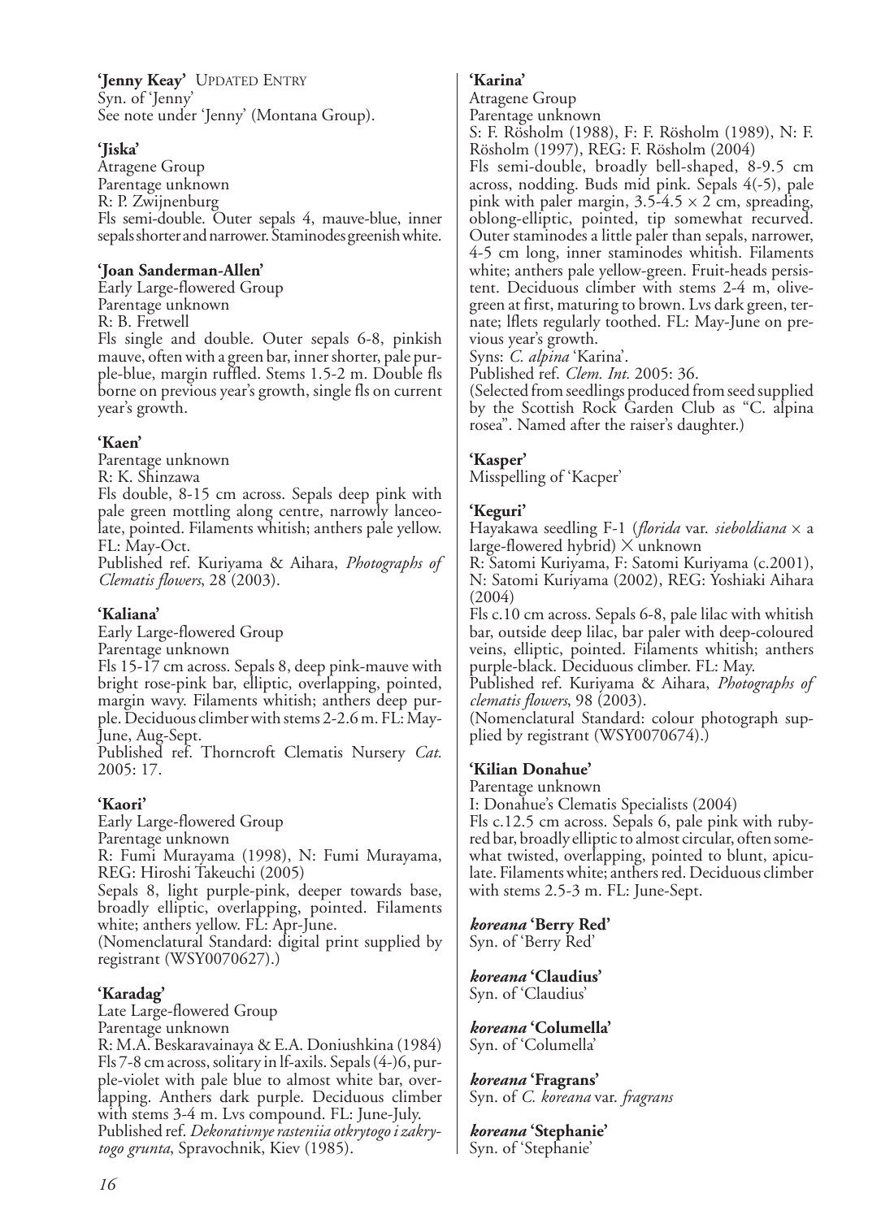**'Jenny Keay'** UPDATED ENTRY
Syn. of 'Jenny'
See note under 'Jenny' (Montana Group).

**'Jiska'**
Atragene Group
Parentage unknown
R: P. Zwijnenburg
Fls semi-double. Outer sepals 4, mauve-blue, inner sepals shorter and narrower. Staminodes greenish white.

**'Joan Sanderman-Allen'**
Early Large-flowered Group
Parentage unknown
R: B. Fretwell
Fls single and double. Outer sepals 6-8, pinkish mauve, often with a green bar, inner shorter, pale purple-blue, margin ruffled. Stems 1.5-2 m. Double fls borne on previous year's growth, single fls on current year's growth.

**'Kaen'**
Parentage unknown
R: K. Shinzawa
Fls double, 8-15 cm across. Sepals deep pink with pale green mottling along centre, narrowly lanceolate, pointed. Filaments whitish; anthers pale yellow. FL: May-Oct.
Published ref. Kuriyama & Aihara, *Photographs of Clematis flowers*, 28 (2003).

**'Kaliana'**
Early Large-flowered Group
Parentage unknown
Fls 15-17 cm across. Sepals 8, deep pink-mauve with bright rose-pink bar, elliptic, overlapping, pointed, margin wavy. Filaments whitish; anthers deep purple. Deciduous climber with stems 2-2.6 m. FL: May-June, Aug-Sept.
Published ref. Thorncroft Clematis Nursery *Cat.* 2005: 17.

**'Kaori'**
Early Large-flowered Group
Parentage unknown
R: Fumi Murayama (1998), N: Fumi Murayama, REG: Hiroshi Takeuchi (2005)
Sepals 8, light purple-pink, deeper towards base, broadly elliptic, overlapping, pointed. Filaments white; anthers yellow. FL: Apr-June.
(Nomenclatural Standard: digital print supplied by registrant (WSY0070627).)

**'Karadag'**
Late Large-flowered Group
Parentage unknown
R: M.A. Beskaravainaya & E.A. Doniushkina (1984)
Fls 7-8 cm across, solitary in lf-axils. Sepals (4-)6, purple-violet with pale blue to almost white bar, overlapping. Anthers dark purple. Deciduous climber with stems 3-4 m. Lvs compound. FL: June-July.
Published ref. *Dekorativnye rasteniia otkrytogo i zakrytogo grunta*, Spravochnik, Kiev (1985).

**'Karina'**
Atragene Group
Parentage unknown
S: F. Rösholm (1988), F: F. Rösholm (1989), N: F. Rösholm (1997), REG: F. Rösholm (2004)
Fls semi-double, broadly bell-shaped, 8-9.5 cm across, nodding. Buds mid pink. Sepals 4(-5), pale pink with paler margin, 3.5-4.5 × 2 cm, spreading, oblong-elliptic, pointed, tip somewhat recurved. Outer staminodes a little paler than sepals, narrower, 4-5 cm long, inner staminodes whitish. Filaments white; anthers pale yellow-green. Fruit-heads persistent. Deciduous climber with stems 2-4 m, olive-green at first, maturing to brown. Lvs dark green, ternate; lflets regularly toothed. FL: May-June on previous year's growth.
Syns: *C. alpina* 'Karina'.
Published ref. *Clem. Int.* 2005: 36.
(Selected from seedlings produced from seed supplied by the Scottish Rock Garden Club as "C. alpina rosea". Named after the raiser's daughter.)

**'Kasper'**
Misspelling of 'Kacper'

**'Keguri'**
Hayakawa seedling F-1 (*florida* var. *sieboldiana* × a large-flowered hybrid) × unknown
R: Satomi Kuriyama, F: Satomi Kuriyama (c.2001), N: Satomi Kuriyama (2002), REG: Yoshiaki Aihara (2004)
Fls c.10 cm across. Sepals 6-8, pale lilac with whitish bar, outside deep lilac, bar paler with deep-coloured veins, elliptic, pointed. Filaments whitish; anthers purple-black. Deciduous climber. FL: May.
Published ref. Kuriyama & Aihara, *Photographs of clematis flowers*, 98 (2003).
(Nomenclatural Standard: colour photograph supplied by registrant (WSY0070674).)

**'Kilian Donahue'**
Parentage unknown
I: Donahue's Clematis Specialists (2004)
Fls c.12.5 cm across. Sepals 6, pale pink with ruby-red bar, broadly elliptic to almost circular, often somewhat twisted, overlapping, pointed to blunt, apiculate. Filaments white; anthers red. Deciduous climber with stems 2.5-3 m. FL: June-Sept.

***koreana* 'Berry Red'**
Syn. of 'Berry Red'

***koreana* 'Claudius'**
Syn. of 'Claudius'

***koreana* 'Columella'**
Syn. of 'Columella'

***koreana* 'Fragrans'**
Syn. of *C. koreana* var. *fragrans*

***koreana* 'Stephanie'**
Syn. of 'Stephanie'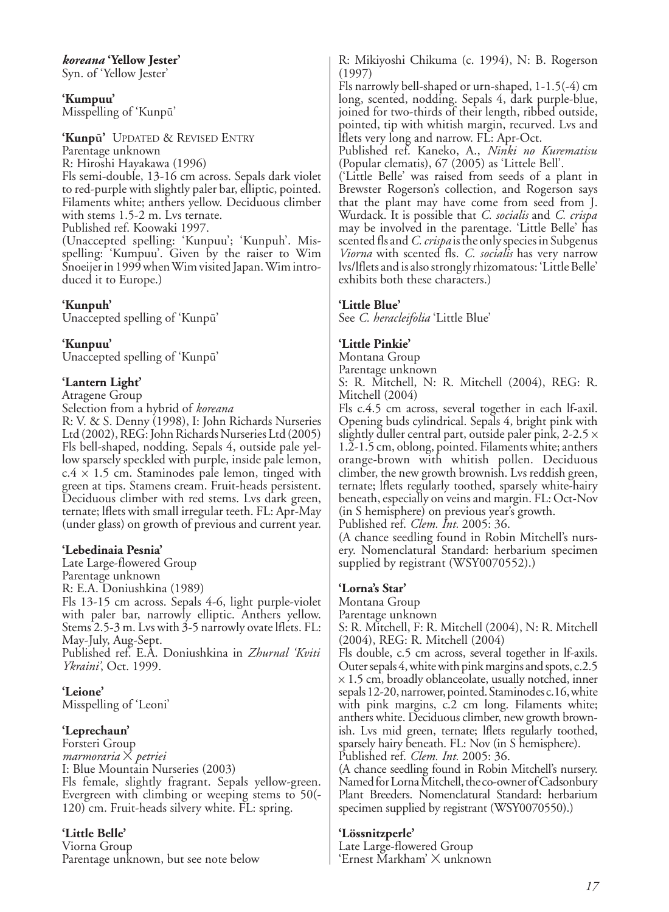***koreana* 'Yellow Jester'**
Syn. of 'Yellow Jester'

**'Kumpuu'**
Misspelling of 'Kunpū'

**'Kunpū'** UPDATED & REVISED ENTRY
Parentage unknown
R: Hiroshi Hayakawa (1996)
Fls semi-double, 13-16 cm across. Sepals dark violet to red-purple with slightly paler bar, elliptic, pointed. Filaments white; anthers yellow. Deciduous climber with stems 1.5-2 m. Lvs ternate.
Published ref. Koowaki 1997.
(Unaccepted spelling: 'Kunpuu'; 'Kunpuh'. Misspelling: 'Kumpuu'. Given by the raiser to Wim Snoeijer in 1999 when Wim visited Japan. Wim introduced it to Europe.)

**'Kunpuh'**
Unaccepted spelling of 'Kunpū'

**'Kunpuu'**
Unaccepted spelling of 'Kunpū'

**'Lantern Light'**
Atragene Group
Selection from a hybrid of *koreana*
R: V. & S. Denny (1998), I: John Richards Nurseries Ltd (2002), REG: John Richards Nurseries Ltd (2005)
Fls bell-shaped, nodding. Sepals 4, outside pale yellow sparsely speckled with purple, inside pale lemon, c.4 × 1.5 cm. Staminodes pale lemon, tinged with green at tips. Stamens cream. Fruit-heads persistent. Deciduous climber with red stems. Lvs dark green, ternate; lflets with small irregular teeth. FL: Apr-May (under glass) on growth of previous and current year.

**'Lebedinaia Pesnia'**
Late Large-flowered Group
Parentage unknown
R: E.A. Doniushkina (1989)
Fls 13-15 cm across. Sepals 4-6, light purple-violet with paler bar, narrowly elliptic. Anthers yellow. Stems 2.5-3 m. Lvs with 3-5 narrowly ovate lflets. FL: May-July, Aug-Sept.
Published ref. E.A. Doniushkina in *Zhurnal 'Kviti Ykraini'*, Oct. 1999.

**'Leione'**
Misspelling of 'Leoni'

**'Leprechaun'**
Forsteri Group
*marmoraria* × *petriei*
I: Blue Mountain Nurseries (2003)
Fls female, slightly fragrant. Sepals yellow-green. Evergreen with climbing or weeping stems to 50(-120) cm. Fruit-heads silvery white. FL: spring.

**'Little Belle'**
Viorna Group
Parentage unknown, but see note below
R: Mikiyoshi Chikuma (c. 1994), N: B. Rogerson (1997)
Fls narrowly bell-shaped or urn-shaped, 1-1.5(-4) cm long, scented, nodding. Sepals 4, dark purple-blue, joined for two-thirds of their length, ribbed outside, pointed, tip with whitish margin, recurved. Lvs and lflets very long and narrow. FL: Apr-Oct.
Published ref. Kaneko, A., *Ninki no Kurematisu* (Popular clematis), 67 (2005) as 'Littele Bell'.
('Little Belle' was raised from seeds of a plant in Brewster Rogerson's collection, and Rogerson says that the plant may have come from seed from J. Wurdack. It is possible that *C. socialis* and *C. crispa* may be involved in the parentage. 'Little Belle' has scented fls and *C. crispa* is the only species in Subgenus *Viorna* with scented fls. *C. socialis* has very narrow lvs/lflets and is also strongly rhizomatous: 'Little Belle' exhibits both these characters.)

**'Little Blue'**
See *C. heracleifolia* 'Little Blue'

**'Little Pinkie'**
Montana Group
Parentage unknown
S: R. Mitchell, N: R. Mitchell (2004), REG: R. Mitchell (2004)
Fls c.4.5 cm across, several together in each lf-axil. Opening buds cylindrical. Sepals 4, bright pink with slightly duller central part, outside paler pink, 2-2.5 × 1.2-1.5 cm, oblong, pointed. Filaments white; anthers orange-brown with whitish pollen. Deciduous climber, the new growth brownish. Lvs reddish green, ternate; lflets regularly toothed, sparsely white-hairy beneath, especially on veins and margin. FL: Oct-Nov (in S hemisphere) on previous year's growth.
Published ref. *Clem. Int.* 2005: 36.
(A chance seedling found in Robin Mitchell's nursery. Nomenclatural Standard: herbarium specimen supplied by registrant (WSY0070552).)

**'Lorna's Star'**
Montana Group
Parentage unknown
S: R. Mitchell, F: R. Mitchell (2004), N: R. Mitchell (2004), REG: R. Mitchell (2004)
Fls double, c.5 cm across, several together in lf-axils. Outer sepals 4, white with pink margins and spots, c.2.5 × 1.5 cm, broadly oblanceolate, usually notched, inner sepals 12-20, narrower, pointed. Staminodes c.16, white with pink margins, c.2 cm long. Filaments white; anthers white. Deciduous climber, new growth brownish. Lvs mid green, ternate; lflets regularly toothed, sparsely hairy beneath. FL: Nov (in S hemisphere).
Published ref. *Clem. Int.* 2005: 36.
(A chance seedling found in Robin Mitchell's nursery. Named for Lorna Mitchell, the co-owner of Cadsonbury Plant Breeders. Nomenclatural Standard: herbarium specimen supplied by registrant (WSY0070550).)

**'Lössnitzperle'**
Late Large-flowered Group
'Ernest Markham' × unknown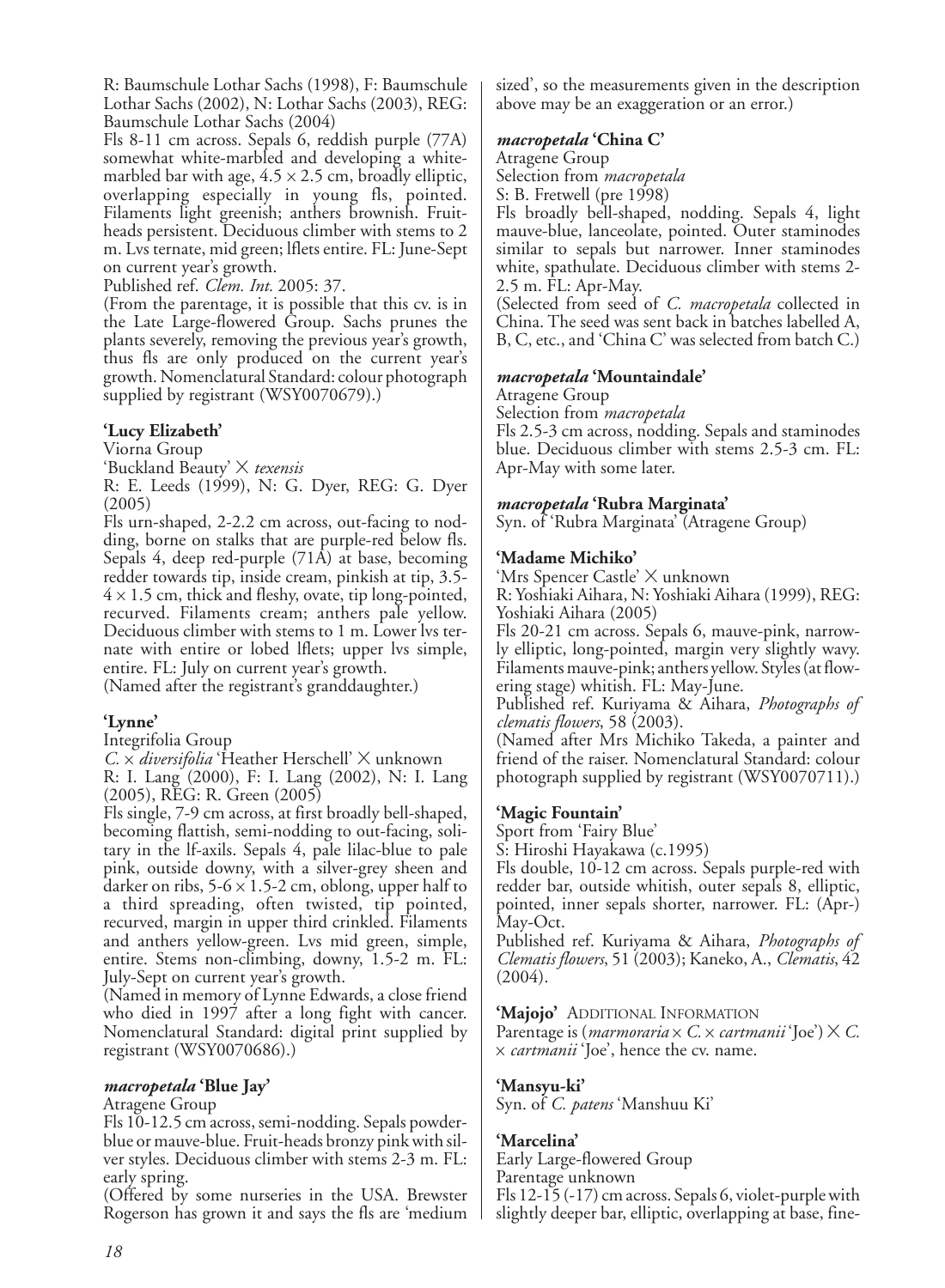R: Baumschule Lothar Sachs (1998), F: Baumschule Lothar Sachs (2002), N: Lothar Sachs (2003), REG: Baumschule Lothar Sachs (2004)

Fls 8-11 cm across. Sepals 6, reddish purple (77A) somewhat white-marbled and developing a white-marbled bar with age, 4.5 × 2.5 cm, broadly elliptic, overlapping especially in young fls, pointed. Filaments light greenish; anthers brownish. Fruit-heads persistent. Deciduous climber with stems to 2 m. Lvs ternate, mid green; lflets entire. FL: June-Sept on current year's growth.

Published ref. *Clem. Int.* 2005: 37.

(From the parentage, it is possible that this cv. is in the Late Large-flowered Group. Sachs prunes the plants severely, removing the previous year's growth, thus fls are only produced on the current year's growth. Nomenclatural Standard: colour photograph supplied by registrant (WSY0070679).)

### 'Lucy Elizabeth'

Viorna Group

'Buckland Beauty' × *texensis*

R: E. Leeds (1999), N: G. Dyer, REG: G. Dyer (2005)

Fls urn-shaped, 2-2.2 cm across, out-facing to nodding, borne on stalks that are purple-red below fls. Sepals 4, deep red-purple (71A) at base, becoming redder towards tip, inside cream, pinkish at tip, 3.5-4 × 1.5 cm, thick and fleshy, ovate, tip long-pointed, recurved. Filaments cream; anthers pale yellow. Deciduous climber with stems to 1 m. Lower lvs ternate with entire or lobed lflets; upper lvs simple, entire. FL: July on current year's growth.

(Named after the registrant's granddaughter.)

### 'Lynne'

Integrifolia Group

*C.* × *diversifolia* 'Heather Herschell' × unknown

R: I. Lang (2000), F: I. Lang (2002), N: I. Lang (2005), REG: R. Green (2005)

Fls single, 7-9 cm across, at first broadly bell-shaped, becoming flattish, semi-nodding to out-facing, solitary in the lf-axils. Sepals 4, pale lilac-blue to pale pink, outside downy, with a silver-grey sheen and darker on ribs, 5-6 × 1.5-2 cm, oblong, upper half to a third spreading, often twisted, tip pointed, recurved, margin in upper third crinkled. Filaments and anthers yellow-green. Lvs mid green, simple, entire. Stems non-climbing, downy, 1.5-2 m. FL: July-Sept on current year's growth.

(Named in memory of Lynne Edwards, a close friend who died in 1997 after a long fight with cancer. Nomenclatural Standard: digital print supplied by registrant (WSY0070686).)

### *macropetala* 'Blue Jay'

Atragene Group

Fls 10-12.5 cm across, semi-nodding. Sepals powder-blue or mauve-blue. Fruit-heads bronzy pink with silver styles. Deciduous climber with stems 2-3 m. FL: early spring.

(Offered by some nurseries in the USA. Brewster Rogerson has grown it and says the fls are 'medium sized', so the measurements given in the description above may be an exaggeration or an error.)

### *macropetala* 'China C'

Atragene Group

Selection from *macropetala*

S: B. Fretwell (pre 1998)

Fls broadly bell-shaped, nodding. Sepals 4, light mauve-blue, lanceolate, pointed. Outer staminodes similar to sepals but narrower. Inner staminodes white, spathulate. Deciduous climber with stems 2-2.5 m. FL: Apr-May.

(Selected from seed of *C. macropetala* collected in China. The seed was sent back in batches labelled A, B, C, etc., and 'China C' was selected from batch C.)

### *macropetala* 'Mountaindale'

Atragene Group

Selection from *macropetala*

Fls 2.5-3 cm across, nodding. Sepals and staminodes blue. Deciduous climber with stems 2.5-3 cm. FL: Apr-May with some later.

### *macropetala* 'Rubra Marginata'

Syn. of 'Rubra Marginata' (Atragene Group)

### 'Madame Michiko'

'Mrs Spencer Castle' × unknown

R: Yoshiaki Aihara, N: Yoshiaki Aihara (1999), REG: Yoshiaki Aihara (2005)

Fls 20-21 cm across. Sepals 6, mauve-pink, narrowly elliptic, long-pointed, margin very slightly wavy. Filaments mauve-pink; anthers yellow. Styles (at flowering stage) whitish. FL: May-June.

Published ref. Kuriyama & Aihara, *Photographs of clematis flowers*, 58 (2003).

(Named after Mrs Michiko Takeda, a painter and friend of the raiser. Nomenclatural Standard: colour photograph supplied by registrant (WSY0070711).)

### 'Magic Fountain'

Sport from 'Fairy Blue'

S: Hiroshi Hayakawa (c.1995)

Fls double, 10-12 cm across. Sepals purple-red with redder bar, outside whitish, outer sepals 8, elliptic, pointed, inner sepals shorter, narrower. FL: (Apr-) May-Oct.

Published ref. Kuriyama & Aihara, *Photographs of Clematis flowers*, 51 (2003); Kaneko, A., *Clematis*, 42 (2004).

### 'Majojo' ADDITIONAL INFORMATION

Parentage is (*marmoraria* × *C.* × *cartmanii* 'Joe') × *C.* × *cartmanii* 'Joe', hence the cv. name.

### 'Mansyu-ki'

Syn. of *C. patens* 'Manshuu Ki'

### 'Marcelina'

Early Large-flowered Group

Parentage unknown

Fls 12-15 (-17) cm across. Sepals 6, violet-purple with slightly deeper bar, elliptic, overlapping at base, fine-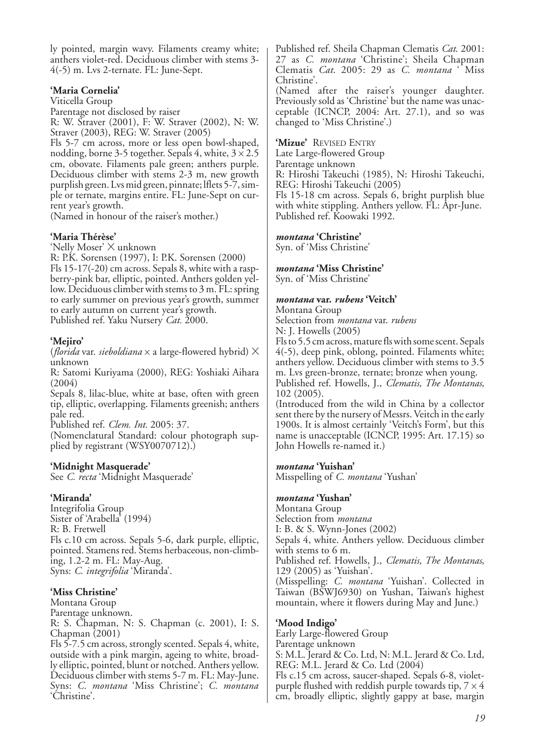ly pointed, margin wavy. Filaments creamy white; anthers violet-red. Deciduous climber with stems 3-4(-5) m. Lvs 2-ternate. FL: June-Sept.

**'Maria Cornelia'**
Viticella Group
Parentage not disclosed by raiser
R: W. Straver (2001), F: W. Straver (2002), N: W. Straver (2003), REG: W. Straver (2005)
Fls 5-7 cm across, more or less open bowl-shaped, nodding, borne 3-5 together. Sepals 4, white, 3 × 2.5 cm, obovate. Filaments pale green; anthers purple. Deciduous climber with stems 2-3 m, new growth purplish green. Lvs mid green, pinnate; lflets 5-7, simple or ternate, margins entire. FL: June-Sept on current year's growth.
(Named in honour of the raiser's mother.)

**'Maria Thérèse'**
'Nelly Moser' × unknown
R: P.K. Sorensen (1997), I: P.K. Sorensen (2000)
Fls 15-17(-20) cm across. Sepals 8, white with a raspberry-pink bar, elliptic, pointed. Anthers golden yellow. Deciduous climber with stems to 3 m. FL: spring to early summer on previous year's growth, summer to early autumn on current year's growth.
Published ref. Yaku Nursery *Cat.* 2000.

**'Mejiro'**
(*florida* var. *sieboldiana* × a large-flowered hybrid) × unknown
R: Satomi Kuriyama (2000), REG: Yoshiaki Aihara (2004)
Sepals 8, lilac-blue, white at base, often with green tip, elliptic, overlapping. Filaments greenish; anthers pale red.
Published ref. *Clem. Int.* 2005: 37.
(Nomenclatural Standard: colour photograph supplied by registrant (WSY0070712).)

**'Midnight Masquerade'**
See *C. recta* 'Midnight Masquerade'

**'Miranda'**
Integrifolia Group
Sister of 'Arabella' (1994)
R: B. Fretwell
Fls c.10 cm across. Sepals 5-6, dark purple, elliptic, pointed. Stamens red. Stems herbaceous, non-climbing, 1.2-2 m. FL: May-Aug.
Syns: *C. integrifolia* 'Miranda'.

**'Miss Christine'**
Montana Group
Parentage unknown.
R: S. Chapman, N: S. Chapman (c. 2001), I: S. Chapman (2001)
Fls 5-7.5 cm across, strongly scented. Sepals 4, white, outside with a pink margin, ageing to white, broadly elliptic, pointed, blunt or notched. Anthers yellow. Deciduous climber with stems 5-7 m. FL: May-June.
Syns: *C. montana* 'Miss Christine'; *C. montana* 'Christine'.
Published ref. Sheila Chapman Clematis *Cat.* 2001: 27 as *C. montana* 'Christine'; Sheila Chapman Clematis *Cat.* 2005: 29 as *C. montana* ' Miss Christine'.
(Named after the raiser's younger daughter. Previously sold as 'Christine' but the name was unacceptable (ICNCP, 2004: Art. 27.1), and so was changed to 'Miss Christine'.)

**'Mizue'** REVISED ENTRY
Late Large-flowered Group
Parentage unknown
R: Hiroshi Takeuchi (1985), N: Hiroshi Takeuchi, REG: Hiroshi Takeuchi (2005)
Fls 15-18 cm across. Sepals 6, bright purplish blue with white stippling. Anthers yellow. FL: Apr-June.
Published ref. Koowaki 1992.

***montana* 'Christine'**
Syn. of 'Miss Christine'

***montana* 'Miss Christine'**
Syn. of 'Miss Christine'

***montana* var. *rubens* 'Veitch'**
Montana Group
Selection from *montana* var. *rubens*
N: J. Howells (2005)
Fls to 5.5 cm across, mature fls with some scent. Sepals 4(-5), deep pink, oblong, pointed. Filaments white; anthers yellow. Deciduous climber with stems to 3.5 m. Lvs green-bronze, ternate; bronze when young.
Published ref. Howells, J., *Clematis, The Montanas*, 102 (2005).
(Introduced from the wild in China by a collector sent there by the nursery of Messrs. Veitch in the early 1900s. It is almost certainly 'Veitch's Form', but this name is unacceptable (ICNCP, 1995: Art. 17.15) so John Howells re-named it.)

***montana* 'Yuishan'**
Misspelling of *C. montana* 'Yushan'

***montana* 'Yushan'**
Montana Group
Selection from *montana*
I: B. & S. Wynn-Jones (2002)
Sepals 4, white. Anthers yellow. Deciduous climber with stems to 6 m.
Published ref. Howells, J., *Clematis, The Montanas*, 129 (2005) as 'Yuishan'.
(Misspelling: *C. montana* 'Yuishan'. Collected in Taiwan (BSWJ6930) on Yushan, Taiwan's highest mountain, where it flowers during May and June.)

**'Mood Indigo'**
Early Large-flowered Group
Parentage unknown
S: M.L. Jerard & Co. Ltd, N: M.L. Jerard & Co. Ltd, REG: M.L. Jerard & Co. Ltd (2004)
Fls c.15 cm across, saucer-shaped. Sepals 6-8, violet-purple flushed with reddish purple towards tip, 7 × 4 cm, broadly elliptic, slightly gappy at base, margin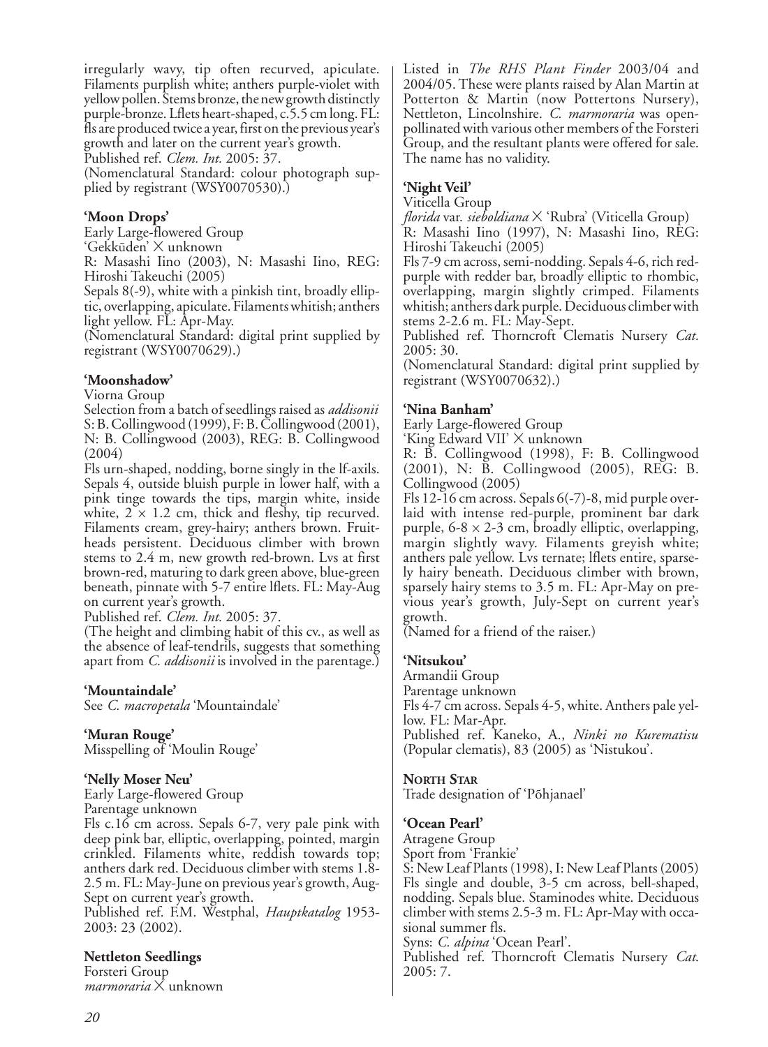irregularly wavy, tip often recurved, apiculate. Filaments purplish white; anthers purple-violet with yellow pollen. Stems bronze, the new growth distinctly purple-bronze. Lflets heart-shaped, c.5.5 cm long. FL: fls are produced twice a year, first on the previous year's growth and later on the current year's growth.
Published ref. *Clem. Int.* 2005: 37.
(Nomenclatural Standard: colour photograph supplied by registrant (WSY0070530).)

**'Moon Drops'**
Early Large-flowered Group
'Gekkūden' × unknown
R: Masashi Iino (2003), N: Masashi Iino, REG: Hiroshi Takeuchi (2005)
Sepals 8(-9), white with a pinkish tint, broadly elliptic, overlapping, apiculate. Filaments whitish; anthers light yellow. FL: Apr-May.
(Nomenclatural Standard: digital print supplied by registrant (WSY0070629).)

**'Moonshadow'**
Viorna Group
Selection from a batch of seedlings raised as *addisonii*
S: B. Collingwood (1999), F: B. Collingwood (2001), N: B. Collingwood (2003), REG: B. Collingwood (2004)
Fls urn-shaped, nodding, borne singly in the lf-axils. Sepals 4, outside bluish purple in lower half, with a pink tinge towards the tips, margin white, inside white, 2 × 1.2 cm, thick and fleshy, tip recurved. Filaments cream, grey-hairy; anthers brown. Fruitheads persistent. Deciduous climber with brown stems to 2.4 m, new growth red-brown. Lvs at first brown-red, maturing to dark green above, blue-green beneath, pinnate with 5-7 entire lflets. FL: May-Aug on current year's growth.
Published ref. *Clem. Int.* 2005: 37.
(The height and climbing habit of this cv., as well as the absence of leaf-tendrils, suggests that something apart from *C. addisonii* is involved in the parentage.)

**'Mountaindale'**
See *C. macropetala* 'Mountaindale'

**'Muran Rouge'**
Misspelling of 'Moulin Rouge'

**'Nelly Moser Neu'**
Early Large-flowered Group
Parentage unknown
Fls c.16 cm across. Sepals 6-7, very pale pink with deep pink bar, elliptic, overlapping, pointed, margin crinkled. Filaments white, reddish towards top; anthers dark red. Deciduous climber with stems 1.8-2.5 m. FL: May-June on previous year's growth, Aug-Sept on current year's growth.
Published ref. F.M. Westphal, *Hauptkatalog* 1953-2003: 23 (2002).

**Nettleton Seedlings**
Forsteri Group
*marmoraria* × unknown
Listed in *The RHS Plant Finder* 2003/04 and 2004/05. These were plants raised by Alan Martin at Potterton & Martin (now Pottertons Nursery), Nettleton, Lincolnshire. *C. marmoraria* was open-pollinated with various other members of the Forsteri Group, and the resultant plants were offered for sale. The name has no validity.

**'Night Veil'**
Viticella Group
*florida* var. *sieboldiana* × 'Rubra' (Viticella Group)
R: Masashi Iino (1997), N: Masashi Iino, REG: Hiroshi Takeuchi (2005)
Fls 7-9 cm across, semi-nodding. Sepals 4-6, rich red-purple with redder bar, broadly elliptic to rhombic, overlapping, margin slightly crimped. Filaments whitish; anthers dark purple. Deciduous climber with stems 2-2.6 m. FL: May-Sept.
Published ref. Thorncroft Clematis Nursery *Cat.* 2005: 30.
(Nomenclatural Standard: digital print supplied by registrant (WSY0070632).)

**'Nina Banham'**
Early Large-flowered Group
'King Edward VII' × unknown
R: B. Collingwood (1998), F: B. Collingwood (2001), N: B. Collingwood (2005), REG: B. Collingwood (2005)
Fls 12-16 cm across. Sepals 6(-7)-8, mid purple overlaid with intense red-purple, prominent bar dark purple, 6-8 × 2-3 cm, broadly elliptic, overlapping, margin slightly wavy. Filaments greyish white; anthers pale yellow. Lvs ternate; lflets entire, sparsely hairy beneath. Deciduous climber with brown, sparsely hairy stems to 3.5 m. FL: Apr-May on previous year's growth, July-Sept on current year's growth.
(Named for a friend of the raiser.)

**'Nitsukou'**
Armandii Group
Parentage unknown
Fls 4-7 cm across. Sepals 4-5, white. Anthers pale yellow. FL: Mar-Apr.
Published ref. Kaneko, A., *Ninki no Kurematisu* (Popular clematis), 83 (2005) as 'Nistukou'.

**North Star**
Trade designation of 'Põhjanael'

**'Ocean Pearl'**
Atragene Group
Sport from 'Frankie'
S: New Leaf Plants (1998), I: New Leaf Plants (2005)
Fls single and double, 3-5 cm across, bell-shaped, nodding. Sepals blue. Staminodes white. Deciduous climber with stems 2.5-3 m. FL: Apr-May with occasional summer fls.
Syns: *C. alpina* 'Ocean Pearl'.
Published ref. Thorncroft Clematis Nursery *Cat.* 2005: 7.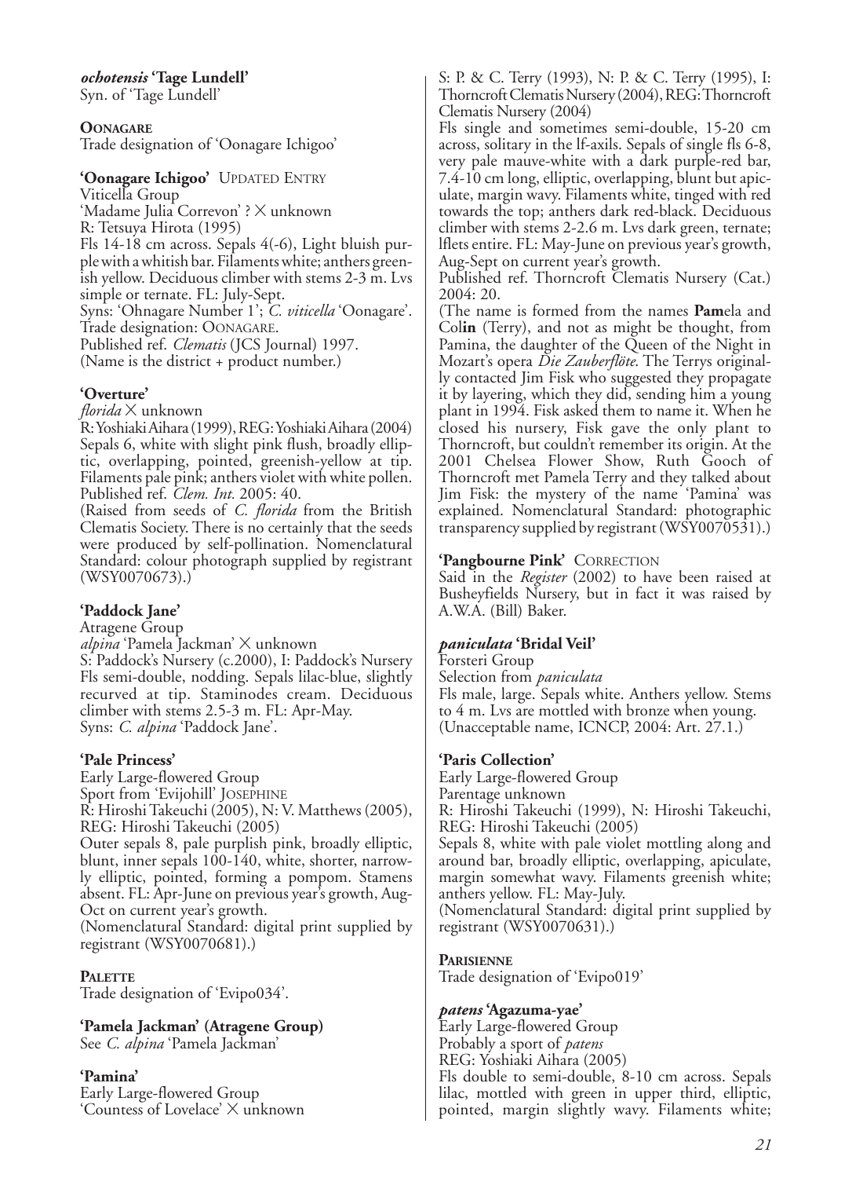***ochotensis*** **'Tage Lundell'**
Syn. of 'Tage Lundell'

**OONAGARE**
Trade designation of 'Oonagare Ichigoo'

**'Oonagare Ichigoo'** UPDATED ENTRY
Viticella Group
'Madame Julia Correvon' ? × unknown
R: Tetsuya Hirota (1995)
Fls 14-18 cm across. Sepals 4(-6), Light bluish purple with a whitish bar. Filaments white; anthers greenish yellow. Deciduous climber with stems 2-3 m. Lvs simple or ternate. FL: July-Sept.
Syns: 'Ohnagare Number 1'; *C. viticella* 'Oonagare'.
Trade designation: OONAGARE.
Published ref. *Clematis* (JCS Journal) 1997.
(Name is the district + product number.)

**'Overture'**
*florida* × unknown
R: Yoshiaki Aihara (1999), REG: Yoshiaki Aihara (2004)
Sepals 6, white with slight pink flush, broadly elliptic, overlapping, pointed, greenish-yellow at tip. Filaments pale pink; anthers violet with white pollen.
Published ref. *Clem. Int.* 2005: 40.
(Raised from seeds of *C. florida* from the British Clematis Society. There is no certainly that the seeds were produced by self-pollination. Nomenclatural Standard: colour photograph supplied by registrant (WSY0070673).)

**'Paddock Jane'**
Atragene Group
*alpina* 'Pamela Jackman' × unknown
S: Paddock's Nursery (c.2000), I: Paddock's Nursery
Fls semi-double, nodding. Sepals lilac-blue, slightly recurved at tip. Staminodes cream. Deciduous climber with stems 2.5-3 m. FL: Apr-May.
Syns: *C. alpina* 'Paddock Jane'.

**'Pale Princess'**
Early Large-flowered Group
Sport from 'Evijohill' JOSEPHINE
R: Hiroshi Takeuchi (2005), N: V. Matthews (2005), REG: Hiroshi Takeuchi (2005)
Outer sepals 8, pale purplish pink, broadly elliptic, blunt, inner sepals 100-140, white, shorter, narrowly elliptic, pointed, forming a pompom. Stamens absent. FL: Apr-June on previous year's growth, Aug-Oct on current year's growth.
(Nomenclatural Standard: digital print supplied by registrant (WSY0070681).)

**PALETTE**
Trade designation of 'Evipo034'.

**'Pamela Jackman' (Atragene Group)**
See *C. alpina* 'Pamela Jackman'

**'Pamina'**
Early Large-flowered Group
'Countess of Lovelace' × unknown
S: P. & C. Terry (1993), N: P. & C. Terry (1995), I: Thorncroft Clematis Nursery (2004), REG: Thorncroft Clematis Nursery (2004)
Fls single and sometimes semi-double, 15-20 cm across, solitary in the lf-axils. Sepals of single fls 6-8, very pale mauve-white with a dark purple-red bar, 7.4-10 cm long, elliptic, overlapping, blunt but apiculate, margin wavy. Filaments white, tinged with red towards the top; anthers dark red-black. Deciduous climber with stems 2-2.6 m. Lvs dark green, ternate; lflets entire. FL: May-June on previous year's growth, Aug-Sept on current year's growth.
Published ref. Thorncroft Clematis Nursery (Cat.) 2004: 20.
(The name is formed from the names **Pam**ela and Col**in** (Terry), and not as might be thought, from Pamina, the daughter of the Queen of the Night in Mozart's opera *Die Zauberflöte*. The Terrys originally contacted Jim Fisk who suggested they propagate it by layering, which they did, sending him a young plant in 1994. Fisk asked them to name it. When he closed his nursery, Fisk gave the only plant to Thorncroft, but couldn't remember its origin. At the 2001 Chelsea Flower Show, Ruth Gooch of Thorncroft met Pamela Terry and they talked about Jim Fisk: the mystery of the name 'Pamina' was explained. Nomenclatural Standard: photographic transparency supplied by registrant (WSY0070531).)

**'Pangbourne Pink'** CORRECTION
Said in the *Register* (2002) to have been raised at Busheyfields Nursery, but in fact it was raised by A.W.A. (Bill) Baker.

***paniculata*** **'Bridal Veil'**
Forsteri Group
Selection from *paniculata*
Fls male, large. Sepals white. Anthers yellow. Stems to 4 m. Lvs are mottled with bronze when young.
(Unacceptable name, ICNCP, 2004: Art. 27.1.)

**'Paris Collection'**
Early Large-flowered Group
Parentage unknown
R: Hiroshi Takeuchi (1999), N: Hiroshi Takeuchi, REG: Hiroshi Takeuchi (2005)
Sepals 8, white with pale violet mottling along and around bar, broadly elliptic, overlapping, apiculate, margin somewhat wavy. Filaments greenish white; anthers yellow. FL: May-July.
(Nomenclatural Standard: digital print supplied by registrant (WSY0070631).)

**PARISIENNE**
Trade designation of 'Evipo019'

***patens*** **'Agazuma-yae'**
Early Large-flowered Group
Probably a sport of *patens*
REG: Yoshiaki Aihara (2005)
Fls double to semi-double, 8-10 cm across. Sepals lilac, mottled with green in upper third, elliptic, pointed, margin slightly wavy. Filaments white;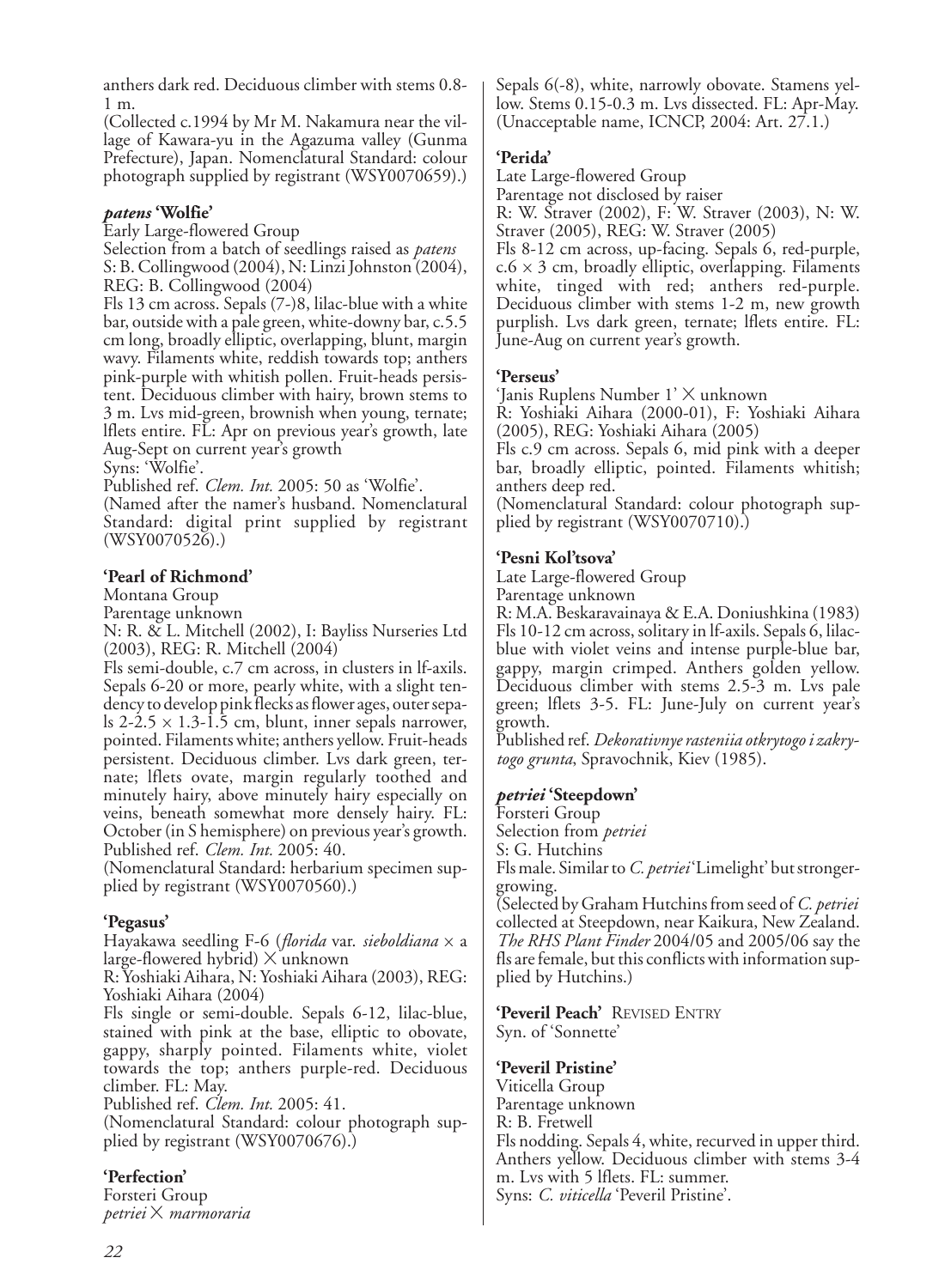anthers dark red. Deciduous climber with stems 0.8-1 m.
(Collected c.1994 by Mr M. Nakamura near the village of Kawara-yu in the Agazuma valley (Gunma Prefecture), Japan. Nomenclatural Standard: colour photograph supplied by registrant (WSY0070659).)

### *patens* 'Wolfie'

Early Large-flowered Group
Selection from a batch of seedlings raised as *patens*
S: B. Collingwood (2004), N: Linzi Johnston (2004), REG: B. Collingwood (2004)
Fls 13 cm across. Sepals (7-)8, lilac-blue with a white bar, outside with a pale green, white-downy bar, c.5.5 cm long, broadly elliptic, overlapping, blunt, margin wavy. Filaments white, reddish towards top; anthers pink-purple with whitish pollen. Fruit-heads persistent. Deciduous climber with hairy, brown stems to 3 m. Lvs mid-green, brownish when young, ternate; lflets entire. FL: Apr on previous year's growth, late Aug-Sept on current year's growth
Syns: 'Wolfie'.
Published ref. *Clem. Int.* 2005: 50 as 'Wolfie'.
(Named after the namer's husband. Nomenclatural Standard: digital print supplied by registrant (WSY0070526).)

### 'Pearl of Richmond'

Montana Group
Parentage unknown
N: R. & L. Mitchell (2002), I: Bayliss Nurseries Ltd (2003), REG: R. Mitchell (2004)
Fls semi-double, c.7 cm across, in clusters in lf-axils. Sepals 6-20 or more, pearly white, with a slight tendency to develop pink flecks as flower ages, outer sepals 2-2.5 × 1.3-1.5 cm, blunt, inner sepals narrower, pointed. Filaments white; anthers yellow. Fruit-heads persistent. Deciduous climber. Lvs dark green, ternate; lflets ovate, margin regularly toothed and minutely hairy, above minutely hairy especially on veins, beneath somewhat more densely hairy. FL: October (in S hemisphere) on previous year's growth.
Published ref. *Clem. Int.* 2005: 40.
(Nomenclatural Standard: herbarium specimen supplied by registrant (WSY0070560).)

### 'Pegasus'

Hayakawa seedling F-6 (*florida* var. *sieboldiana* × a large-flowered hybrid) × unknown
R: Yoshiaki Aihara, N: Yoshiaki Aihara (2003), REG: Yoshiaki Aihara (2004)
Fls single or semi-double. Sepals 6-12, lilac-blue, stained with pink at the base, elliptic to obovate, gappy, sharply pointed. Filaments white, violet towards the top; anthers purple-red. Deciduous climber. FL: May.
Published ref. *Clem. Int.* 2005: 41.
(Nomenclatural Standard: colour photograph supplied by registrant (WSY0070676).)

### 'Perfection'

Forsteri Group
*petriei* × *marmoraria*
Sepals 6(-8), white, narrowly obovate. Stamens yellow. Stems 0.15-0.3 m. Lvs dissected. FL: Apr-May.
(Unacceptable name, ICNCP, 2004: Art. 27.1.)

### 'Perida'

Late Large-flowered Group
Parentage not disclosed by raiser
R: W. Straver (2002), F: W. Straver (2003), N: W. Straver (2005), REG: W. Straver (2005)
Fls 8-12 cm across, up-facing. Sepals 6, red-purple, c.6 × 3 cm, broadly elliptic, overlapping. Filaments white, tinged with red; anthers red-purple. Deciduous climber with stems 1-2 m, new growth purplish. Lvs dark green, ternate; lflets entire. FL: June-Aug on current year's growth.

### 'Perseus'

'Janis Ruplens Number 1' × unknown
R: Yoshiaki Aihara (2000-01), F: Yoshiaki Aihara (2005), REG: Yoshiaki Aihara (2005)
Fls c.9 cm across. Sepals 6, mid pink with a deeper bar, broadly elliptic, pointed. Filaments whitish; anthers deep red.
(Nomenclatural Standard: colour photograph supplied by registrant (WSY0070710).)

### 'Pesni Kol'tsova'

Late Large-flowered Group
Parentage unknown
R: M.A. Beskaravainaya & E.A. Doniushkina (1983)
Fls 10-12 cm across, solitary in lf-axils. Sepals 6, lilac-blue with violet veins and intense purple-blue bar, gappy, margin crimped. Anthers golden yellow. Deciduous climber with stems 2.5-3 m. Lvs pale green; lflets 3-5. FL: June-July on current year's growth.
Published ref. *Dekorativnye rasteniia otkrytogo i zakrytogo grunta*, Spravochnik, Kiev (1985).

### *petriei* 'Steepdown'

Forsteri Group
Selection from *petriei*
S: G. Hutchins
Fls male. Similar to *C. petriei* 'Limelight' but stronger-growing.
(Selected by Graham Hutchins from seed of *C. petriei* collected at Steepdown, near Kaikura, New Zealand. *The RHS Plant Finder* 2004/05 and 2005/06 say the fls are female, but this conflicts with information supplied by Hutchins.)

### 'Peveril Peach' REVISED ENTRY

Syn. of 'Sonnette'

### 'Peveril Pristine'

Viticella Group
Parentage unknown
R: B. Fretwell
Fls nodding. Sepals 4, white, recurved in upper third. Anthers yellow. Deciduous climber with stems 3-4 m. Lvs with 5 lflets. FL: summer.
Syns: *C. viticella* 'Peveril Pristine'.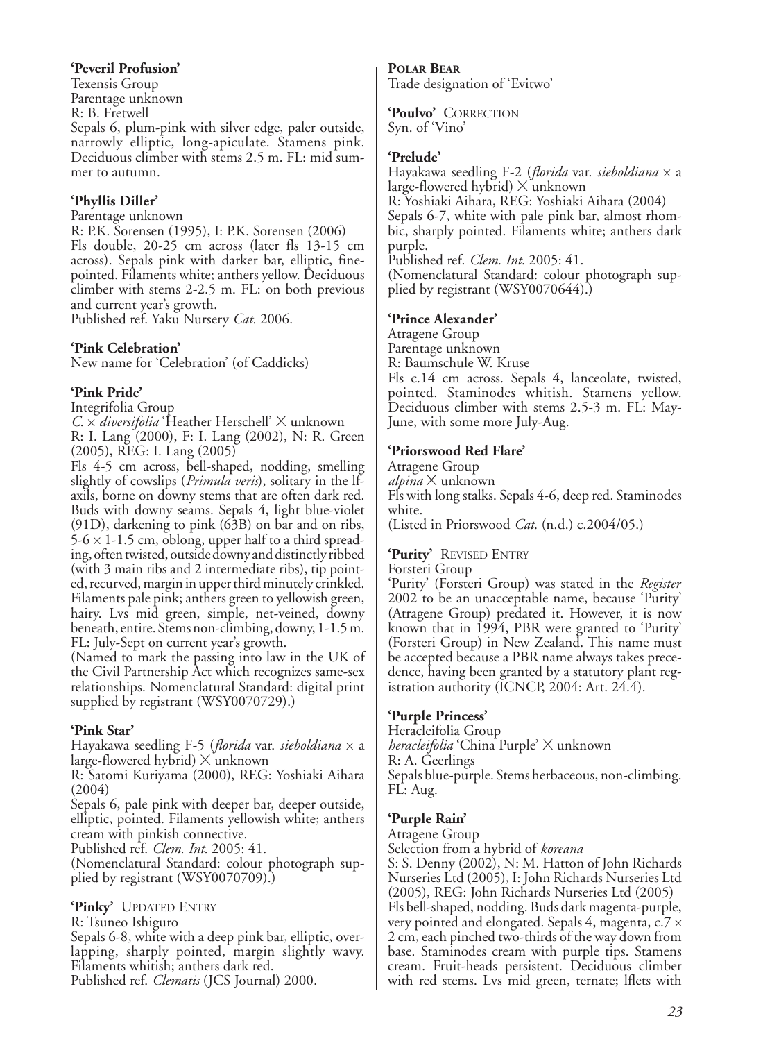**'Peveril Profusion'**
Texensis Group
Parentage unknown
R: B. Fretwell
Sepals 6, plum-pink with silver edge, paler outside, narrowly elliptic, long-apiculate. Stamens pink. Deciduous climber with stems 2.5 m. FL: mid summer to autumn.

**'Phyllis Diller'**
Parentage unknown
R: P.K. Sorensen (1995), I: P.K. Sorensen (2006)
Fls double, 20-25 cm across (later fls 13-15 cm across). Sepals pink with darker bar, elliptic, fine-pointed. Filaments white; anthers yellow. Deciduous climber with stems 2-2.5 m. FL: on both previous and current year's growth.
Published ref. Yaku Nursery *Cat.* 2006.

**'Pink Celebration'**
New name for 'Celebration' (of Caddicks)

**'Pink Pride'**
Integrifolia Group
*C.* × *diversifolia* 'Heather Herschell' × unknown
R: I. Lang (2000), F: I. Lang (2002), N: R. Green (2005), REG: I. Lang (2005)
Fls 4-5 cm across, bell-shaped, nodding, smelling slightly of cowslips (*Primula veris*), solitary in the lf-axils, borne on downy stems that are often dark red. Buds with downy seams. Sepals 4, light blue-violet (91D), darkening to pink (63B) on bar and on ribs, 5-6 × 1-1.5 cm, oblong, upper half to a third spreading, often twisted, outside downy and distinctly ribbed (with 3 main ribs and 2 intermediate ribs), tip pointed, recurved, margin in upper third minutely crinkled. Filaments pale pink; anthers green to yellowish green, hairy. Lvs mid green, simple, net-veined, downy beneath, entire. Stems non-climbing, downy, 1-1.5 m. FL: July-Sept on current year's growth.
(Named to mark the passing into law in the UK of the Civil Partnership Act which recognizes same-sex relationships. Nomenclatural Standard: digital print supplied by registrant (WSY0070729).)

**'Pink Star'**
Hayakawa seedling F-5 (*florida* var. *sieboldiana* × a large-flowered hybrid) × unknown
R: Satomi Kuriyama (2000), REG: Yoshiaki Aihara (2004)
Sepals 6, pale pink with deeper bar, deeper outside, elliptic, pointed. Filaments yellowish white; anthers cream with pinkish connective.
Published ref. *Clem. Int.* 2005: 41.
(Nomenclatural Standard: colour photograph supplied by registrant (WSY0070709).)

**'Pinky'** UPDATED ENTRY
R: Tsuneo Ishiguro
Sepals 6-8, white with a deep pink bar, elliptic, overlapping, sharply pointed, margin slightly wavy. Filaments whitish; anthers dark red.
Published ref. *Clematis* (JCS Journal) 2000.

**POLAR BEAR**
Trade designation of 'Evitwo'

**'Poulvo'** CORRECTION
Syn. of 'Vino'

**'Prelude'**
Hayakawa seedling F-2 (*florida* var. *sieboldiana* × a large-flowered hybrid) × unknown
R: Yoshiaki Aihara, REG: Yoshiaki Aihara (2004)
Sepals 6-7, white with pale pink bar, almost rhombic, sharply pointed. Filaments white; anthers dark purple.
Published ref. *Clem. Int.* 2005: 41.
(Nomenclatural Standard: colour photograph supplied by registrant (WSY0070644).)

**'Prince Alexander'**
Atragene Group
Parentage unknown
R: Baumschule W. Kruse
Fls c.14 cm across. Sepals 4, lanceolate, twisted, pointed. Staminodes whitish. Stamens yellow. Deciduous climber with stems 2.5-3 m. FL: May-June, with some more July-Aug.

**'Priorswood Red Flare'**
Atragene Group
*alpina* × unknown
Fls with long stalks. Sepals 4-6, deep red. Staminodes white.
(Listed in Priorswood *Cat.* (n.d.) c.2004/05.)

**'Purity'** REVISED ENTRY
Forsteri Group
'Purity' (Forsteri Group) was stated in the *Register* 2002 to be an unacceptable name, because 'Purity' (Atragene Group) predated it. However, it is now known that in 1994, PBR were granted to 'Purity' (Forsteri Group) in New Zealand. This name must be accepted because a PBR name always takes precedence, having been granted by a statutory plant registration authority (ICNCP, 2004: Art. 24.4).

**'Purple Princess'**
Heracleifolia Group
*heracleifolia* 'China Purple' × unknown
R: A. Geerlings
Sepals blue-purple. Stems herbaceous, non-climbing. FL: Aug.

**'Purple Rain'**
Atragene Group
Selection from a hybrid of *koreana*
S: S. Denny (2002), N: M. Hatton of John Richards Nurseries Ltd (2005), I: John Richards Nurseries Ltd (2005), REG: John Richards Nurseries Ltd (2005)
Fls bell-shaped, nodding. Buds dark magenta-purple, very pointed and elongated. Sepals 4, magenta, c.7 × 2 cm, each pinched two-thirds of the way down from base. Staminodes cream with purple tips. Stamens cream. Fruit-heads persistent. Deciduous climber with red stems. Lvs mid green, ternate; lflets with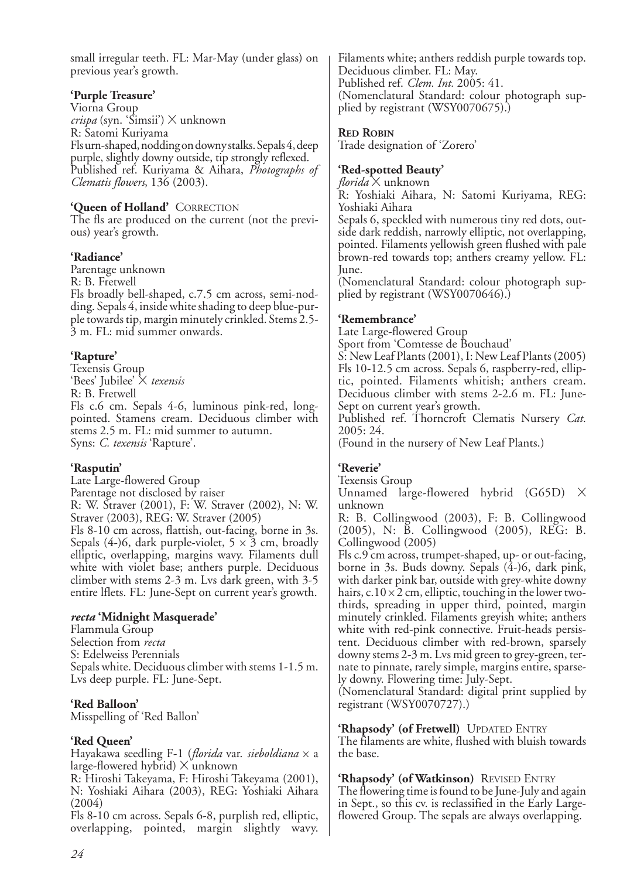small irregular teeth. FL: Mar-May (under glass) on previous year's growth.

**'Purple Treasure'**
Viorna Group
*crispa* (syn. 'Simsii') × unknown
R: Satomi Kuriyama
Fls urn-shaped, nodding on downy stalks. Sepals 4, deep purple, slightly downy outside, tip strongly reflexed.
Published ref. Kuriyama & Aihara, *Photographs of Clematis flowers*, 136 (2003).

**'Queen of Holland'** CORRECTION
The fls are produced on the current (not the previous) year's growth.

**'Radiance'**
Parentage unknown
R: B. Fretwell
Fls broadly bell-shaped, c.7.5 cm across, semi-nodding. Sepals 4, inside white shading to deep blue-purple towards tip, margin minutely crinkled. Stems 2.5-3 m. FL: mid summer onwards.

**'Rapture'**
Texensis Group
'Bees' Jubilee' × *texensis*
R: B. Fretwell
Fls c.6 cm. Sepals 4-6, luminous pink-red, long-pointed. Stamens cream. Deciduous climber with stems 2.5 m. FL: mid summer to autumn.
Syns: *C. texensis* 'Rapture'.

**'Rasputin'**
Late Large-flowered Group
Parentage not disclosed by raiser
R: W. Straver (2001), F: W. Straver (2002), N: W. Straver (2003), REG: W. Straver (2005)
Fls 8-10 cm across, flattish, out-facing, borne in 3s. Sepals (4-)6, dark purple-violet, 5 × 3 cm, broadly elliptic, overlapping, margins wavy. Filaments dull white with violet base; anthers purple. Deciduous climber with stems 2-3 m. Lvs dark green, with 3-5 entire lflets. FL: June-Sept on current year's growth.

***recta* 'Midnight Masquerade'**
Flammula Group
Selection from *recta*
S: Edelweiss Perennials
Sepals white. Deciduous climber with stems 1-1.5 m. Lvs deep purple. FL: June-Sept.

**'Red Balloon'**
Misspelling of 'Red Ballon'

**'Red Queen'**
Hayakawa seedling F-1 (*florida* var. *sieboldiana* × a large-flowered hybrid) × unknown
R: Hiroshi Takeyama, F: Hiroshi Takeyama (2001), N: Yoshiaki Aihara (2003), REG: Yoshiaki Aihara (2004)
Fls 8-10 cm across. Sepals 6-8, purplish red, elliptic, overlapping, pointed, margin slightly wavy. Filaments white; anthers reddish purple towards top. Deciduous climber. FL: May.
Published ref. *Clem. Int.* 2005: 41.
(Nomenclatural Standard: colour photograph supplied by registrant (WSY0070675).)

**RED ROBIN**
Trade designation of 'Zorero'

**'Red-spotted Beauty'**
*florida* × unknown
R: Yoshiaki Aihara, N: Satomi Kuriyama, REG: Yoshiaki Aihara
Sepals 6, speckled with numerous tiny red dots, outside dark reddish, narrowly elliptic, not overlapping, pointed. Filaments yellowish green flushed with pale brown-red towards top; anthers creamy yellow. FL: June.
(Nomenclatural Standard: colour photograph supplied by registrant (WSY0070646).)

**'Remembrance'**
Late Large-flowered Group
Sport from 'Comtesse de Bouchaud'
S: New Leaf Plants (2001), I: New Leaf Plants (2005)
Fls 10-12.5 cm across. Sepals 6, raspberry-red, elliptic, pointed. Filaments whitish; anthers cream. Deciduous climber with stems 2-2.6 m. FL: June-Sept on current year's growth.
Published ref. Thorncroft Clematis Nursery *Cat.* 2005: 24.
(Found in the nursery of New Leaf Plants.)

**'Reverie'**
Texensis Group
Unnamed large-flowered hybrid (G65D) × unknown
R: B. Collingwood (2003), F: B. Collingwood (2005), N: B. Collingwood (2005), REG: B. Collingwood (2005)
Fls c.9 cm across, trumpet-shaped, up- or out-facing, borne in 3s. Buds downy. Sepals (4-)6, dark pink, with darker pink bar, outside with grey-white downy hairs, c.10 × 2 cm, elliptic, touching in the lower two-thirds, spreading in upper third, pointed, margin minutely crinkled. Filaments greyish white; anthers white with red-pink connective. Fruit-heads persistent. Deciduous climber with red-brown, sparsely downy stems 2-3 m. Lvs mid green to grey-green, ternate to pinnate, rarely simple, margins entire, sparsely downy. Flowering time: July-Sept.
(Nomenclatural Standard: digital print supplied by registrant (WSY0070727).)

**'Rhapsody' (of Fretwell)** UPDATED ENTRY
The filaments are white, flushed with bluish towards the base.

**'Rhapsody' (of Watkinson)** REVISED ENTRY
The flowering time is found to be June-July and again in Sept., so this cv. is reclassified in the Early Large-flowered Group. The sepals are always overlapping.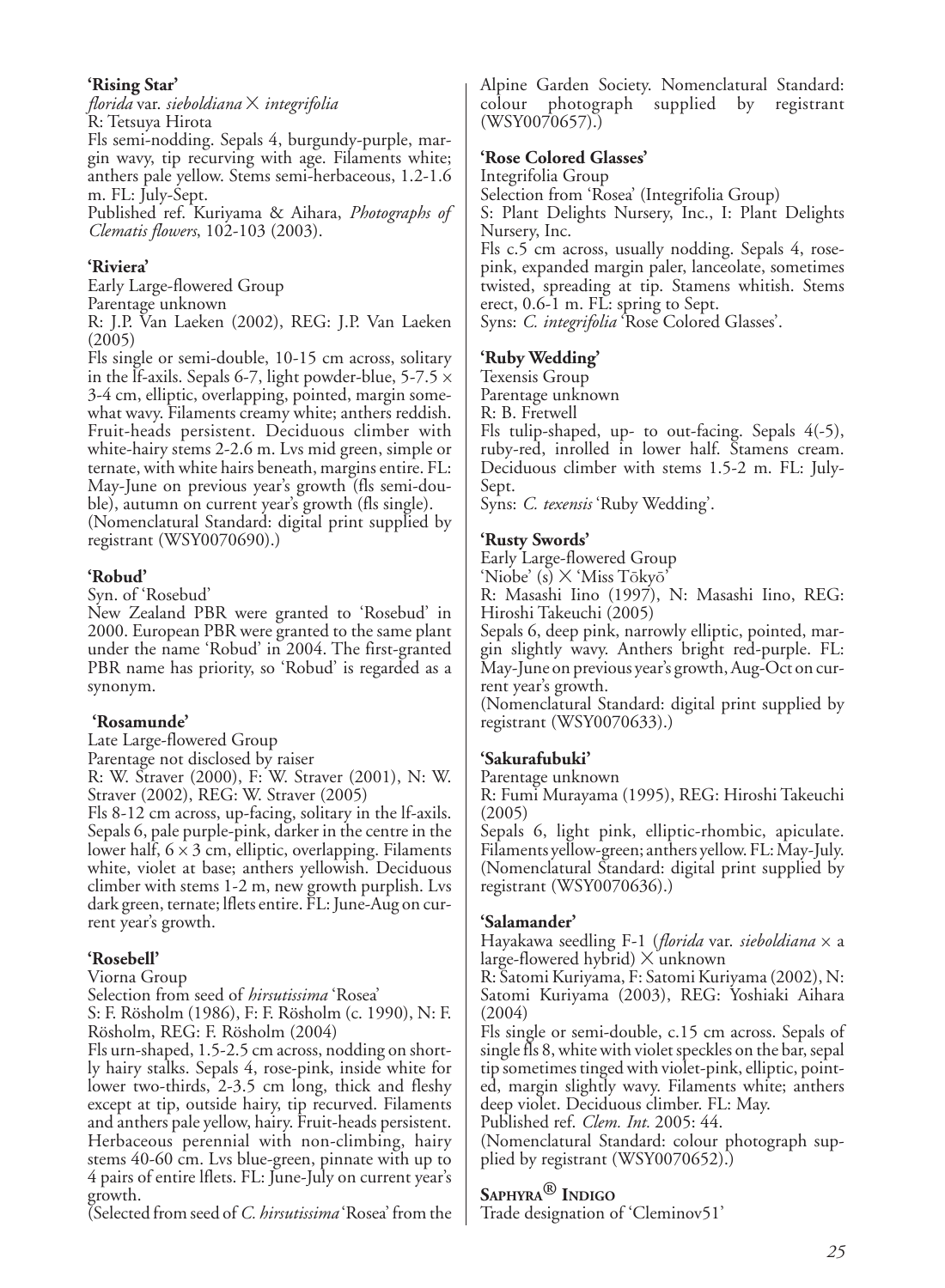**'Rising Star'**

*florida* var. *sieboldiana* × *integrifolia*

R: Tetsuya Hirota

Fls semi-nodding. Sepals 4, burgundy-purple, margin wavy, tip recurving with age. Filaments white; anthers pale yellow. Stems semi-herbaceous, 1.2-1.6 m. FL: July-Sept.

Published ref. Kuriyama & Aihara, *Photographs of Clematis flowers*, 102-103 (2003).

**'Riviera'**

Early Large-flowered Group

Parentage unknown

R: J.P. Van Laeken (2002), REG: J.P. Van Laeken (2005)

Fls single or semi-double, 10-15 cm across, solitary in the lf-axils. Sepals 6-7, light powder-blue, 5-7.5 × 3-4 cm, elliptic, overlapping, pointed, margin somewhat wavy. Filaments creamy white; anthers reddish. Fruit-heads persistent. Deciduous climber with white-hairy stems 2-2.6 m. Lvs mid green, simple or ternate, with white hairs beneath, margins entire. FL: May-June on previous year's growth (fls semi-double), autumn on current year's growth (fls single).

(Nomenclatural Standard: digital print supplied by registrant (WSY0070690).)

**'Robud'**

Syn. of 'Rosebud'

New Zealand PBR were granted to 'Rosebud' in 2000. European PBR were granted to the same plant under the name 'Robud' in 2004. The first-granted PBR name has priority, so 'Robud' is regarded as a synonym.

**'Rosamunde'**

Late Large-flowered Group

Parentage not disclosed by raiser

R: W. Straver (2000), F: W. Straver (2001), N: W. Straver (2002), REG: W. Straver (2005)

Fls 8-12 cm across, up-facing, solitary in the lf-axils. Sepals 6, pale purple-pink, darker in the centre in the lower half, 6 × 3 cm, elliptic, overlapping. Filaments white, violet at base; anthers yellowish. Deciduous climber with stems 1-2 m, new growth purplish. Lvs dark green, ternate; lflets entire. FL: June-Aug on current year's growth.

**'Rosebell'**

Viorna Group

Selection from seed of *hirsutissima* 'Rosea'

S: F. Rösholm (1986), F: F. Rösholm (c. 1990), N: F. Rösholm, REG: F. Rösholm (2004)

Fls urn-shaped, 1.5-2.5 cm across, nodding on shortly hairy stalks. Sepals 4, rose-pink, inside white for lower two-thirds, 2-3.5 cm long, thick and fleshy except at tip, outside hairy, tip recurved. Filaments and anthers pale yellow, hairy. Fruit-heads persistent. Herbaceous perennial with non-climbing, hairy stems 40-60 cm. Lvs blue-green, pinnate with up to 4 pairs of entire lflets. FL: June-July on current year's growth.

(Selected from seed of *C. hirsutissima* 'Rosea' from the Alpine Garden Society. Nomenclatural Standard: colour photograph supplied by registrant (WSY0070657).)

**'Rose Colored Glasses'**

Integrifolia Group

Selection from 'Rosea' (Integrifolia Group)

S: Plant Delights Nursery, Inc., I: Plant Delights Nursery, Inc.

Fls c.5 cm across, usually nodding. Sepals 4, rose-pink, expanded margin paler, lanceolate, sometimes twisted, spreading at tip. Stamens whitish. Stems erect, 0.6-1 m. FL: spring to Sept.

Syns: *C. integrifolia* 'Rose Colored Glasses'.

**'Ruby Wedding'**

Texensis Group

Parentage unknown

R: B. Fretwell

Fls tulip-shaped, up- to out-facing. Sepals 4(-5), ruby-red, inrolled in lower half. Stamens cream. Deciduous climber with stems 1.5-2 m. FL: July-Sept.

Syns: *C. texensis* 'Ruby Wedding'.

**'Rusty Swords'**

Early Large-flowered Group

'Niobe' (s) × 'Miss Tōkyō'

R: Masashi Iino (1997), N: Masashi Iino, REG: Hiroshi Takeuchi (2005)

Sepals 6, deep pink, narrowly elliptic, pointed, margin slightly wavy. Anthers bright red-purple. FL: May-June on previous year's growth, Aug-Oct on current year's growth.

(Nomenclatural Standard: digital print supplied by registrant (WSY0070633).)

**'Sakurafubuki'**

Parentage unknown

R: Fumi Murayama (1995), REG: Hiroshi Takeuchi (2005)

Sepals 6, light pink, elliptic-rhombic, apiculate. Filaments yellow-green; anthers yellow. FL: May-July.

(Nomenclatural Standard: digital print supplied by registrant (WSY0070636).)

**'Salamander'**

Hayakawa seedling F-1 (*florida* var. *sieboldiana* × a large-flowered hybrid) × unknown

R: Satomi Kuriyama, F: Satomi Kuriyama (2002), N: Satomi Kuriyama (2003), REG: Yoshiaki Aihara (2004)

Fls single or semi-double, c.15 cm across. Sepals of single fls 8, white with violet speckles on the bar, sepal tip sometimes tinged with violet-pink, elliptic, pointed, margin slightly wavy. Filaments white; anthers deep violet. Deciduous climber. FL: May.

Published ref. *Clem. Int.* 2005: 44.

(Nomenclatural Standard: colour photograph supplied by registrant (WSY0070652).)

**SAPHYRA® INDIGO**

Trade designation of 'Cleminov51'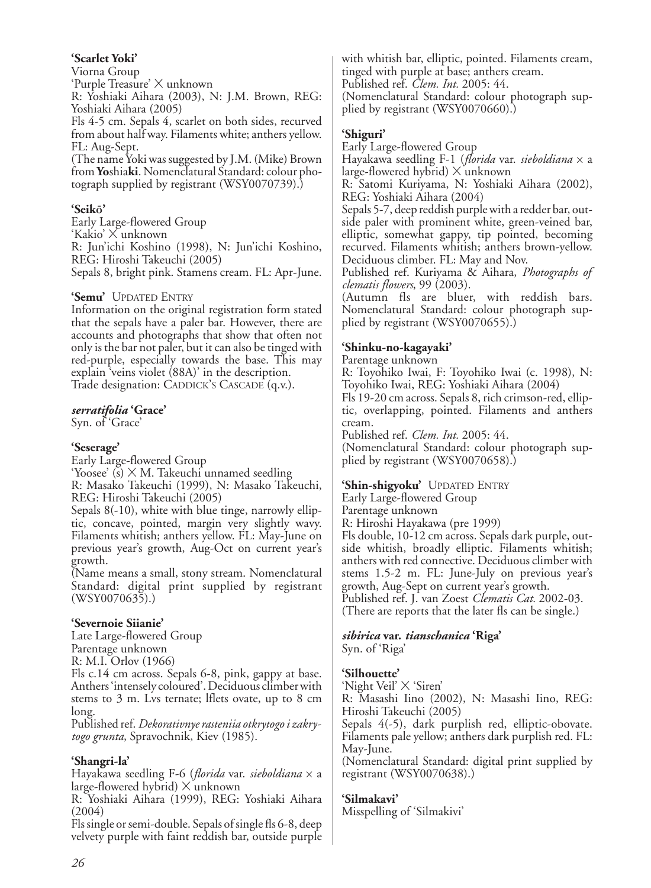**'Scarlet Yoki'**
Viorna Group
'Purple Treasure' × unknown
R: Yoshiaki Aihara (2003), N: J.M. Brown, REG: Yoshiaki Aihara (2005)
Fls 4-5 cm. Sepals 4, scarlet on both sides, recurved from about half way. Filaments white; anthers yellow. FL: Aug-Sept.
(The name Yoki was suggested by J.M. (Mike) Brown from **Yo**shia**ki**. Nomenclatural Standard: colour photograph supplied by registrant (WSY0070739).)

**'Seikō'**
Early Large-flowered Group
'Kakio' × unknown
R: Jun'ichi Koshino (1998), N: Jun'ichi Koshino, REG: Hiroshi Takeuchi (2005)
Sepals 8, bright pink. Stamens cream. FL: Apr-June.

**'Semu'** UPDATED ENTRY
Information on the original registration form stated that the sepals have a paler bar. However, there are accounts and photographs that show that often not only is the bar not paler, but it can also be tinged with red-purple, especially towards the base. This may explain 'veins violet (88A)' in the description.
Trade designation: CADDICK'S CASCADE (q.v.).

***serratifolia* 'Grace'**
Syn. of 'Grace'

**'Seserage'**
Early Large-flowered Group
'Yoosee' (s) × M. Takeuchi unnamed seedling
R: Masako Takeuchi (1999), N: Masako Takeuchi, REG: Hiroshi Takeuchi (2005)
Sepals 8(-10), white with blue tinge, narrowly elliptic, concave, pointed, margin very slightly wavy. Filaments whitish; anthers yellow. FL: May-June on previous year's growth, Aug-Oct on current year's growth.
(Name means a small, stony stream. Nomenclatural Standard: digital print supplied by registrant (WSY0070635).)

**'Severnoie Siianie'**
Late Large-flowered Group
Parentage unknown
R: M.I. Orlov (1966)
Fls c.14 cm across. Sepals 6-8, pink, gappy at base. Anthers 'intensely coloured'. Deciduous climber with stems to 3 m. Lvs ternate; lflets ovate, up to 8 cm long.
Published ref. *Dekorativnye rasteniia otkrytogo i zakrytogo grunta*, Spravochnik, Kiev (1985).

**'Shangri-la'**
Hayakawa seedling F-6 (*florida* var. *sieboldiana* × a large-flowered hybrid) × unknown
R: Yoshiaki Aihara (1999), REG: Yoshiaki Aihara (2004)
Fls single or semi-double. Sepals of single fls 6-8, deep velvety purple with faint reddish bar, outside purple with whitish bar, elliptic, pointed. Filaments cream, tinged with purple at base; anthers cream.
Published ref. *Clem. Int.* 2005: 44.
(Nomenclatural Standard: colour photograph supplied by registrant (WSY0070660).)

**'Shiguri'**
Early Large-flowered Group
Hayakawa seedling F-1 (*florida* var. *sieboldiana* × a large-flowered hybrid) × unknown
R: Satomi Kuriyama, N: Yoshiaki Aihara (2002), REG: Yoshiaki Aihara (2004)
Sepals 5-7, deep reddish purple with a redder bar, outside paler with prominent white, green-veined bar, elliptic, somewhat gappy, tip pointed, becoming recurved. Filaments whitish; anthers brown-yellow. Deciduous climber. FL: May and Nov.
Published ref. Kuriyama & Aihara, *Photographs of clematis flowers*, 99 (2003).
(Autumn fls are bluer, with reddish bars. Nomenclatural Standard: colour photograph supplied by registrant (WSY0070655).)

**'Shinku-no-kagayaki'**
Parentage unknown
R: Toyohiko Iwai, F: Toyohiko Iwai (c. 1998), N: Toyohiko Iwai, REG: Yoshiaki Aihara (2004)
Fls 19-20 cm across. Sepals 8, rich crimson-red, elliptic, overlapping, pointed. Filaments and anthers cream.
Published ref. *Clem. Int.* 2005: 44.
(Nomenclatural Standard: colour photograph supplied by registrant (WSY0070658).)

**'Shin-shigyoku'** UPDATED ENTRY
Early Large-flowered Group
Parentage unknown
R: Hiroshi Hayakawa (pre 1999)
Fls double, 10-12 cm across. Sepals dark purple, outside whitish, broadly elliptic. Filaments whitish; anthers with red connective. Deciduous climber with stems 1.5-2 m. FL: June-July on previous year's growth, Aug-Sept on current year's growth.
Published ref. J. van Zoest *Clematis Cat.* 2002-03.
(There are reports that the later fls can be single.)

***sibirica* var. *tianschanica* 'Riga'**
Syn. of 'Riga'

**'Silhouette'**
'Night Veil' × 'Siren'
R: Masashi Iino (2002), N: Masashi Iino, REG: Hiroshi Takeuchi (2005)
Sepals 4(-5), dark purplish red, elliptic-obovate. Filaments pale yellow; anthers dark purplish red. FL: May-June.
(Nomenclatural Standard: digital print supplied by registrant (WSY0070638).)

**'Silmakavi'**
Misspelling of 'Silmakivi'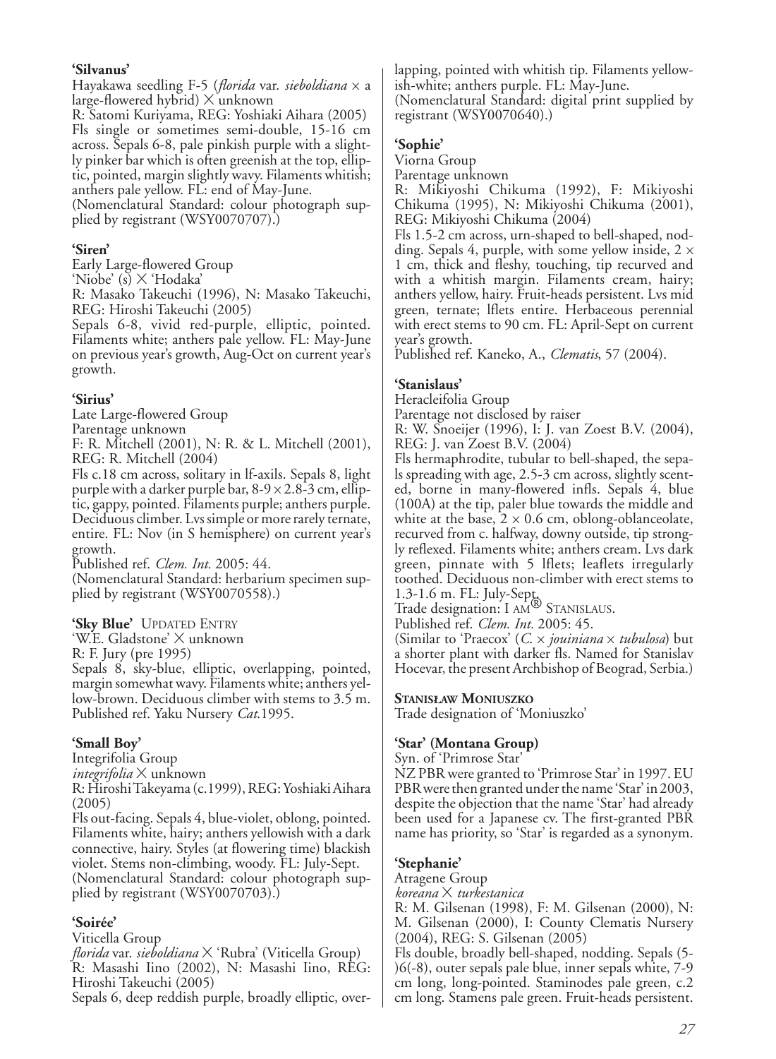**'Silvanus'**

Hayakawa seedling F-5 (*florida* var. *sieboldiana* × a large-flowered hybrid) × unknown

R: Satomi Kuriyama, REG: Yoshiaki Aihara (2005)

Fls single or sometimes semi-double, 15-16 cm across. Sepals 6-8, pale pinkish purple with a slightly pinker bar which is often greenish at the top, elliptic, pointed, margin slightly wavy. Filaments whitish; anthers pale yellow. FL: end of May-June.

(Nomenclatural Standard: colour photograph supplied by registrant (WSY0070707).)

**'Siren'**

Early Large-flowered Group

'Niobe' (s) × 'Hodaka'

R: Masako Takeuchi (1996), N: Masako Takeuchi, REG: Hiroshi Takeuchi (2005)

Sepals 6-8, vivid red-purple, elliptic, pointed. Filaments white; anthers pale yellow. FL: May-June on previous year's growth, Aug-Oct on current year's growth.

**'Sirius'**

Late Large-flowered Group

Parentage unknown

F: R. Mitchell (2001), N: R. & L. Mitchell (2001), REG: R. Mitchell (2004)

Fls c.18 cm across, solitary in lf-axils. Sepals 8, light purple with a darker purple bar, 8-9 × 2.8-3 cm, elliptic, gappy, pointed. Filaments purple; anthers purple. Deciduous climber. Lvs simple or more rarely ternate, entire. FL: Nov (in S hemisphere) on current year's growth.

Published ref. *Clem. Int.* 2005: 44.

(Nomenclatural Standard: herbarium specimen supplied by registrant (WSY0070558).)

**'Sky Blue'** UPDATED ENTRY

'W.E. Gladstone' × unknown

R: F. Jury (pre 1995)

Sepals 8, sky-blue, elliptic, overlapping, pointed, margin somewhat wavy. Filaments white; anthers yellow-brown. Deciduous climber with stems to 3.5 m.

Published ref. Yaku Nursery *Cat.*1995.

**'Small Boy'**

Integrifolia Group

*integrifolia* × unknown

R: Hiroshi Takeyama (c.1999), REG: Yoshiaki Aihara (2005)

Fls out-facing. Sepals 4, blue-violet, oblong, pointed. Filaments white, hairy; anthers yellowish with a dark connective, hairy. Styles (at flowering time) blackish violet. Stems non-climbing, woody. FL: July-Sept.

(Nomenclatural Standard: colour photograph supplied by registrant (WSY0070703).)

**'Soirée'**

Viticella Group

*florida* var. *sieboldiana* × 'Rubra' (Viticella Group)

R: Masashi Iino (2002), N: Masashi Iino, REG: Hiroshi Takeuchi (2005)

Sepals 6, deep reddish purple, broadly elliptic, overlapping, pointed with whitish tip. Filaments yellowish-white; anthers purple. FL: May-June.

(Nomenclatural Standard: digital print supplied by registrant (WSY0070640).)

**'Sophie'**

Viorna Group

Parentage unknown

R: Mikiyoshi Chikuma (1992), F: Mikiyoshi Chikuma (1995), N: Mikiyoshi Chikuma (2001), REG: Mikiyoshi Chikuma (2004)

Fls 1.5-2 cm across, urn-shaped to bell-shaped, nodding. Sepals 4, purple, with some yellow inside, 2 × 1 cm, thick and fleshy, touching, tip recurved and with a whitish margin. Filaments cream, hairy; anthers yellow, hairy. Fruit-heads persistent. Lvs mid green, ternate; lflets entire. Herbaceous perennial with erect stems to 90 cm. FL: April-Sept on current year's growth.

Published ref. Kaneko, A., *Clematis*, 57 (2004).

**'Stanislaus'**

Heracleifolia Group

Parentage not disclosed by raiser

R: W. Snoeijer (1996), I: J. van Zoest B.V. (2004), REG: J. van Zoest B.V. (2004)

Fls hermaphrodite, tubular to bell-shaped, the sepals spreading with age, 2.5-3 cm across, slightly scented, borne in many-flowered infls. Sepals 4, blue (100A) at the tip, paler blue towards the middle and white at the base, 2 × 0.6 cm, oblong-oblanceolate, recurved from c. halfway, downy outside, tip strongly reflexed. Filaments white; anthers cream. Lvs dark green, pinnate with 5 lflets; leaflets irregularly toothed. Deciduous non-climber with erect stems to 1.3-1.6 m. FL: July-Sept.

Trade designation: I AM® STANISLAUS.

Published ref. *Clem. Int.* 2005: 45.

(Similar to 'Praecox' (*C.* × *jouiniana* × *tubulosa*) but a shorter plant with darker fls. Named for Stanislav Hocevar, the present Archbishop of Beograd, Serbia.)

**STANISŁAW MONIUSZKO**

Trade designation of 'Moniuszko'

**'Star' (Montana Group)**

Syn. of 'Primrose Star'

NZ PBR were granted to 'Primrose Star' in 1997. EU PBR were then granted under the name 'Star' in 2003, despite the objection that the name 'Star' had already been used for a Japanese cv. The first-granted PBR name has priority, so 'Star' is regarded as a synonym.

**'Stephanie'**

Atragene Group

*koreana* × *turkestanica*

R: M. Gilsenan (1998), F: M. Gilsenan (2000), N: M. Gilsenan (2000), I: County Clematis Nursery (2004), REG: S. Gilsenan (2005)

Fls double, broadly bell-shaped, nodding. Sepals (5-)6(-8), outer sepals pale blue, inner sepals white, 7-9 cm long, long-pointed. Staminodes pale green, c.2 cm long. Stamens pale green. Fruit-heads persistent.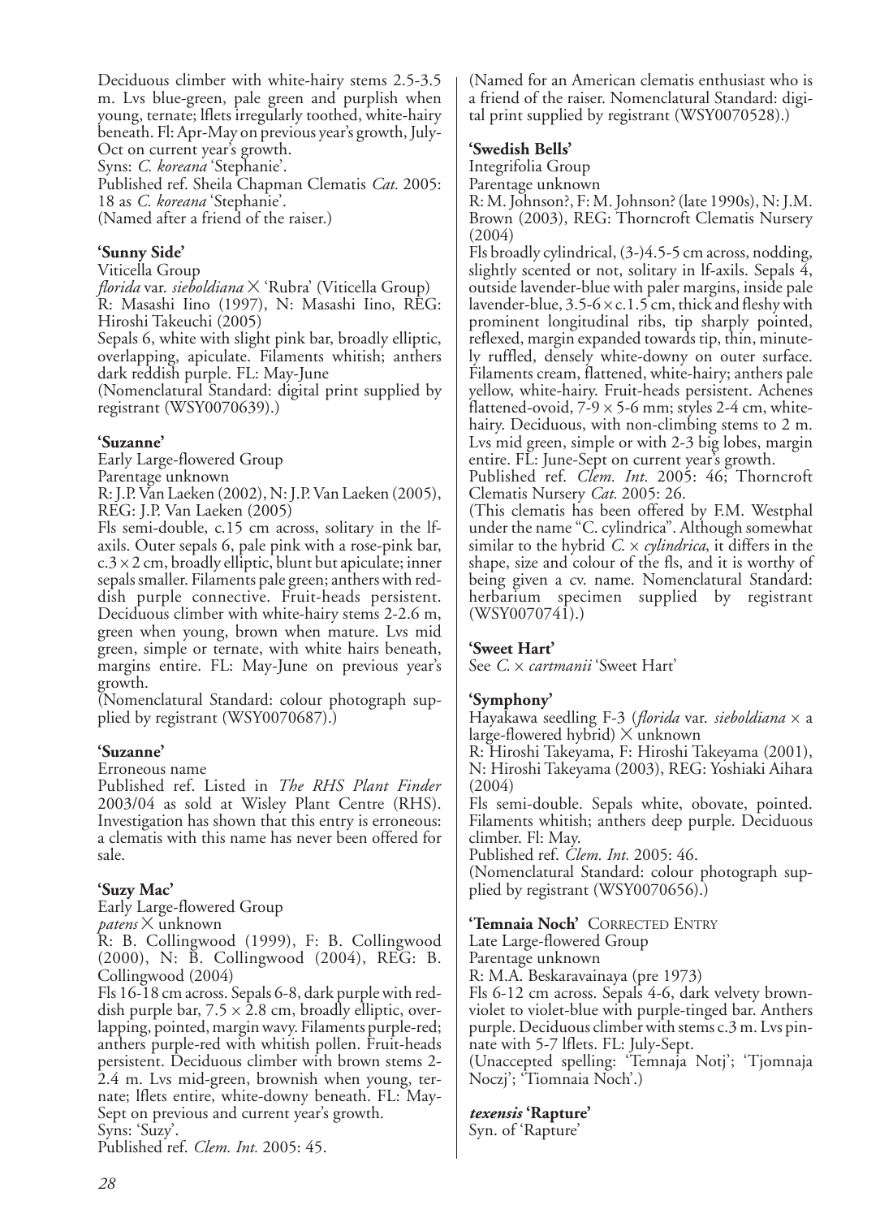Deciduous climber with white-hairy stems 2.5-3.5 m. Lvs blue-green, pale green and purplish when young, ternate; lflets irregularly toothed, white-hairy beneath. Fl: Apr-May on previous year's growth, July-Oct on current year's growth.
Syns: *C. koreana* 'Stephanie'.
Published ref. Sheila Chapman Clematis *Cat.* 2005: 18 as *C. koreana* 'Stephanie'.
(Named after a friend of the raiser.)

**'Sunny Side'**
Viticella Group
*florida* var. *sieboldiana* × 'Rubra' (Viticella Group)
R: Masashi Iino (1997), N: Masashi Iino, REG: Hiroshi Takeuchi (2005)
Sepals 6, white with slight pink bar, broadly elliptic, overlapping, apiculate. Filaments whitish; anthers dark reddish purple. FL: May-June
(Nomenclatural Standard: digital print supplied by registrant (WSY0070639).)

**'Suzanne'**
Early Large-flowered Group
Parentage unknown
R: J.P. Van Laeken (2002), N: J.P. Van Laeken (2005), REG: J.P. Van Laeken (2005)
Fls semi-double, c.15 cm across, solitary in the lf-axils. Outer sepals 6, pale pink with a rose-pink bar, c.3 × 2 cm, broadly elliptic, blunt but apiculate; inner sepals smaller. Filaments pale green; anthers with reddish purple connective. Fruit-heads persistent. Deciduous climber with white-hairy stems 2-2.6 m, green when young, brown when mature. Lvs mid green, simple or ternate, with white hairs beneath, margins entire. FL: May-June on previous year's growth.
(Nomenclatural Standard: colour photograph supplied by registrant (WSY0070687).)

**'Suzanne'**
Erroneous name
Published ref. Listed in *The RHS Plant Finder* 2003/04 as sold at Wisley Plant Centre (RHS). Investigation has shown that this entry is erroneous: a clematis with this name has never been offered for sale.

**'Suzy Mac'**
Early Large-flowered Group
*patens* × unknown
R: B. Collingwood (1999), F: B. Collingwood (2000), N: B. Collingwood (2004), REG: B. Collingwood (2004)
Fls 16-18 cm across. Sepals 6-8, dark purple with reddish purple bar, 7.5 × 2.8 cm, broadly elliptic, overlapping, pointed, margin wavy. Filaments purple-red; anthers purple-red with whitish pollen. Fruit-heads persistent. Deciduous climber with brown stems 2-2.4 m. Lvs mid-green, brownish when young, ternate; lflets entire, white-downy beneath. FL: May-Sept on previous and current year's growth.
Syns: 'Suzy'.
Published ref. *Clem. Int.* 2005: 45.
(Named for an American clematis enthusiast who is a friend of the raiser. Nomenclatural Standard: digital print supplied by registrant (WSY0070528).)

**'Swedish Bells'**
Integrifolia Group
Parentage unknown
R: M. Johnson?, F: M. Johnson? (late 1990s), N: J.M. Brown (2003), REG: Thorncroft Clematis Nursery (2004)
Fls broadly cylindrical, (3-)4.5-5 cm across, nodding, slightly scented or not, solitary in lf-axils. Sepals 4, outside lavender-blue with paler margins, inside pale lavender-blue, 3.5-6 × c.1.5 cm, thick and fleshy with prominent longitudinal ribs, tip sharply pointed, reflexed, margin expanded towards tip, thin, minutely ruffled, densely white-downy on outer surface. Filaments cream, flattened, white-hairy; anthers pale yellow, white-hairy. Fruit-heads persistent. Achenes flattened-ovoid, 7-9 × 5-6 mm; styles 2-4 cm, white-hairy. Deciduous, with non-climbing stems to 2 m. Lvs mid green, simple or with 2-3 big lobes, margin entire. FL: June-Sept on current year's growth.
Published ref. *Clem. Int.* 2005: 46; Thorncroft Clematis Nursery *Cat.* 2005: 26.
(This clematis has been offered by F.M. Westphal under the name "C. cylindrica". Although somewhat similar to the hybrid *C.* × *cylindrica*, it differs in the shape, size and colour of the fls, and it is worthy of being given a cv. name. Nomenclatural Standard: herbarium specimen supplied by registrant (WSY0070741).)

**'Sweet Hart'**
*See C.* × *cartmanii* 'Sweet Hart'

**'Symphony'**
Hayakawa seedling F-3 (*florida* var. *sieboldiana* × a large-flowered hybrid) × unknown
R: Hiroshi Takeyama, F: Hiroshi Takeyama (2001), N: Hiroshi Takeyama (2003), REG: Yoshiaki Aihara (2004)
Fls semi-double. Sepals white, obovate, pointed. Filaments whitish; anthers deep purple. Deciduous climber. Fl: May.
Published ref. *Clem. Int.* 2005: 46.
(Nomenclatural Standard: colour photograph supplied by registrant (WSY0070656).)

**'Temnaia Noch'** CORRECTED ENTRY
Late Large-flowered Group
Parentage unknown
R: M.A. Beskaravainaya (pre 1973)
Fls 6-12 cm across. Sepals 4-6, dark velvety brown-violet to violet-blue with purple-tinged bar. Anthers purple. Deciduous climber with stems c.3 m. Lvs pinnate with 5-7 lflets. FL: July-Sept.
(Unaccepted spelling: 'Temnaja Notj'; 'Tjomnaja Noczj'; 'Tiomnaia Noch'.)

***texensis* 'Rapture'**
Syn. of 'Rapture'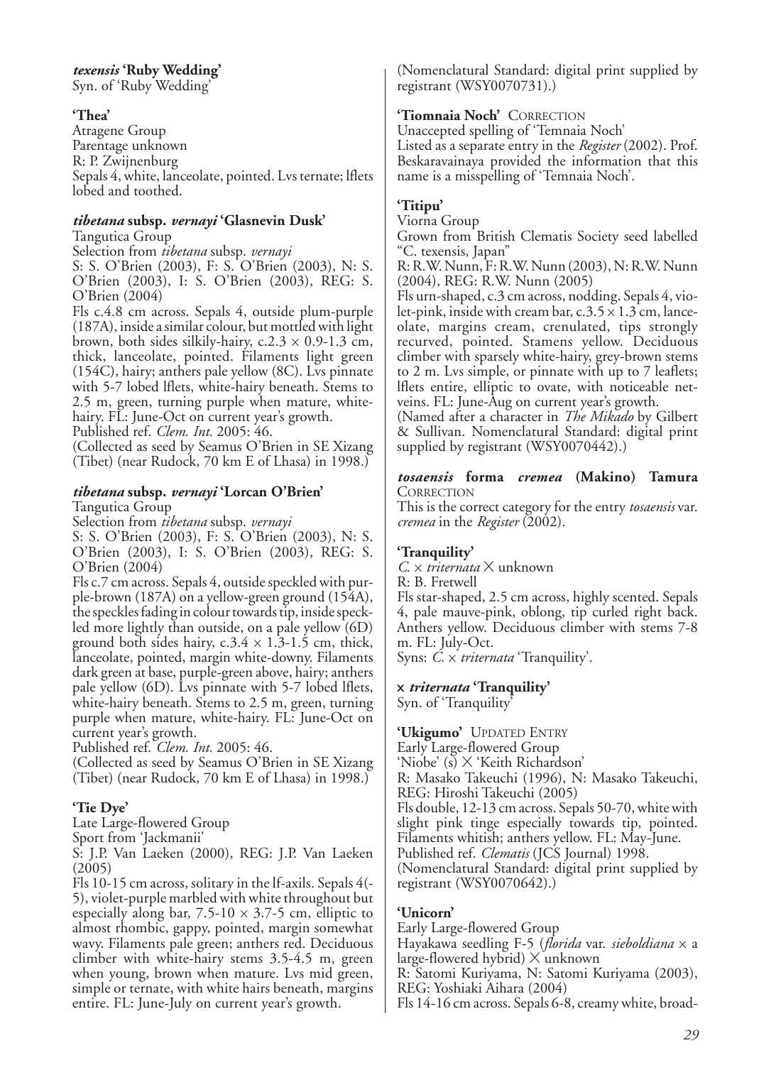***texensis* 'Ruby Wedding'**
Syn. of 'Ruby Wedding'

**'Thea'**
Atragene Group
Parentage unknown
R: P. Zwijnenburg
Sepals 4, white, lanceolate, pointed. Lvs ternate; lflets lobed and toothed.

***tibetana* subsp. *vernayi* 'Glasnevin Dusk'**
Tangutica Group
Selection from *tibetana* subsp. *vernayi*
S: S. O'Brien (2003), F: S. O'Brien (2003), N: S. O'Brien (2003), I: S. O'Brien (2003), REG: S. O'Brien (2004)
Fls c.4.8 cm across. Sepals 4, outside plum-purple (187A), inside a similar colour, but mottled with light brown, both sides silkily-hairy, c.2.3 × 0.9-1.3 cm, thick, lanceolate, pointed. Filaments light green (154C), hairy; anthers pale yellow (8C). Lvs pinnate with 5-7 lobed lflets, white-hairy beneath. Stems to 2.5 m, green, turning purple when mature, white-hairy. FL: June-Oct on current year's growth.
Published ref. *Clem. Int.* 2005: 46.
(Collected as seed by Seamus O'Brien in SE Xizang (Tibet) (near Rudock, 70 km E of Lhasa) in 1998.)

***tibetana* subsp. *vernayi* 'Lorcan O'Brien'**
Tangutica Group
Selection from *tibetana* subsp. *vernayi*
S: S. O'Brien (2003), F: S. O'Brien (2003), N: S. O'Brien (2003), I: S. O'Brien (2003), REG: S. O'Brien (2004)
Fls c.7 cm across. Sepals 4, outside speckled with purple-brown (187A) on a yellow-green ground (154A), the speckles fading in colour towards tip, inside speckled more lightly than outside, on a pale yellow (6D) ground both sides hairy, c.3.4 × 1.3-1.5 cm, thick, lanceolate, pointed, margin white-downy. Filaments dark green at base, purple-green above, hairy; anthers pale yellow (6D). Lvs pinnate with 5-7 lobed lflets, white-hairy beneath. Stems to 2.5 m, green, turning purple when mature, white-hairy. FL: June-Oct on current year's growth.
Published ref. *Clem. Int.* 2005: 46.
(Collected as seed by Seamus O'Brien in SE Xizang (Tibet) (near Rudock, 70 km E of Lhasa) in 1998.)

**'Tie Dye'**
Late Large-flowered Group
Sport from 'Jackmanii'
S: J.P. Van Laeken (2000), REG: J.P. Van Laeken (2005)
Fls 10-15 cm across, solitary in the lf-axils. Sepals 4(-5), violet-purple marbled with white throughout but especially along bar, 7.5-10 × 3.7-5 cm, elliptic to almost rhombic, gappy, pointed, margin somewhat wavy. Filaments pale green; anthers red. Deciduous climber with white-hairy stems 3.5-4.5 m, green when young, brown when mature. Lvs mid green, simple or ternate, with white hairs beneath, margins entire. FL: June-July on current year's growth.
(Nomenclatural Standard: digital print supplied by registrant (WSY0070731).)

**'Tiomnaia Noch'** CORRECTION
Unaccepted spelling of 'Temnaia Noch'
Listed as a separate entry in the *Register* (2002). Prof. Beskaravainaya provided the information that this name is a misspelling of 'Temnaia Noch'.

**'Titipu'**
Viorna Group
Grown from British Clematis Society seed labelled "C. texensis, Japan"
R: R.W. Nunn, F: R.W. Nunn (2003), N: R.W. Nunn (2004), REG: R.W. Nunn (2005)
Fls urn-shaped, c.3 cm across, nodding. Sepals 4, violet-pink, inside with cream bar, c.3.5 × 1.3 cm, lanceolate, margins cream, crenulated, tips strongly recurved, pointed. Stamens yellow. Deciduous climber with sparsely white-hairy, grey-brown stems to 2 m. Lvs simple, or pinnate with up to 7 leaflets; lflets entire, elliptic to ovate, with noticeable net-veins. FL: June-Aug on current year's growth.
(Named after a character in *The Mikado* by Gilbert & Sullivan. Nomenclatural Standard: digital print supplied by registrant (WSY0070442).)

***tosaensis* forma *cremea* (Makino) Tamura** CORRECTION
This is the correct category for the entry *tosaensis* var. *cremea* in the *Register* (2002).

**'Tranquility'**
*C.* × *triternata* × unknown
R: B. Fretwell
Fls star-shaped, 2.5 cm across, highly scented. Sepals 4, pale mauve-pink, oblong, tip curled right back. Anthers yellow. Deciduous climber with stems 7-8 m. FL: July-Oct.
Syns: *C.* × *triternata* 'Tranquility'.

**× *triternata* 'Tranquility'**
Syn. of 'Tranquility'

**'Ukigumo'** UPDATED ENTRY
Early Large-flowered Group
'Niobe' (s) × 'Keith Richardson'
R: Masako Takeuchi (1996), N: Masako Takeuchi, REG: Hiroshi Takeuchi (2005)
Fls double, 12-13 cm across. Sepals 50-70, white with slight pink tinge especially towards tip, pointed. Filaments whitish; anthers yellow. FL: May-June.
Published ref. *Clematis* (JCS Journal) 1998.
(Nomenclatural Standard: digital print supplied by registrant (WSY0070642).)

**'Unicorn'**
Early Large-flowered Group
Hayakawa seedling F-5 (*florida* var. *sieboldiana* × a large-flowered hybrid) × unknown
R: Satomi Kuriyama, N: Satomi Kuriyama (2003), REG: Yoshiaki Aihara (2004)
Fls 14-16 cm across. Sepals 6-8, creamy white, broad-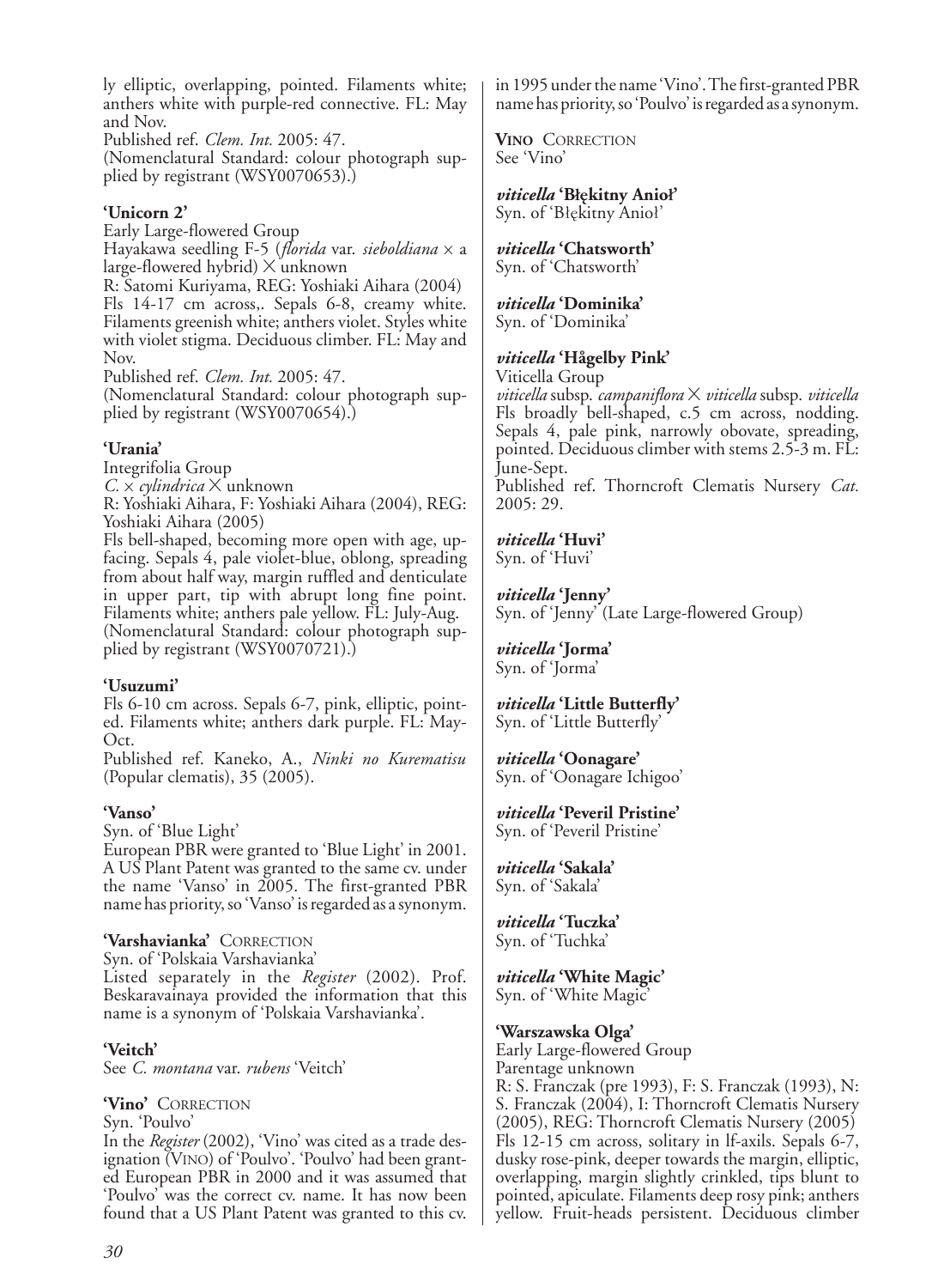ly elliptic, overlapping, pointed. Filaments white; anthers white with purple-red connective. FL: May and Nov.
Published ref. *Clem. Int.* 2005: 47.
(Nomenclatural Standard: colour photograph supplied by registrant (WSY0070653).)

**'Unicorn 2'**
Early Large-flowered Group
Hayakawa seedling F-5 (*florida* var. *sieboldiana* × a large-flowered hybrid) × unknown
R: Satomi Kuriyama, REG: Yoshiaki Aihara (2004)
Fls 14-17 cm across,. Sepals 6-8, creamy white. Filaments greenish white; anthers violet. Styles white with violet stigma. Deciduous climber. FL: May and Nov.
Published ref. *Clem. Int.* 2005: 47.
(Nomenclatural Standard: colour photograph supplied by registrant (WSY0070654).)

**'Urania'**
Integrifolia Group
*C.* × *cylindrica* × unknown
R: Yoshiaki Aihara, F: Yoshiaki Aihara (2004), REG: Yoshiaki Aihara (2005)
Fls bell-shaped, becoming more open with age, upfacing. Sepals 4, pale violet-blue, oblong, spreading from about half way, margin ruffled and denticulate in upper part, tip with abrupt long fine point. Filaments white; anthers pale yellow. FL: July-Aug.
(Nomenclatural Standard: colour photograph supplied by registrant (WSY0070721).)

**'Usuzumi'**
Fls 6-10 cm across. Sepals 6-7, pink, elliptic, pointed. Filaments white; anthers dark purple. FL: May-Oct.
Published ref. Kaneko, A., *Ninki no Kurematisu* (Popular clematis), 35 (2005).

**'Vanso'**
Syn. of 'Blue Light'
European PBR were granted to 'Blue Light' in 2001. A US Plant Patent was granted to the same cv. under the name 'Vanso' in 2005. The first-granted PBR name has priority, so 'Vanso' is regarded as a synonym.

**'Varshavianka'** CORRECTION
Syn. of 'Polskaia Varshavianka'
Listed separately in the *Register* (2002). Prof. Beskaravainaya provided the information that this name is a synonym of 'Polskaia Varshavianka'.

**'Veitch'**
See *C. montana* var. *rubens* 'Veitch'

**'Vino'** CORRECTION
Syn. 'Poulvo'
In the *Register* (2002), 'Vino' was cited as a trade designation (VINO) of 'Poulvo'. 'Poulvo' had been granted European PBR in 2000 and it was assumed that 'Poulvo' was the correct cv. name. It has now been found that a US Plant Patent was granted to this cv. in 1995 under the name 'Vino'. The first-granted PBR name has priority, so 'Poulvo' is regarded as a synonym.

**VINO** CORRECTION
See 'Vino'

***viticella* 'Błękitny Anioł'**
Syn. of 'Błękitny Anioł'

***viticella* 'Chatsworth'**
Syn. of 'Chatsworth'

***viticella* 'Dominika'**
Syn. of 'Dominika'

***viticella* 'Hågelby Pink'**
Viticella Group
*viticella* subsp. *campaniflora* × *viticella* subsp. *viticella*
Fls broadly bell-shaped, c.5 cm across, nodding. Sepals 4, pale pink, narrowly obovate, spreading, pointed. Deciduous climber with stems 2.5-3 m. FL: June-Sept.
Published ref. Thorncroft Clematis Nursery *Cat.* 2005: 29.

***viticella* 'Huvi'**
Syn. of 'Huvi'

***viticella* 'Jenny'**
Syn. of 'Jenny' (Late Large-flowered Group)

***viticella* 'Jorma'**
Syn. of 'Jorma'

***viticella* 'Little Butterfly'**
Syn. of 'Little Butterfly'

***viticella* 'Oonagare'**
Syn. of 'Oonagare Ichigoo'

***viticella* 'Peveril Pristine'**
Syn. of 'Peveril Pristine'

***viticella* 'Sakala'**
Syn. of 'Sakala'

***viticella* 'Tuczka'**
Syn. of 'Tuchka'

***viticella* 'White Magic'**
Syn. of 'White Magic'

**'Warszawska Olga'**
Early Large-flowered Group
Parentage unknown
R: S. Franczak (pre 1993), F: S. Franczak (1993), N: S. Franczak (2004), I: Thorncroft Clematis Nursery (2005), REG: Thorncroft Clematis Nursery (2005)
Fls 12-15 cm across, solitary in lf-axils. Sepals 6-7, dusky rose-pink, deeper towards the margin, elliptic, overlapping, margin slightly crinkled, tips blunt to pointed, apiculate. Filaments deep rosy pink; anthers yellow. Fruit-heads persistent. Deciduous climber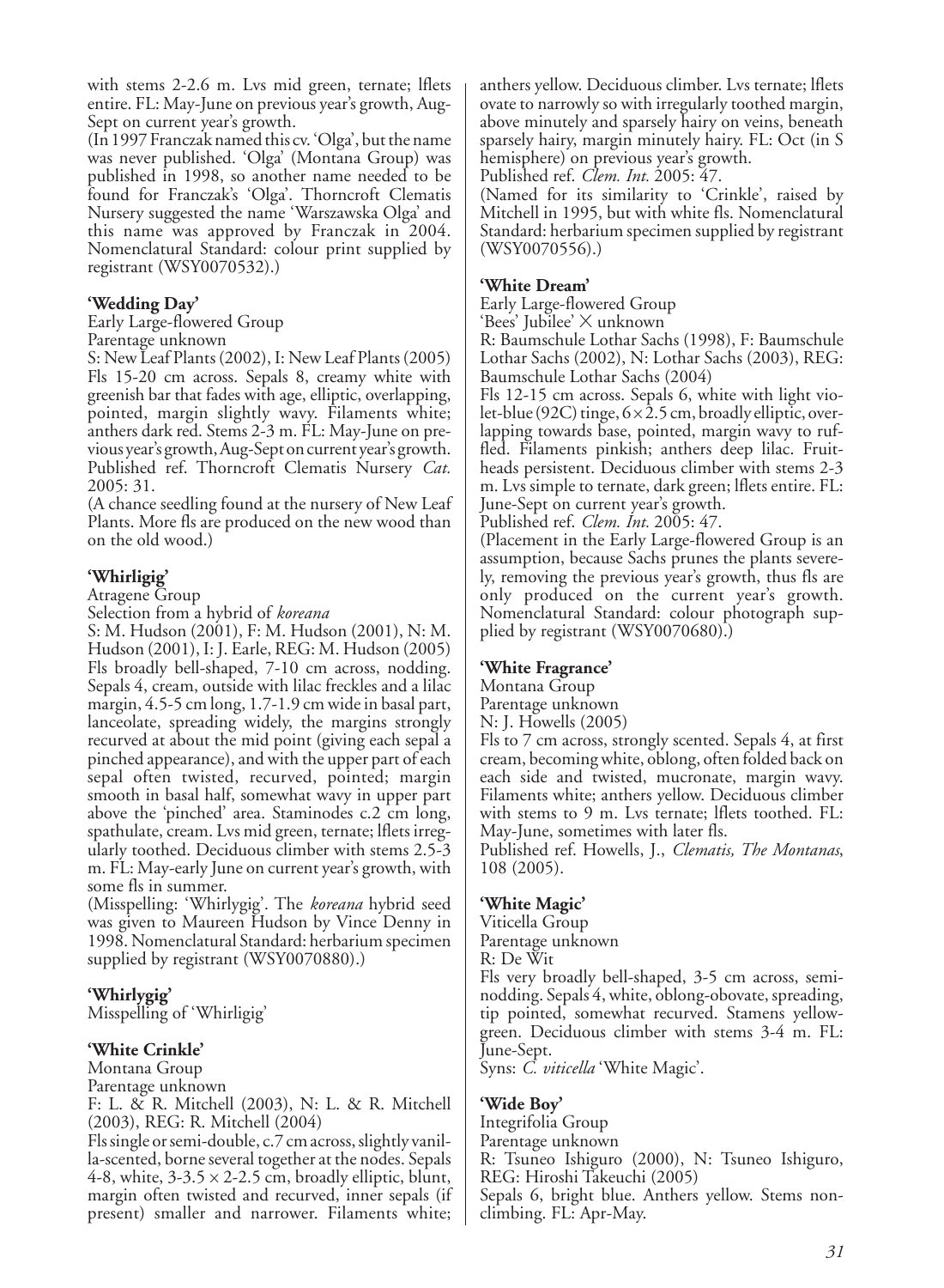with stems 2-2.6 m. Lvs mid green, ternate; lflets entire. FL: May-June on previous year's growth, Aug-Sept on current year's growth.
(In 1997 Franczak named this cv. 'Olga', but the name was never published. 'Olga' (Montana Group) was published in 1998, so another name needed to be found for Franczak's 'Olga'. Thorncroft Clematis Nursery suggested the name 'Warszawska Olga' and this name was approved by Franczak in 2004. Nomenclatural Standard: colour print supplied by registrant (WSY0070532).)

**'Wedding Day'**
Early Large-flowered Group
Parentage unknown
S: New Leaf Plants (2002), I: New Leaf Plants (2005)
Fls 15-20 cm across. Sepals 8, creamy white with greenish bar that fades with age, elliptic, overlapping, pointed, margin slightly wavy. Filaments white; anthers dark red. Stems 2-3 m. FL: May-June on previous year's growth, Aug-Sept on current year's growth.
Published ref. Thorncroft Clematis Nursery *Cat.* 2005: 31.
(A chance seedling found at the nursery of New Leaf Plants. More fls are produced on the new wood than on the old wood.)

**'Whirligig'**
Atragene Group
Selection from a hybrid of *koreana*
S: M. Hudson (2001), F: M. Hudson (2001), N: M. Hudson (2001), I: J. Earle, REG: M. Hudson (2005)
Fls broadly bell-shaped, 7-10 cm across, nodding. Sepals 4, cream, outside with lilac freckles and a lilac margin, 4.5-5 cm long, 1.7-1.9 cm wide in basal part, lanceolate, spreading widely, the margins strongly recurved at about the mid point (giving each sepal a pinched appearance), and with the upper part of each sepal often twisted, recurved, pointed; margin smooth in basal half, somewhat wavy in upper part above the 'pinched' area. Staminodes c.2 cm long, spathulate, cream. Lvs mid green, ternate; lflets irregularly toothed. Deciduous climber with stems 2.5-3 m. FL: May-early June on current year's growth, with some fls in summer.
(Misspelling: 'Whirlygig'. The *koreana* hybrid seed was given to Maureen Hudson by Vince Denny in 1998. Nomenclatural Standard: herbarium specimen supplied by registrant (WSY0070880).)

**'Whirlygig'**
Misspelling of 'Whirligig'

**'White Crinkle'**
Montana Group
Parentage unknown
F: L. & R. Mitchell (2003), N: L. & R. Mitchell (2003), REG: R. Mitchell (2004)
Fls single or semi-double, c.7 cm across, slightly vanilla-scented, borne several together at the nodes. Sepals 4-8, white, 3-3.5 × 2-2.5 cm, broadly elliptic, blunt, margin often twisted and recurved, inner sepals (if present) smaller and narrower. Filaments white; anthers yellow. Deciduous climber. Lvs ternate; lflets ovate to narrowly so with irregularly toothed margin, above minutely and sparsely hairy on veins, beneath sparsely hairy, margin minutely hairy. FL: Oct (in S hemisphere) on previous year's growth.
Published ref. *Clem. Int.* 2005: 47.
(Named for its similarity to 'Crinkle', raised by Mitchell in 1995, but with white fls. Nomenclatural Standard: herbarium specimen supplied by registrant (WSY0070556).)

**'White Dream'**
Early Large-flowered Group
'Bees' Jubilee' × unknown
R: Baumschule Lothar Sachs (1998), F: Baumschule Lothar Sachs (2002), N: Lothar Sachs (2003), REG: Baumschule Lothar Sachs (2004)
Fls 12-15 cm across. Sepals 6, white with light violet-blue (92C) tinge, 6 × 2.5 cm, broadly elliptic, overlapping towards base, pointed, margin wavy to ruffled. Filaments pinkish; anthers deep lilac. Fruitheads persistent. Deciduous climber with stems 2-3 m. Lvs simple to ternate, dark green; lflets entire. FL: June-Sept on current year's growth.
Published ref. *Clem. Int.* 2005: 47.
(Placement in the Early Large-flowered Group is an assumption, because Sachs prunes the plants severely, removing the previous year's growth, thus fls are only produced on the current year's growth. Nomenclatural Standard: colour photograph supplied by registrant (WSY0070680).)

**'White Fragrance'**
Montana Group
Parentage unknown
N: J. Howells (2005)
Fls to 7 cm across, strongly scented. Sepals 4, at first cream, becoming white, oblong, often folded back on each side and twisted, mucronate, margin wavy. Filaments white; anthers yellow. Deciduous climber with stems to 9 m. Lvs ternate; lflets toothed. FL: May-June, sometimes with later fls.
Published ref. Howells, J., *Clematis, The Montanas*, 108 (2005).

**'White Magic'**
Viticella Group
Parentage unknown
R: De Wit
Fls very broadly bell-shaped, 3-5 cm across, semi-nodding. Sepals 4, white, oblong-obovate, spreading, tip pointed, somewhat recurved. Stamens yellow-green. Deciduous climber with stems 3-4 m. FL: June-Sept.
Syns: *C. viticella* 'White Magic'.

**'Wide Boy'**
Integrifolia Group
Parentage unknown
R: Tsuneo Ishiguro (2000), N: Tsuneo Ishiguro, REG: Hiroshi Takeuchi (2005)
Sepals 6, bright blue. Anthers yellow. Stems non-climbing. FL: Apr-May.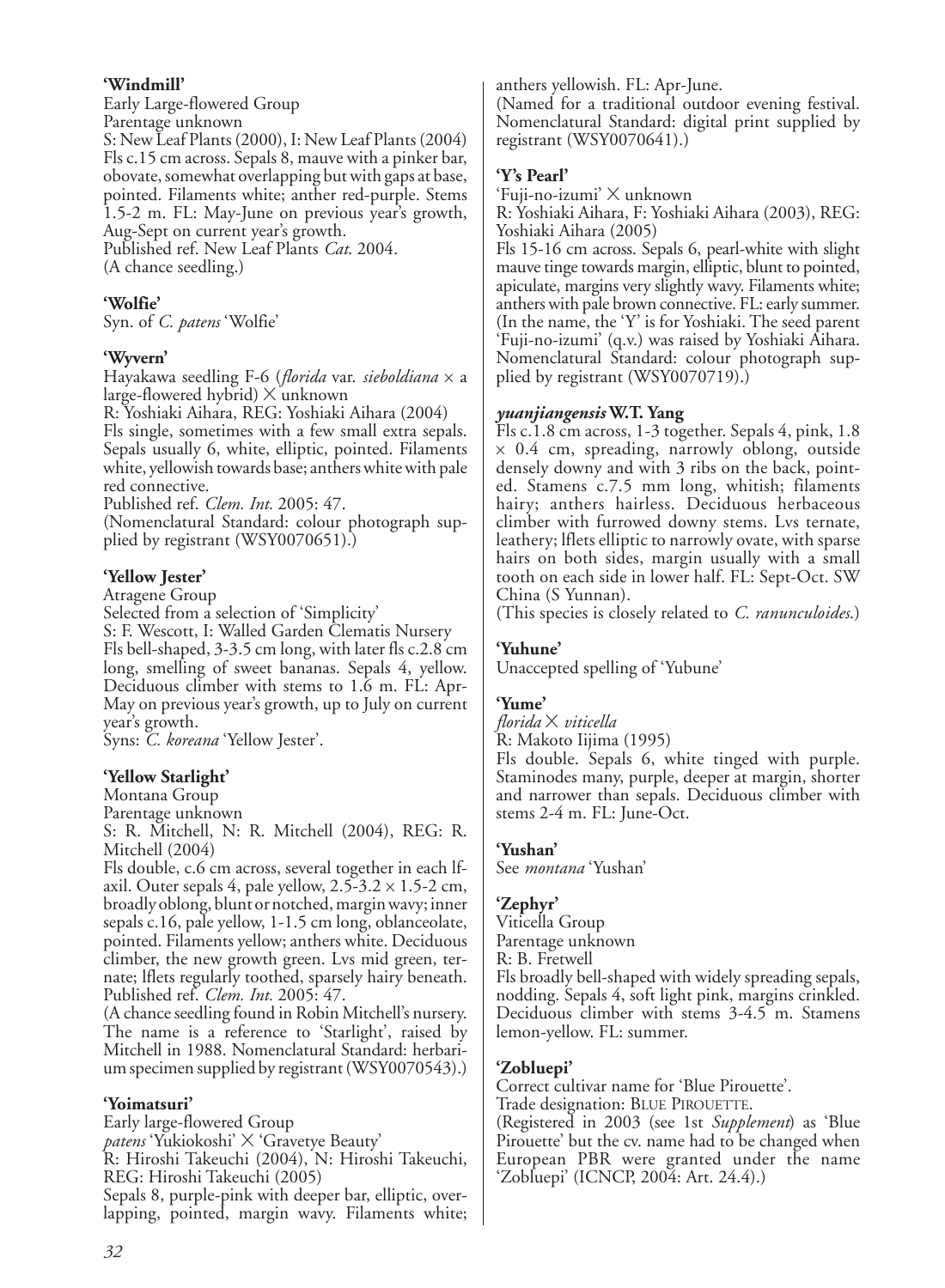**'Windmill'**
Early Large-flowered Group
Parentage unknown
S: New Leaf Plants (2000), I: New Leaf Plants (2004)
Fls c.15 cm across. Sepals 8, mauve with a pinker bar, obovate, somewhat overlapping but with gaps at base, pointed. Filaments white; anther red-purple. Stems 1.5-2 m. FL: May-June on previous year's growth, Aug-Sept on current year's growth.
Published ref. New Leaf Plants *Cat.* 2004.
(A chance seedling.)

**'Wolfie'**
Syn. of *C. patens* 'Wolfie'

**'Wyvern'**
Hayakawa seedling F-6 (*florida* var. *sieboldiana* × a large-flowered hybrid) × unknown
R: Yoshiaki Aihara, REG: Yoshiaki Aihara (2004)
Fls single, sometimes with a few small extra sepals. Sepals usually 6, white, elliptic, pointed. Filaments white, yellowish towards base; anthers white with pale red connective.
Published ref. *Clem. Int.* 2005: 47.
(Nomenclatural Standard: colour photograph supplied by registrant (WSY0070651).)

**'Yellow Jester'**
Atragene Group
Selected from a selection of 'Simplicity'
S: F. Wescott, I: Walled Garden Clematis Nursery
Fls bell-shaped, 3-3.5 cm long, with later fls c.2.8 cm long, smelling of sweet bananas. Sepals 4, yellow. Deciduous climber with stems to 1.6 m. FL: Apr-May on previous year's growth, up to July on current year's growth.
Syns: *C. koreana* 'Yellow Jester'.

**'Yellow Starlight'**
Montana Group
Parentage unknown
S: R. Mitchell, N: R. Mitchell (2004), REG: R. Mitchell (2004)
Fls double, c.6 cm across, several together in each lf-axil. Outer sepals 4, pale yellow, 2.5-3.2 × 1.5-2 cm, broadly oblong, blunt or notched, margin wavy; inner sepals c.16, pale yellow, 1-1.5 cm long, oblanceolate, pointed. Filaments yellow; anthers white. Deciduous climber, the new growth green. Lvs mid green, ternate; lflets regularly toothed, sparsely hairy beneath.
Published ref. *Clem. Int.* 2005: 47.
(A chance seedling found in Robin Mitchell's nursery. The name is a reference to 'Starlight', raised by Mitchell in 1988. Nomenclatural Standard: herbarium specimen supplied by registrant (WSY0070543).)

**'Yoimatsuri'**
Early large-flowered Group
*patens* 'Yukiokoshi' × 'Gravetye Beauty'
R: Hiroshi Takeuchi (2004), N: Hiroshi Takeuchi, REG: Hiroshi Takeuchi (2005)
Sepals 8, purple-pink with deeper bar, elliptic, overlapping, pointed, margin wavy. Filaments white; anthers yellowish. FL: Apr-June.
(Named for a traditional outdoor evening festival. Nomenclatural Standard: digital print supplied by registrant (WSY0070641).)

**'Y's Pearl'**
'Fuji-no-izumi' × unknown
R: Yoshiaki Aihara, F: Yoshiaki Aihara (2003), REG: Yoshiaki Aihara (2005)
Fls 15-16 cm across. Sepals 6, pearl-white with slight mauve tinge towards margin, elliptic, blunt to pointed, apiculate, margins very slightly wavy. Filaments white; anthers with pale brown connective. FL: early summer.
(In the name, the 'Y' is for Yoshiaki. The seed parent 'Fuji-no-izumi' (q.v.) was raised by Yoshiaki Aihara. Nomenclatural Standard: colour photograph supplied by registrant (WSY0070719).)

***yuanjiangensis* W.T. Yang**
Fls c.1.8 cm across, 1-3 together. Sepals 4, pink, 1.8 × 0.4 cm, spreading, narrowly oblong, outside densely downy and with 3 ribs on the back, pointed. Stamens c.7.5 mm long, whitish; filaments hairy; anthers hairless. Deciduous herbaceous climber with furrowed downy stems. Lvs ternate, leathery; lflets elliptic to narrowly ovate, with sparse hairs on both sides, margin usually with a small tooth on each side in lower half. FL: Sept-Oct. SW China (S Yunnan).
(This species is closely related to *C. ranunculoides*.)

**'Yuhune'**
Unaccepted spelling of 'Yubune'

**'Yume'**
*florida* × *viticella*
R: Makoto Iijima (1995)
Fls double. Sepals 6, white tinged with purple. Staminodes many, purple, deeper at margin, shorter and narrower than sepals. Deciduous climber with stems 2-4 m. FL: June-Oct.

**'Yushan'**
See *montana* 'Yushan'

**'Zephyr'**
Viticella Group
Parentage unknown
R: B. Fretwell
Fls broadly bell-shaped with widely spreading sepals, nodding. Sepals 4, soft light pink, margins crinkled. Deciduous climber with stems 3-4.5 m. Stamens lemon-yellow. FL: summer.

**'Zobluepi'**
Correct cultivar name for 'Blue Pirouette'.
Trade designation: BLUE PIROUETTE.
(Registered in 2003 (see 1st *Supplement*) as 'Blue Pirouette' but the cv. name had to be changed when European PBR were granted under the name 'Zobluepi' (ICNCP, 2004: Art. 24.4).)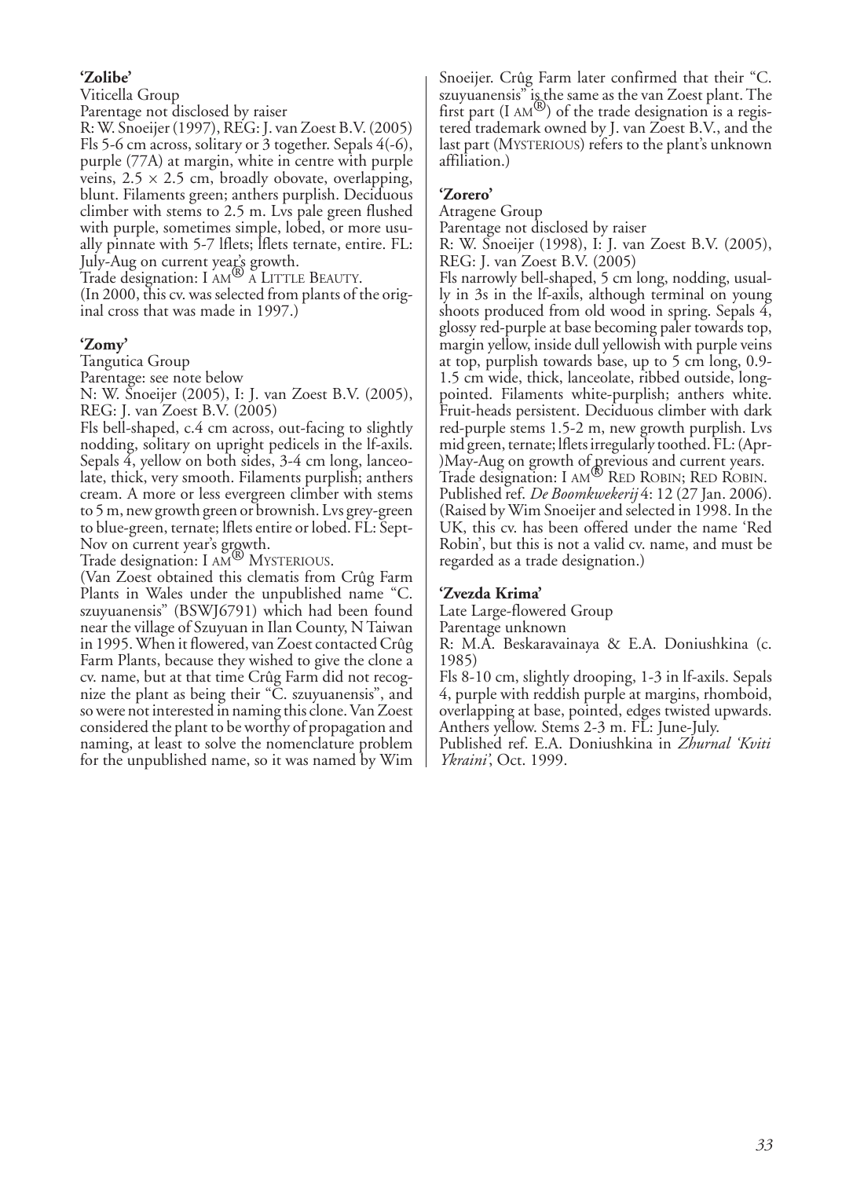**'Zolibe'**

Viticella Group

Parentage not disclosed by raiser

R: W. Snoeijer (1997), REG: J. van Zoest B.V. (2005)

Fls 5-6 cm across, solitary or 3 together. Sepals 4(-6), purple (77A) at margin, white in centre with purple veins, 2.5 × 2.5 cm, broadly obovate, overlapping, blunt. Filaments green; anthers purplish. Deciduous climber with stems to 2.5 m. Lvs pale green flushed with purple, sometimes simple, lobed, or more usually pinnate with 5-7 lflets; lflets ternate, entire. FL: July-Aug on current year's growth.

Trade designation: I AM® A LITTLE BEAUTY.

(In 2000, this cv. was selected from plants of the original cross that was made in 1997.)

**'Zomy'**

Tangutica Group

Parentage: see note below

N: W. Snoeijer (2005), I: J. van Zoest B.V. (2005), REG: J. van Zoest B.V. (2005)

Fls bell-shaped, c.4 cm across, out-facing to slightly nodding, solitary on upright pedicels in the lf-axils. Sepals 4, yellow on both sides, 3-4 cm long, lanceolate, thick, very smooth. Filaments purplish; anthers cream. A more or less evergreen climber with stems to 5 m, new growth green or brownish. Lvs grey-green to blue-green, ternate; lflets entire or lobed. FL: Sept-Nov on current year's growth.

Trade designation: I AM® MYSTERIOUS.

(Van Zoest obtained this clematis from Crûg Farm Plants in Wales under the unpublished name "C. szuyuanensis" (BSWJ6791) which had been found near the village of Szuyuan in Ilan County, N Taiwan in 1995. When it flowered, van Zoest contacted Crûg Farm Plants, because they wished to give the clone a cv. name, but at that time Crûg Farm did not recognize the plant as being their "C. szuyuanensis", and so were not interested in naming this clone. Van Zoest considered the plant to be worthy of propagation and naming, at least to solve the nomenclature problem for the unpublished name, so it was named by Wim Snoeijer. Crûg Farm later confirmed that their "C. szuyuanensis" is the same as the van Zoest plant. The first part (I AM®) of the trade designation is a registered trademark owned by J. van Zoest B.V., and the last part (MYSTERIOUS) refers to the plant's unknown affiliation.)

**'Zorero'**

Atragene Group

Parentage not disclosed by raiser

R: W. Snoeijer (1998), I: J. van Zoest B.V. (2005), REG: J. van Zoest B.V. (2005)

Fls narrowly bell-shaped, 5 cm long, nodding, usually in 3s in the lf-axils, although terminal on young shoots produced from old wood in spring. Sepals 4, glossy red-purple at base becoming paler towards top, margin yellow, inside dull yellowish with purple veins at top, purplish towards base, up to 5 cm long, 0.9-1.5 cm wide, thick, lanceolate, ribbed outside, long-pointed. Filaments white-purplish; anthers white. Fruit-heads persistent. Deciduous climber with dark red-purple stems 1.5-2 m, new growth purplish. Lvs mid green, ternate; lflets irregularly toothed. FL: (Apr-)May-Aug on growth of previous and current years.

Trade designation: I AM® RED ROBIN; RED ROBIN.

Published ref. *De Boomkwekerij* 4: 12 (27 Jan. 2006).

(Raised by Wim Snoeijer and selected in 1998. In the UK, this cv. has been offered under the name 'Red Robin', but this is not a valid cv. name, and must be regarded as a trade designation.)

**'Zvezda Krima'**

Late Large-flowered Group

Parentage unknown

R: M.A. Beskaravainaya & E.A. Doniushkina (c. 1985)

Fls 8-10 cm, slightly drooping, 1-3 in lf-axils. Sepals 4, purple with reddish purple at margins, rhomboid, overlapping at base, pointed, edges twisted upwards. Anthers yellow. Stems 2-3 m. FL: June-July.

Published ref. E.A. Doniushkina in *Zhurnal 'Kviti Ykraini'*, Oct. 1999.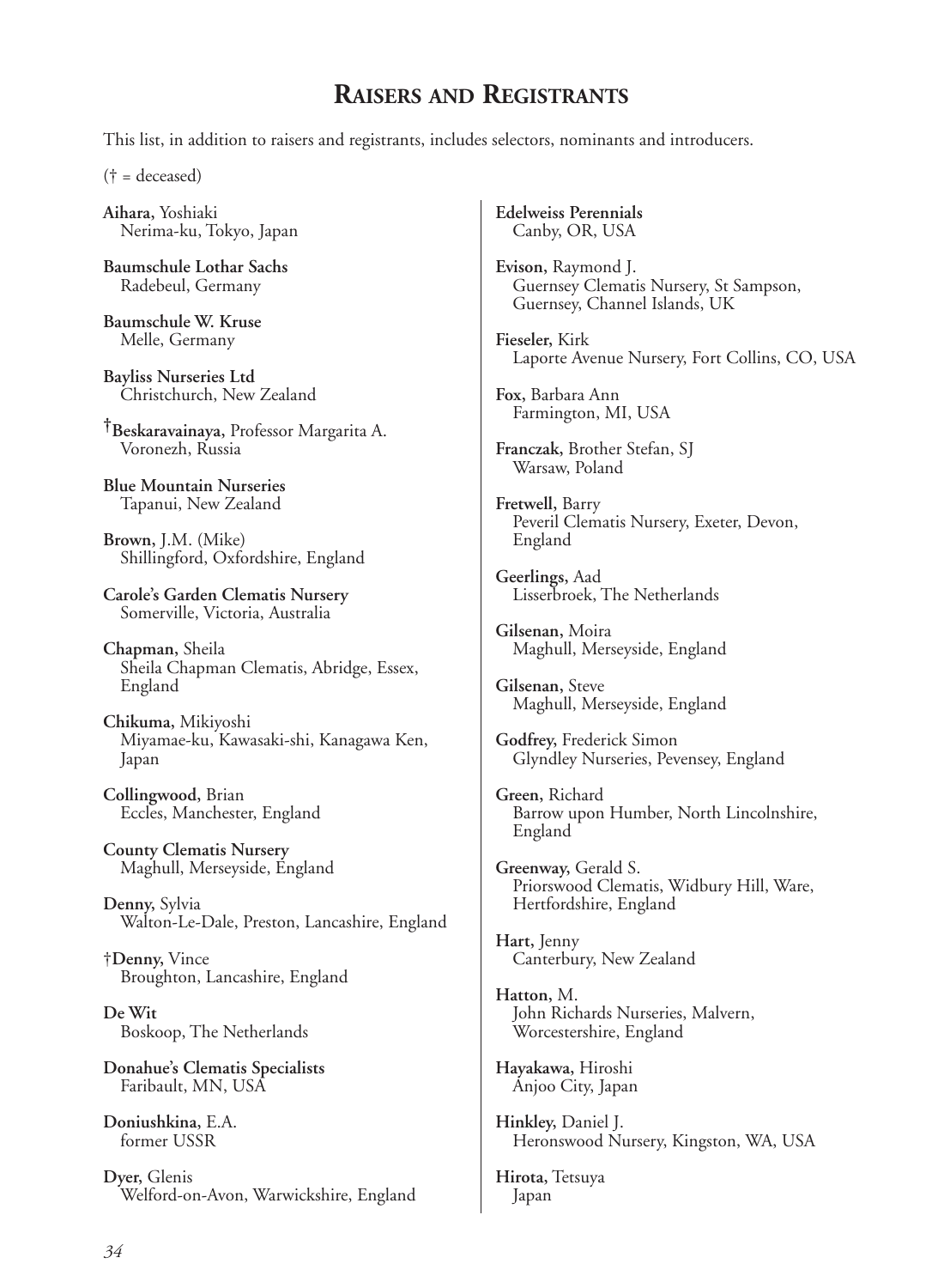# Raisers and Registrants

This list, in addition to raisers and registrants, includes selectors, nominants and introducers.

(† = deceased)

**Aihara,** Yoshiaki
Nerima-ku, Tokyo, Japan

**Baumschule Lothar Sachs**
Radebeul, Germany

**Baumschule W. Kruse**
Melle, Germany

**Bayliss Nurseries Ltd**
Christchurch, New Zealand

†**Beskaravainaya,** Professor Margarita A.
Voronezh, Russia

**Blue Mountain Nurseries**
Tapanui, New Zealand

**Brown,** J.M. (Mike)
Shillingford, Oxfordshire, England

**Carole's Garden Clematis Nursery**
Somerville, Victoria, Australia

**Chapman,** Sheila
Sheila Chapman Clematis, Abridge, Essex, England

**Chikuma,** Mikiyoshi
Miyamae-ku, Kawasaki-shi, Kanagawa Ken, Japan

**Collingwood,** Brian
Eccles, Manchester, England

**County Clematis Nursery**
Maghull, Merseyside, England

**Denny,** Sylvia
Walton-Le-Dale, Preston, Lancashire, England

†**Denny,** Vince
Broughton, Lancashire, England

**De Wit**
Boskoop, The Netherlands

**Donahue's Clematis Specialists**
Faribault, MN, USA

**Doniushkina,** E.A.
former USSR

**Dyer,** Glenis
Welford-on-Avon, Warwickshire, England

**Edelweiss Perennials**
Canby, OR, USA

**Evison,** Raymond J.
Guernsey Clematis Nursery, St Sampson, Guernsey, Channel Islands, UK

**Fieseler,** Kirk
Laporte Avenue Nursery, Fort Collins, CO, USA

**Fox,** Barbara Ann
Farmington, MI, USA

**Franczak,** Brother Stefan, SJ
Warsaw, Poland

**Fretwell,** Barry
Peveril Clematis Nursery, Exeter, Devon, England

**Geerlings,** Aad
Lisserbroek, The Netherlands

**Gilsenan,** Moira
Maghull, Merseyside, England

**Gilsenan,** Steve
Maghull, Merseyside, England

**Godfrey,** Frederick Simon
Glyndley Nurseries, Pevensey, England

**Green,** Richard
Barrow upon Humber, North Lincolnshire, England

**Greenway,** Gerald S.
Priorswood Clematis, Widbury Hill, Ware, Hertfordshire, England

**Hart,** Jenny
Canterbury, New Zealand

**Hatton,** M.
John Richards Nurseries, Malvern, Worcestershire, England

**Hayakawa,** Hiroshi
Anjoo City, Japan

**Hinkley,** Daniel J.
Heronswood Nursery, Kingston, WA, USA

**Hirota,** Tetsuya
Japan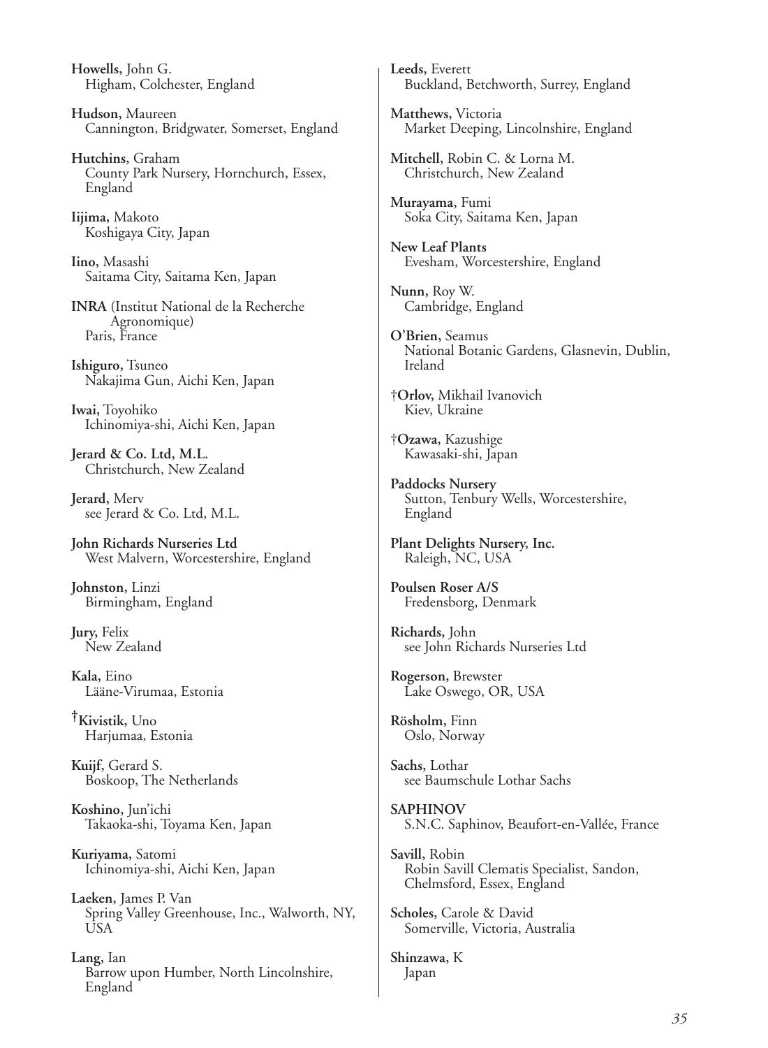**Howells,** John G.
Higham, Colchester, England

**Hudson,** Maureen
Cannington, Bridgwater, Somerset, England

**Hutchins,** Graham
County Park Nursery, Hornchurch, Essex, England

**Iijima,** Makoto
Koshigaya City, Japan

**Iino,** Masashi
Saitama City, Saitama Ken, Japan

**INRA** (Institut National de la Recherche Agronomique)
Paris, France

**Ishiguro,** Tsuneo
Nakajima Gun, Aichi Ken, Japan

**Iwai,** Toyohiko
Ichinomiya-shi, Aichi Ken, Japan

**Jerard & Co. Ltd, M.L.**
Christchurch, New Zealand

**Jerard,** Merv
see Jerard & Co. Ltd, M.L.

**John Richards Nurseries Ltd**
West Malvern, Worcestershire, England

**Johnston,** Linzi
Birmingham, England

**Jury,** Felix
New Zealand

**Kala,** Eino
Lääne-Virumaa, Estonia

†**Kivistik,** Uno
Harjumaa, Estonia

**Kuijf,** Gerard S.
Boskoop, The Netherlands

**Koshino,** Jun'ichi
Takaoka-shi, Toyama Ken, Japan

**Kuriyama,** Satomi
Ichinomiya-shi, Aichi Ken, Japan

**Laeken,** James P. Van
Spring Valley Greenhouse, Inc., Walworth, NY, USA

**Lang,** Ian
Barrow upon Humber, North Lincolnshire, England

**Leeds,** Everett
Buckland, Betchworth, Surrey, England

**Matthews,** Victoria
Market Deeping, Lincolnshire, England

**Mitchell,** Robin C. & Lorna M.
Christchurch, New Zealand

**Murayama,** Fumi
Soka City, Saitama Ken, Japan

**New Leaf Plants**
Evesham, Worcestershire, England

**Nunn,** Roy W.
Cambridge, England

**O'Brien,** Seamus
National Botanic Gardens, Glasnevin, Dublin, Ireland

†**Orlov,** Mikhail Ivanovich
Kiev, Ukraine

†**Ozawa,** Kazushige
Kawasaki-shi, Japan

**Paddocks Nursery**
Sutton, Tenbury Wells, Worcestershire, England

**Plant Delights Nursery, Inc.**
Raleigh, NC, USA

**Poulsen Roser A/S**
Fredensborg, Denmark

**Richards,** John
see John Richards Nurseries Ltd

**Rogerson,** Brewster
Lake Oswego, OR, USA

**Rösholm,** Finn
Oslo, Norway

**Sachs,** Lothar
see Baumschule Lothar Sachs

**SAPHINOV**
S.N.C. Saphinov, Beaufort-en-Vallée, France

**Savill,** Robin
Robin Savill Clematis Specialist, Sandon, Chelmsford, Essex, England

**Scholes,** Carole & David
Somerville, Victoria, Australia

**Shinzawa,** K
Japan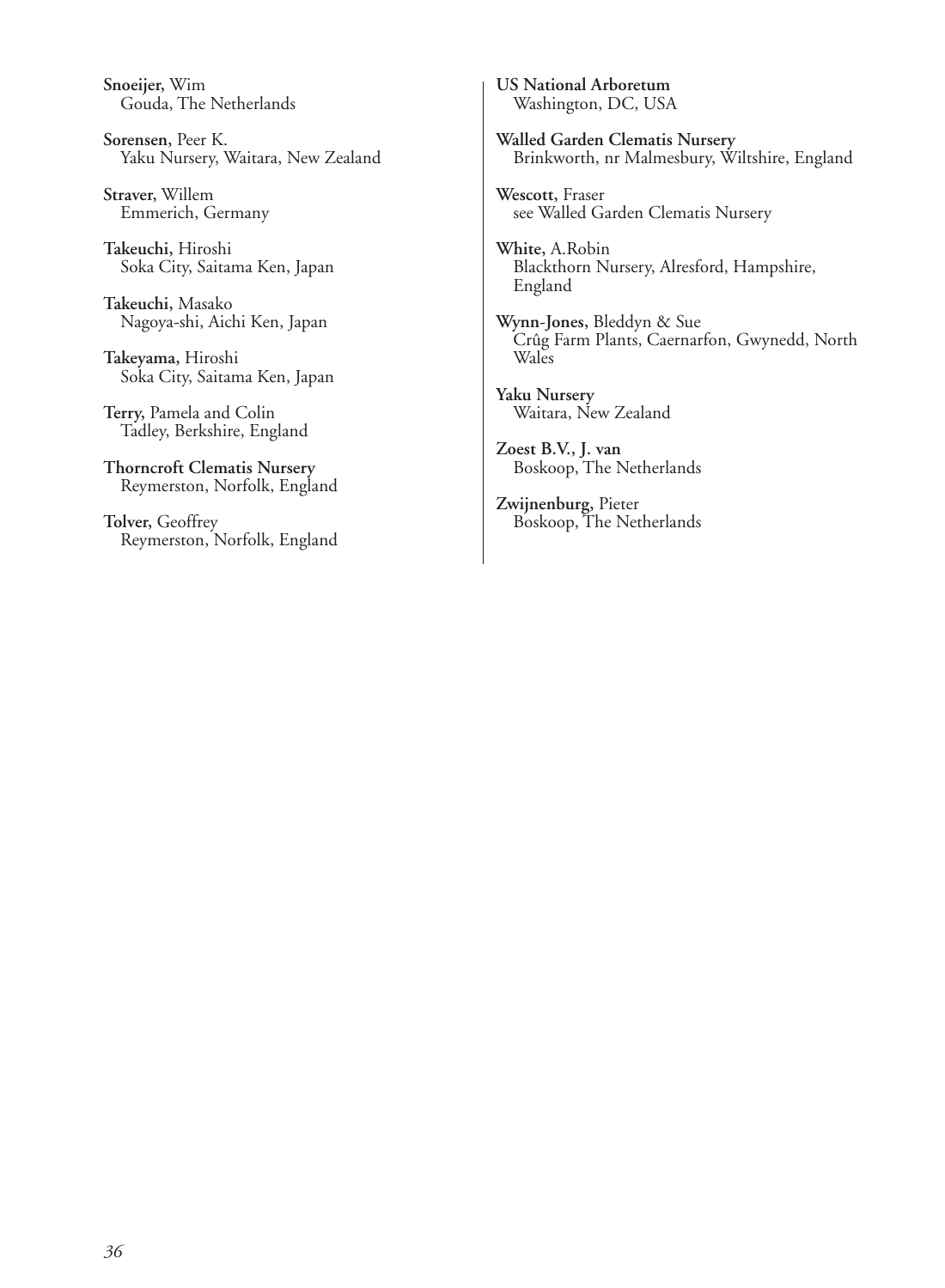**Snoeijer,** Wim
Gouda, The Netherlands

**Sorensen,** Peer K.
Yaku Nursery, Waitara, New Zealand

**Straver,** Willem
Emmerich, Germany

**Takeuchi,** Hiroshi
Soka City, Saitama Ken, Japan

**Takeuchi,** Masako
Nagoya-shi, Aichi Ken, Japan

**Takeyama,** Hiroshi
Soka City, Saitama Ken, Japan

**Terry,** Pamela and Colin
Tadley, Berkshire, England

**Thorncroft Clematis Nursery**
Reymerston, Norfolk, England

**Tolver,** Geoffrey
Reymerston, Norfolk, England

**US National Arboretum**
Washington, DC, USA

**Walled Garden Clematis Nursery**
Brinkworth, nr Malmesbury, Wiltshire, England

**Wescott,** Fraser
see Walled Garden Clematis Nursery

**White,** A.Robin
Blackthorn Nursery, Alresford, Hampshire, England

**Wynn-Jones,** Bleddyn & Sue
Crûg Farm Plants, Caernarfon, Gwynedd, North Wales

**Yaku Nursery**
Waitara, New Zealand

**Zoest B.V., J. van**
Boskoop, The Netherlands

**Zwijnenburg,** Pieter
Boskoop, The Netherlands